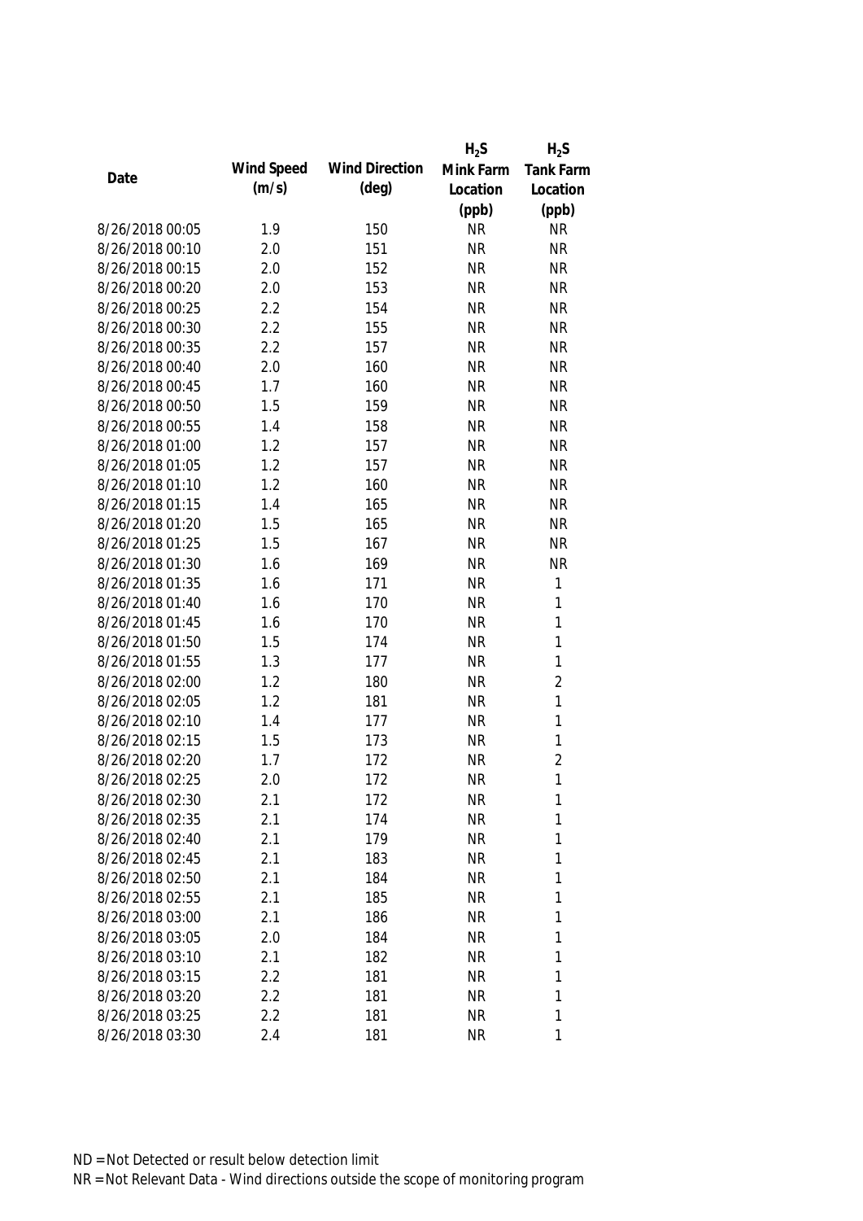| Date | Wind Speed (m/s) | Wind Direction (deg) | $H_2S$ Mink Farm Location (ppb) | $H_2S$ Tank Farm Location (ppb) |
|---|---|---|---|---|
| 8/26/2018 00:05 | 1.9 | 150 | NR | NR |
| 8/26/2018 00:10 | 2.0 | 151 | NR | NR |
| 8/26/2018 00:15 | 2.0 | 152 | NR | NR |
| 8/26/2018 00:20 | 2.0 | 153 | NR | NR |
| 8/26/2018 00:25 | 2.2 | 154 | NR | NR |
| 8/26/2018 00:30 | 2.2 | 155 | NR | NR |
| 8/26/2018 00:35 | 2.2 | 157 | NR | NR |
| 8/26/2018 00:40 | 2.0 | 160 | NR | NR |
| 8/26/2018 00:45 | 1.7 | 160 | NR | NR |
| 8/26/2018 00:50 | 1.5 | 159 | NR | NR |
| 8/26/2018 00:55 | 1.4 | 158 | NR | NR |
| 8/26/2018 01:00 | 1.2 | 157 | NR | NR |
| 8/26/2018 01:05 | 1.2 | 157 | NR | NR |
| 8/26/2018 01:10 | 1.2 | 160 | NR | NR |
| 8/26/2018 01:15 | 1.4 | 165 | NR | NR |
| 8/26/2018 01:20 | 1.5 | 165 | NR | NR |
| 8/26/2018 01:25 | 1.5 | 167 | NR | NR |
| 8/26/2018 01:30 | 1.6 | 169 | NR | NR |
| 8/26/2018 01:35 | 1.6 | 171 | NR | 1 |
| 8/26/2018 01:40 | 1.6 | 170 | NR | 1 |
| 8/26/2018 01:45 | 1.6 | 170 | NR | 1 |
| 8/26/2018 01:50 | 1.5 | 174 | NR | 1 |
| 8/26/2018 01:55 | 1.3 | 177 | NR | 1 |
| 8/26/2018 02:00 | 1.2 | 180 | NR | 2 |
| 8/26/2018 02:05 | 1.2 | 181 | NR | 1 |
| 8/26/2018 02:10 | 1.4 | 177 | NR | 1 |
| 8/26/2018 02:15 | 1.5 | 173 | NR | 1 |
| 8/26/2018 02:20 | 1.7 | 172 | NR | 2 |
| 8/26/2018 02:25 | 2.0 | 172 | NR | 1 |
| 8/26/2018 02:30 | 2.1 | 172 | NR | 1 |
| 8/26/2018 02:35 | 2.1 | 174 | NR | 1 |
| 8/26/2018 02:40 | 2.1 | 179 | NR | 1 |
| 8/26/2018 02:45 | 2.1 | 183 | NR | 1 |
| 8/26/2018 02:50 | 2.1 | 184 | NR | 1 |
| 8/26/2018 02:55 | 2.1 | 185 | NR | 1 |
| 8/26/2018 03:00 | 2.1 | 186 | NR | 1 |
| 8/26/2018 03:05 | 2.0 | 184 | NR | 1 |
| 8/26/2018 03:10 | 2.1 | 182 | NR | 1 |
| 8/26/2018 03:15 | 2.2 | 181 | NR | 1 |
| 8/26/2018 03:20 | 2.2 | 181 | NR | 1 |
| 8/26/2018 03:25 | 2.2 | 181 | NR | 1 |
| 8/26/2018 03:30 | 2.4 | 181 | NR | 1 |

ND = Not Detected or result below detection limit

NR = Not Relevant Data - Wind directions outside the scope of monitoring program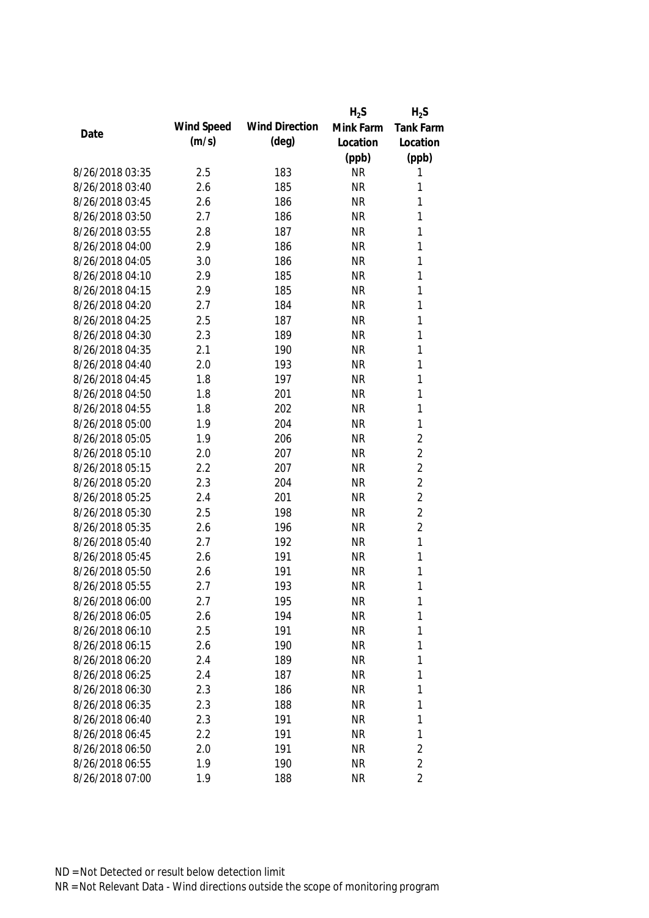| Date | Wind Speed (m/s) | Wind Direction (deg) | $H_2S$ Mink Farm Location (ppb) | $H_2S$ Tank Farm Location (ppb) |
|---|---|---|---|---|
| 8/26/2018 03:35 | 2.5 | 183 | NR | 1 |
| 8/26/2018 03:40 | 2.6 | 185 | NR | 1 |
| 8/26/2018 03:45 | 2.6 | 186 | NR | 1 |
| 8/26/2018 03:50 | 2.7 | 186 | NR | 1 |
| 8/26/2018 03:55 | 2.8 | 187 | NR | 1 |
| 8/26/2018 04:00 | 2.9 | 186 | NR | 1 |
| 8/26/2018 04:05 | 3.0 | 186 | NR | 1 |
| 8/26/2018 04:10 | 2.9 | 185 | NR | 1 |
| 8/26/2018 04:15 | 2.9 | 185 | NR | 1 |
| 8/26/2018 04:20 | 2.7 | 184 | NR | 1 |
| 8/26/2018 04:25 | 2.5 | 187 | NR | 1 |
| 8/26/2018 04:30 | 2.3 | 189 | NR | 1 |
| 8/26/2018 04:35 | 2.1 | 190 | NR | 1 |
| 8/26/2018 04:40 | 2.0 | 193 | NR | 1 |
| 8/26/2018 04:45 | 1.8 | 197 | NR | 1 |
| 8/26/2018 04:50 | 1.8 | 201 | NR | 1 |
| 8/26/2018 04:55 | 1.8 | 202 | NR | 1 |
| 8/26/2018 05:00 | 1.9 | 204 | NR | 1 |
| 8/26/2018 05:05 | 1.9 | 206 | NR | 2 |
| 8/26/2018 05:10 | 2.0 | 207 | NR | 2 |
| 8/26/2018 05:15 | 2.2 | 207 | NR | 2 |
| 8/26/2018 05:20 | 2.3 | 204 | NR | 2 |
| 8/26/2018 05:25 | 2.4 | 201 | NR | 2 |
| 8/26/2018 05:30 | 2.5 | 198 | NR | 2 |
| 8/26/2018 05:35 | 2.6 | 196 | NR | 2 |
| 8/26/2018 05:40 | 2.7 | 192 | NR | 1 |
| 8/26/2018 05:45 | 2.6 | 191 | NR | 1 |
| 8/26/2018 05:50 | 2.6 | 191 | NR | 1 |
| 8/26/2018 05:55 | 2.7 | 193 | NR | 1 |
| 8/26/2018 06:00 | 2.7 | 195 | NR | 1 |
| 8/26/2018 06:05 | 2.6 | 194 | NR | 1 |
| 8/26/2018 06:10 | 2.5 | 191 | NR | 1 |
| 8/26/2018 06:15 | 2.6 | 190 | NR | 1 |
| 8/26/2018 06:20 | 2.4 | 189 | NR | 1 |
| 8/26/2018 06:25 | 2.4 | 187 | NR | 1 |
| 8/26/2018 06:30 | 2.3 | 186 | NR | 1 |
| 8/26/2018 06:35 | 2.3 | 188 | NR | 1 |
| 8/26/2018 06:40 | 2.3 | 191 | NR | 1 |
| 8/26/2018 06:45 | 2.2 | 191 | NR | 1 |
| 8/26/2018 06:50 | 2.0 | 191 | NR | 2 |
| 8/26/2018 06:55 | 1.9 | 190 | NR | 2 |
| 8/26/2018 07:00 | 1.9 | 188 | NR | 2 |

ND = Not Detected or result below detection limit
NR = Not Relevant Data - Wind directions outside the scope of monitoring program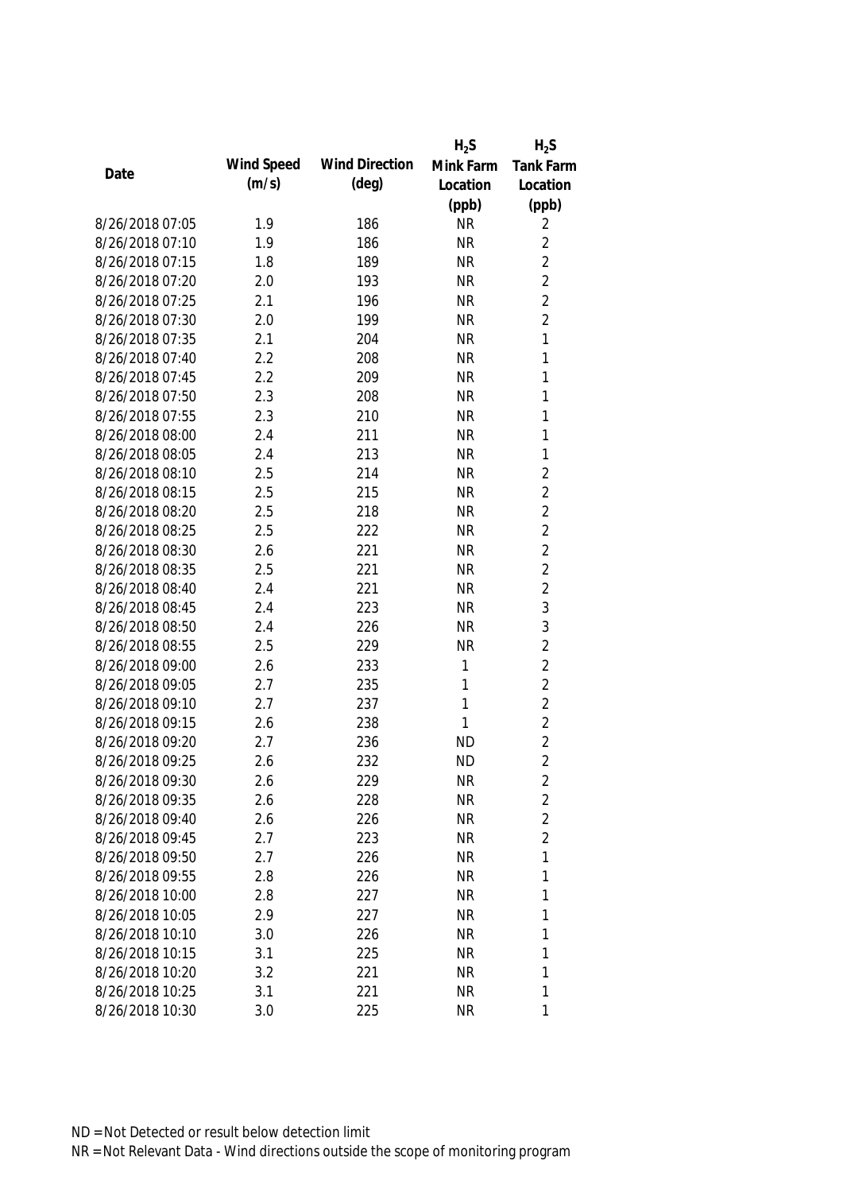| Date | Wind Speed (m/s) | Wind Direction (deg) | $H_2S$ Mink Farm Location (ppb) | $H_2S$ Tank Farm Location (ppb) |
|---|---|---|---|---|
| 8/26/2018 07:05 | 1.9 | 186 | NR | 2 |
| 8/26/2018 07:10 | 1.9 | 186 | NR | 2 |
| 8/26/2018 07:15 | 1.8 | 189 | NR | 2 |
| 8/26/2018 07:20 | 2.0 | 193 | NR | 2 |
| 8/26/2018 07:25 | 2.1 | 196 | NR | 2 |
| 8/26/2018 07:30 | 2.0 | 199 | NR | 2 |
| 8/26/2018 07:35 | 2.1 | 204 | NR | 1 |
| 8/26/2018 07:40 | 2.2 | 208 | NR | 1 |
| 8/26/2018 07:45 | 2.2 | 209 | NR | 1 |
| 8/26/2018 07:50 | 2.3 | 208 | NR | 1 |
| 8/26/2018 07:55 | 2.3 | 210 | NR | 1 |
| 8/26/2018 08:00 | 2.4 | 211 | NR | 1 |
| 8/26/2018 08:05 | 2.4 | 213 | NR | 1 |
| 8/26/2018 08:10 | 2.5 | 214 | NR | 2 |
| 8/26/2018 08:15 | 2.5 | 215 | NR | 2 |
| 8/26/2018 08:20 | 2.5 | 218 | NR | 2 |
| 8/26/2018 08:25 | 2.5 | 222 | NR | 2 |
| 8/26/2018 08:30 | 2.6 | 221 | NR | 2 |
| 8/26/2018 08:35 | 2.5 | 221 | NR | 2 |
| 8/26/2018 08:40 | 2.4 | 221 | NR | 2 |
| 8/26/2018 08:45 | 2.4 | 223 | NR | 3 |
| 8/26/2018 08:50 | 2.4 | 226 | NR | 3 |
| 8/26/2018 08:55 | 2.5 | 229 | NR | 2 |
| 8/26/2018 09:00 | 2.6 | 233 | 1 | 2 |
| 8/26/2018 09:05 | 2.7 | 235 | 1 | 2 |
| 8/26/2018 09:10 | 2.7 | 237 | 1 | 2 |
| 8/26/2018 09:15 | 2.6 | 238 | 1 | 2 |
| 8/26/2018 09:20 | 2.7 | 236 | ND | 2 |
| 8/26/2018 09:25 | 2.6 | 232 | ND | 2 |
| 8/26/2018 09:30 | 2.6 | 229 | NR | 2 |
| 8/26/2018 09:35 | 2.6 | 228 | NR | 2 |
| 8/26/2018 09:40 | 2.6 | 226 | NR | 2 |
| 8/26/2018 09:45 | 2.7 | 223 | NR | 2 |
| 8/26/2018 09:50 | 2.7 | 226 | NR | 1 |
| 8/26/2018 09:55 | 2.8 | 226 | NR | 1 |
| 8/26/2018 10:00 | 2.8 | 227 | NR | 1 |
| 8/26/2018 10:05 | 2.9 | 227 | NR | 1 |
| 8/26/2018 10:10 | 3.0 | 226 | NR | 1 |
| 8/26/2018 10:15 | 3.1 | 225 | NR | 1 |
| 8/26/2018 10:20 | 3.2 | 221 | NR | 1 |
| 8/26/2018 10:25 | 3.1 | 221 | NR | 1 |
| 8/26/2018 10:30 | 3.0 | 225 | NR | 1 |

ND = Not Detected or result below detection limit

NR = Not Relevant Data - Wind directions outside the scope of monitoring program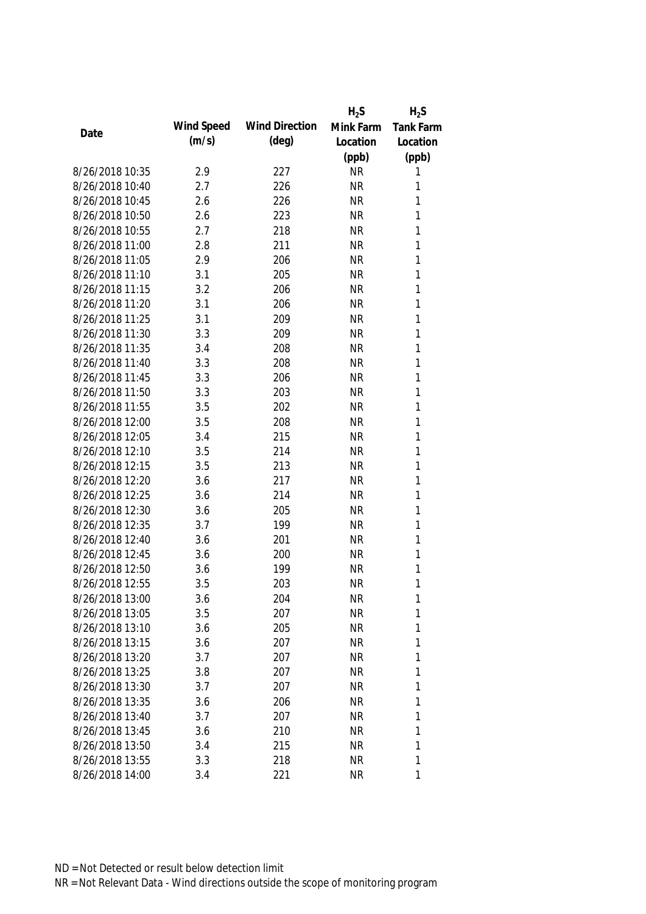| Date | Wind Speed (m/s) | Wind Direction (deg) | $H_2S$ Mink Farm Location (ppb) | $H_2S$ Tank Farm Location (ppb) |
| --- | --- | --- | --- | --- |
| 8/26/2018 10:35 | 2.9 | 227 | NR | 1 |
| 8/26/2018 10:40 | 2.7 | 226 | NR | 1 |
| 8/26/2018 10:45 | 2.6 | 226 | NR | 1 |
| 8/26/2018 10:50 | 2.6 | 223 | NR | 1 |
| 8/26/2018 10:55 | 2.7 | 218 | NR | 1 |
| 8/26/2018 11:00 | 2.8 | 211 | NR | 1 |
| 8/26/2018 11:05 | 2.9 | 206 | NR | 1 |
| 8/26/2018 11:10 | 3.1 | 205 | NR | 1 |
| 8/26/2018 11:15 | 3.2 | 206 | NR | 1 |
| 8/26/2018 11:20 | 3.1 | 206 | NR | 1 |
| 8/26/2018 11:25 | 3.1 | 209 | NR | 1 |
| 8/26/2018 11:30 | 3.3 | 209 | NR | 1 |
| 8/26/2018 11:35 | 3.4 | 208 | NR | 1 |
| 8/26/2018 11:40 | 3.3 | 208 | NR | 1 |
| 8/26/2018 11:45 | 3.3 | 206 | NR | 1 |
| 8/26/2018 11:50 | 3.3 | 203 | NR | 1 |
| 8/26/2018 11:55 | 3.5 | 202 | NR | 1 |
| 8/26/2018 12:00 | 3.5 | 208 | NR | 1 |
| 8/26/2018 12:05 | 3.4 | 215 | NR | 1 |
| 8/26/2018 12:10 | 3.5 | 214 | NR | 1 |
| 8/26/2018 12:15 | 3.5 | 213 | NR | 1 |
| 8/26/2018 12:20 | 3.6 | 217 | NR | 1 |
| 8/26/2018 12:25 | 3.6 | 214 | NR | 1 |
| 8/26/2018 12:30 | 3.6 | 205 | NR | 1 |
| 8/26/2018 12:35 | 3.7 | 199 | NR | 1 |
| 8/26/2018 12:40 | 3.6 | 201 | NR | 1 |
| 8/26/2018 12:45 | 3.6 | 200 | NR | 1 |
| 8/26/2018 12:50 | 3.6 | 199 | NR | 1 |
| 8/26/2018 12:55 | 3.5 | 203 | NR | 1 |
| 8/26/2018 13:00 | 3.6 | 204 | NR | 1 |
| 8/26/2018 13:05 | 3.5 | 207 | NR | 1 |
| 8/26/2018 13:10 | 3.6 | 205 | NR | 1 |
| 8/26/2018 13:15 | 3.6 | 207 | NR | 1 |
| 8/26/2018 13:20 | 3.7 | 207 | NR | 1 |
| 8/26/2018 13:25 | 3.8 | 207 | NR | 1 |
| 8/26/2018 13:30 | 3.7 | 207 | NR | 1 |
| 8/26/2018 13:35 | 3.6 | 206 | NR | 1 |
| 8/26/2018 13:40 | 3.7 | 207 | NR | 1 |
| 8/26/2018 13:45 | 3.6 | 210 | NR | 1 |
| 8/26/2018 13:50 | 3.4 | 215 | NR | 1 |
| 8/26/2018 13:55 | 3.3 | 218 | NR | 1 |
| 8/26/2018 14:00 | 3.4 | 221 | NR | 1 |

ND = Not Detected or result below detection limit

NR = Not Relevant Data - Wind directions outside the scope of monitoring program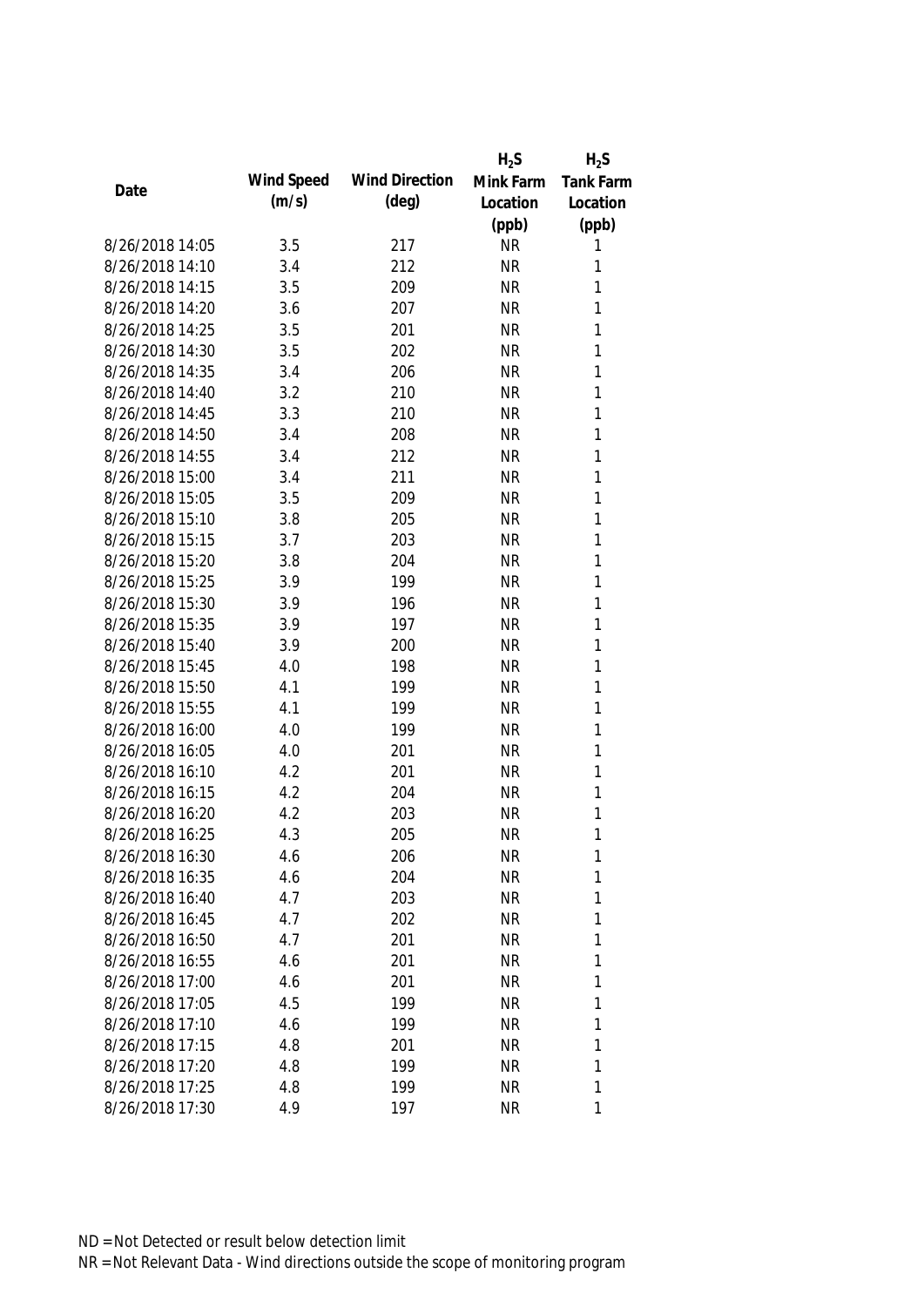| Date | Wind Speed (m/s) | Wind Direction (deg) | $H_2S$ Mink Farm Location (ppb) | $H_2S$ Tank Farm Location (ppb) |
|---|---|---|---|---|
| 8/26/2018 14:05 | 3.5 | 217 | NR | 1 |
| 8/26/2018 14:10 | 3.4 | 212 | NR | 1 |
| 8/26/2018 14:15 | 3.5 | 209 | NR | 1 |
| 8/26/2018 14:20 | 3.6 | 207 | NR | 1 |
| 8/26/2018 14:25 | 3.5 | 201 | NR | 1 |
| 8/26/2018 14:30 | 3.5 | 202 | NR | 1 |
| 8/26/2018 14:35 | 3.4 | 206 | NR | 1 |
| 8/26/2018 14:40 | 3.2 | 210 | NR | 1 |
| 8/26/2018 14:45 | 3.3 | 210 | NR | 1 |
| 8/26/2018 14:50 | 3.4 | 208 | NR | 1 |
| 8/26/2018 14:55 | 3.4 | 212 | NR | 1 |
| 8/26/2018 15:00 | 3.4 | 211 | NR | 1 |
| 8/26/2018 15:05 | 3.5 | 209 | NR | 1 |
| 8/26/2018 15:10 | 3.8 | 205 | NR | 1 |
| 8/26/2018 15:15 | 3.7 | 203 | NR | 1 |
| 8/26/2018 15:20 | 3.8 | 204 | NR | 1 |
| 8/26/2018 15:25 | 3.9 | 199 | NR | 1 |
| 8/26/2018 15:30 | 3.9 | 196 | NR | 1 |
| 8/26/2018 15:35 | 3.9 | 197 | NR | 1 |
| 8/26/2018 15:40 | 3.9 | 200 | NR | 1 |
| 8/26/2018 15:45 | 4.0 | 198 | NR | 1 |
| 8/26/2018 15:50 | 4.1 | 199 | NR | 1 |
| 8/26/2018 15:55 | 4.1 | 199 | NR | 1 |
| 8/26/2018 16:00 | 4.0 | 199 | NR | 1 |
| 8/26/2018 16:05 | 4.0 | 201 | NR | 1 |
| 8/26/2018 16:10 | 4.2 | 201 | NR | 1 |
| 8/26/2018 16:15 | 4.2 | 204 | NR | 1 |
| 8/26/2018 16:20 | 4.2 | 203 | NR | 1 |
| 8/26/2018 16:25 | 4.3 | 205 | NR | 1 |
| 8/26/2018 16:30 | 4.6 | 206 | NR | 1 |
| 8/26/2018 16:35 | 4.6 | 204 | NR | 1 |
| 8/26/2018 16:40 | 4.7 | 203 | NR | 1 |
| 8/26/2018 16:45 | 4.7 | 202 | NR | 1 |
| 8/26/2018 16:50 | 4.7 | 201 | NR | 1 |
| 8/26/2018 16:55 | 4.6 | 201 | NR | 1 |
| 8/26/2018 17:00 | 4.6 | 201 | NR | 1 |
| 8/26/2018 17:05 | 4.5 | 199 | NR | 1 |
| 8/26/2018 17:10 | 4.6 | 199 | NR | 1 |
| 8/26/2018 17:15 | 4.8 | 201 | NR | 1 |
| 8/26/2018 17:20 | 4.8 | 199 | NR | 1 |
| 8/26/2018 17:25 | 4.8 | 199 | NR | 1 |
| 8/26/2018 17:30 | 4.9 | 197 | NR | 1 |

ND = Not Detected or result below detection limit

NR = Not Relevant Data - Wind directions outside the scope of monitoring program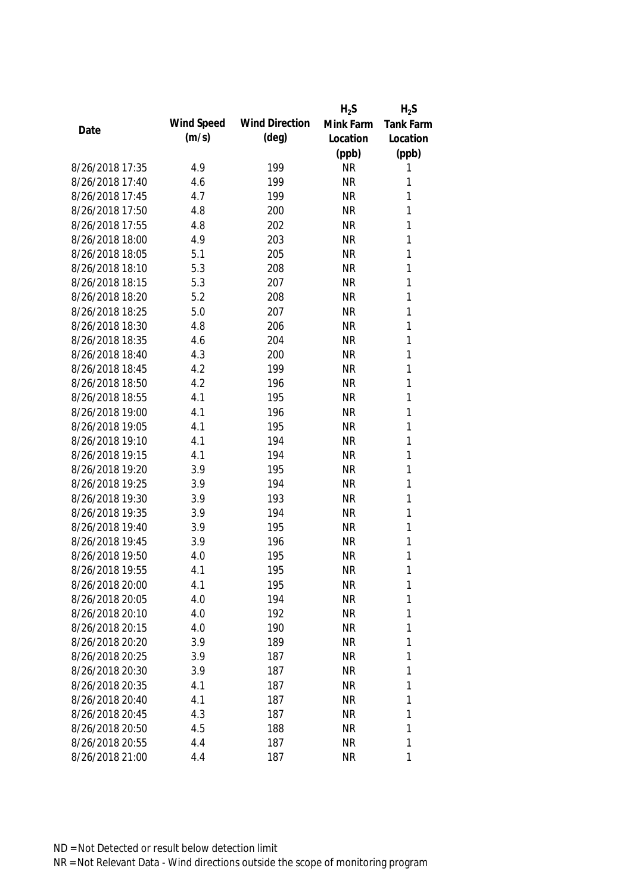| Date | Wind Speed (m/s) | Wind Direction (deg) | $H_2S$ Mink Farm Location (ppb) | $H_2S$ Tank Farm Location (ppb) |
|---|---|---|---|---|
| 8/26/2018 17:35 | 4.9 | 199 | NR | 1 |
| 8/26/2018 17:40 | 4.6 | 199 | NR | 1 |
| 8/26/2018 17:45 | 4.7 | 199 | NR | 1 |
| 8/26/2018 17:50 | 4.8 | 200 | NR | 1 |
| 8/26/2018 17:55 | 4.8 | 202 | NR | 1 |
| 8/26/2018 18:00 | 4.9 | 203 | NR | 1 |
| 8/26/2018 18:05 | 5.1 | 205 | NR | 1 |
| 8/26/2018 18:10 | 5.3 | 208 | NR | 1 |
| 8/26/2018 18:15 | 5.3 | 207 | NR | 1 |
| 8/26/2018 18:20 | 5.2 | 208 | NR | 1 |
| 8/26/2018 18:25 | 5.0 | 207 | NR | 1 |
| 8/26/2018 18:30 | 4.8 | 206 | NR | 1 |
| 8/26/2018 18:35 | 4.6 | 204 | NR | 1 |
| 8/26/2018 18:40 | 4.3 | 200 | NR | 1 |
| 8/26/2018 18:45 | 4.2 | 199 | NR | 1 |
| 8/26/2018 18:50 | 4.2 | 196 | NR | 1 |
| 8/26/2018 18:55 | 4.1 | 195 | NR | 1 |
| 8/26/2018 19:00 | 4.1 | 196 | NR | 1 |
| 8/26/2018 19:05 | 4.1 | 195 | NR | 1 |
| 8/26/2018 19:10 | 4.1 | 194 | NR | 1 |
| 8/26/2018 19:15 | 4.1 | 194 | NR | 1 |
| 8/26/2018 19:20 | 3.9 | 195 | NR | 1 |
| 8/26/2018 19:25 | 3.9 | 194 | NR | 1 |
| 8/26/2018 19:30 | 3.9 | 193 | NR | 1 |
| 8/26/2018 19:35 | 3.9 | 194 | NR | 1 |
| 8/26/2018 19:40 | 3.9 | 195 | NR | 1 |
| 8/26/2018 19:45 | 3.9 | 196 | NR | 1 |
| 8/26/2018 19:50 | 4.0 | 195 | NR | 1 |
| 8/26/2018 19:55 | 4.1 | 195 | NR | 1 |
| 8/26/2018 20:00 | 4.1 | 195 | NR | 1 |
| 8/26/2018 20:05 | 4.0 | 194 | NR | 1 |
| 8/26/2018 20:10 | 4.0 | 192 | NR | 1 |
| 8/26/2018 20:15 | 4.0 | 190 | NR | 1 |
| 8/26/2018 20:20 | 3.9 | 189 | NR | 1 |
| 8/26/2018 20:25 | 3.9 | 187 | NR | 1 |
| 8/26/2018 20:30 | 3.9 | 187 | NR | 1 |
| 8/26/2018 20:35 | 4.1 | 187 | NR | 1 |
| 8/26/2018 20:40 | 4.1 | 187 | NR | 1 |
| 8/26/2018 20:45 | 4.3 | 187 | NR | 1 |
| 8/26/2018 20:50 | 4.5 | 188 | NR | 1 |
| 8/26/2018 20:55 | 4.4 | 187 | NR | 1 |
| 8/26/2018 21:00 | 4.4 | 187 | NR | 1 |

ND = Not Detected or result below detection limit

NR = Not Relevant Data - Wind directions outside the scope of monitoring program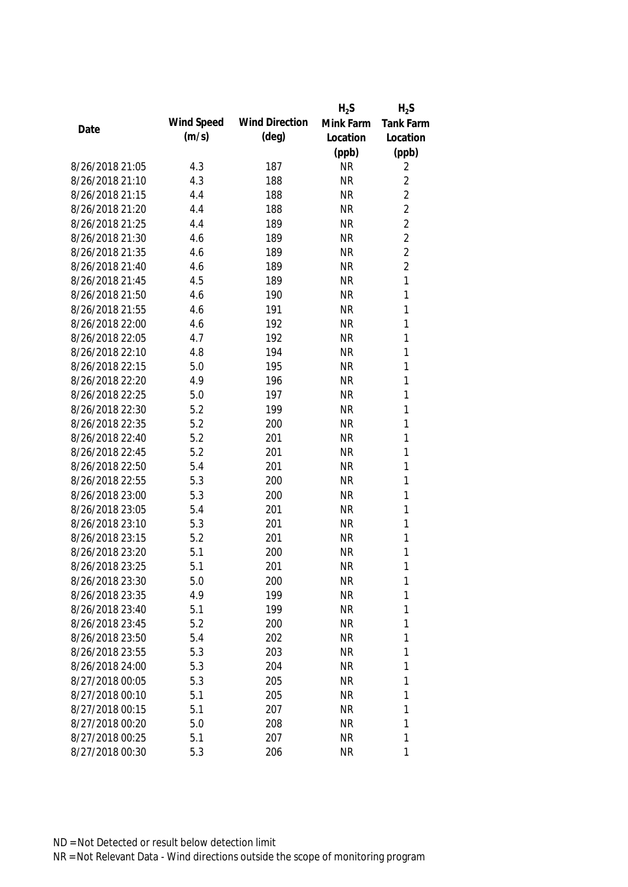| Date | Wind Speed (m/s) | Wind Direction (deg) | $H_2S$ Mink Farm Location (ppb) | $H_2S$ Tank Farm Location (ppb) |
|---|---|---|---|---|
| 8/26/2018 21:05 | 4.3 | 187 | NR | 2 |
| 8/26/2018 21:10 | 4.3 | 188 | NR | 2 |
| 8/26/2018 21:15 | 4.4 | 188 | NR | 2 |
| 8/26/2018 21:20 | 4.4 | 188 | NR | 2 |
| 8/26/2018 21:25 | 4.4 | 189 | NR | 2 |
| 8/26/2018 21:30 | 4.6 | 189 | NR | 2 |
| 8/26/2018 21:35 | 4.6 | 189 | NR | 2 |
| 8/26/2018 21:40 | 4.6 | 189 | NR | 2 |
| 8/26/2018 21:45 | 4.5 | 189 | NR | 1 |
| 8/26/2018 21:50 | 4.6 | 190 | NR | 1 |
| 8/26/2018 21:55 | 4.6 | 191 | NR | 1 |
| 8/26/2018 22:00 | 4.6 | 192 | NR | 1 |
| 8/26/2018 22:05 | 4.7 | 192 | NR | 1 |
| 8/26/2018 22:10 | 4.8 | 194 | NR | 1 |
| 8/26/2018 22:15 | 5.0 | 195 | NR | 1 |
| 8/26/2018 22:20 | 4.9 | 196 | NR | 1 |
| 8/26/2018 22:25 | 5.0 | 197 | NR | 1 |
| 8/26/2018 22:30 | 5.2 | 199 | NR | 1 |
| 8/26/2018 22:35 | 5.2 | 200 | NR | 1 |
| 8/26/2018 22:40 | 5.2 | 201 | NR | 1 |
| 8/26/2018 22:45 | 5.2 | 201 | NR | 1 |
| 8/26/2018 22:50 | 5.4 | 201 | NR | 1 |
| 8/26/2018 22:55 | 5.3 | 200 | NR | 1 |
| 8/26/2018 23:00 | 5.3 | 200 | NR | 1 |
| 8/26/2018 23:05 | 5.4 | 201 | NR | 1 |
| 8/26/2018 23:10 | 5.3 | 201 | NR | 1 |
| 8/26/2018 23:15 | 5.2 | 201 | NR | 1 |
| 8/26/2018 23:20 | 5.1 | 200 | NR | 1 |
| 8/26/2018 23:25 | 5.1 | 201 | NR | 1 |
| 8/26/2018 23:30 | 5.0 | 200 | NR | 1 |
| 8/26/2018 23:35 | 4.9 | 199 | NR | 1 |
| 8/26/2018 23:40 | 5.1 | 199 | NR | 1 |
| 8/26/2018 23:45 | 5.2 | 200 | NR | 1 |
| 8/26/2018 23:50 | 5.4 | 202 | NR | 1 |
| 8/26/2018 23:55 | 5.3 | 203 | NR | 1 |
| 8/26/2018 24:00 | 5.3 | 204 | NR | 1 |
| 8/27/2018 00:05 | 5.3 | 205 | NR | 1 |
| 8/27/2018 00:10 | 5.1 | 205 | NR | 1 |
| 8/27/2018 00:15 | 5.1 | 207 | NR | 1 |
| 8/27/2018 00:20 | 5.0 | 208 | NR | 1 |
| 8/27/2018 00:25 | 5.1 | 207 | NR | 1 |
| 8/27/2018 00:30 | 5.3 | 206 | NR | 1 |

ND = Not Detected or result below detection limit

NR = Not Relevant Data - Wind directions outside the scope of monitoring program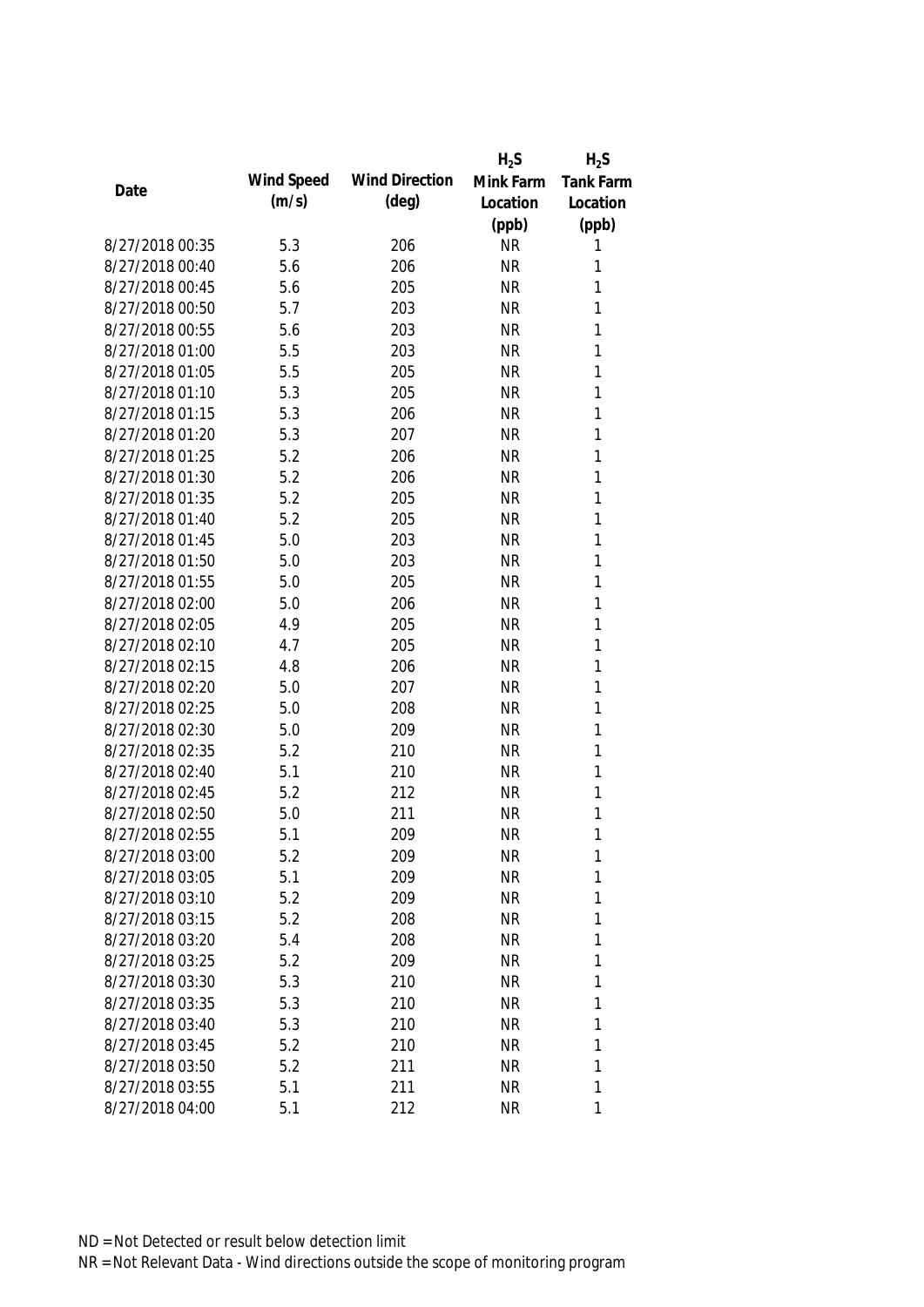| Date | Wind Speed (m/s) | Wind Direction (deg) | $H_2S$ Mink Farm Location (ppb) | $H_2S$ Tank Farm Location (ppb) |
|---|---|---|---|---|
| 8/27/2018 00:35 | 5.3 | 206 | NR | 1 |
| 8/27/2018 00:40 | 5.6 | 206 | NR | 1 |
| 8/27/2018 00:45 | 5.6 | 205 | NR | 1 |
| 8/27/2018 00:50 | 5.7 | 203 | NR | 1 |
| 8/27/2018 00:55 | 5.6 | 203 | NR | 1 |
| 8/27/2018 01:00 | 5.5 | 203 | NR | 1 |
| 8/27/2018 01:05 | 5.5 | 205 | NR | 1 |
| 8/27/2018 01:10 | 5.3 | 205 | NR | 1 |
| 8/27/2018 01:15 | 5.3 | 206 | NR | 1 |
| 8/27/2018 01:20 | 5.3 | 207 | NR | 1 |
| 8/27/2018 01:25 | 5.2 | 206 | NR | 1 |
| 8/27/2018 01:30 | 5.2 | 206 | NR | 1 |
| 8/27/2018 01:35 | 5.2 | 205 | NR | 1 |
| 8/27/2018 01:40 | 5.2 | 205 | NR | 1 |
| 8/27/2018 01:45 | 5.0 | 203 | NR | 1 |
| 8/27/2018 01:50 | 5.0 | 203 | NR | 1 |
| 8/27/2018 01:55 | 5.0 | 205 | NR | 1 |
| 8/27/2018 02:00 | 5.0 | 206 | NR | 1 |
| 8/27/2018 02:05 | 4.9 | 205 | NR | 1 |
| 8/27/2018 02:10 | 4.7 | 205 | NR | 1 |
| 8/27/2018 02:15 | 4.8 | 206 | NR | 1 |
| 8/27/2018 02:20 | 5.0 | 207 | NR | 1 |
| 8/27/2018 02:25 | 5.0 | 208 | NR | 1 |
| 8/27/2018 02:30 | 5.0 | 209 | NR | 1 |
| 8/27/2018 02:35 | 5.2 | 210 | NR | 1 |
| 8/27/2018 02:40 | 5.1 | 210 | NR | 1 |
| 8/27/2018 02:45 | 5.2 | 212 | NR | 1 |
| 8/27/2018 02:50 | 5.0 | 211 | NR | 1 |
| 8/27/2018 02:55 | 5.1 | 209 | NR | 1 |
| 8/27/2018 03:00 | 5.2 | 209 | NR | 1 |
| 8/27/2018 03:05 | 5.1 | 209 | NR | 1 |
| 8/27/2018 03:10 | 5.2 | 209 | NR | 1 |
| 8/27/2018 03:15 | 5.2 | 208 | NR | 1 |
| 8/27/2018 03:20 | 5.4 | 208 | NR | 1 |
| 8/27/2018 03:25 | 5.2 | 209 | NR | 1 |
| 8/27/2018 03:30 | 5.3 | 210 | NR | 1 |
| 8/27/2018 03:35 | 5.3 | 210 | NR | 1 |
| 8/27/2018 03:40 | 5.3 | 210 | NR | 1 |
| 8/27/2018 03:45 | 5.2 | 210 | NR | 1 |
| 8/27/2018 03:50 | 5.2 | 211 | NR | 1 |
| 8/27/2018 03:55 | 5.1 | 211 | NR | 1 |
| 8/27/2018 04:00 | 5.1 | 212 | NR | 1 |

ND = Not Detected or result below detection limit

NR = Not Relevant Data - Wind directions outside the scope of monitoring program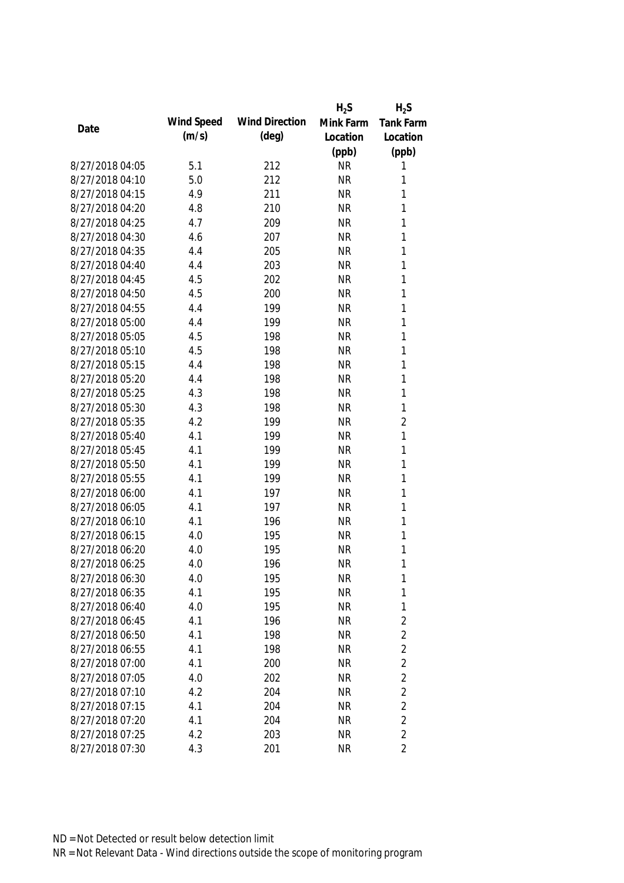| Date | Wind Speed (m/s) | Wind Direction (deg) | $H_2S$ Mink Farm Location (ppb) | $H_2S$ Tank Farm Location (ppb) |
|---|---|---|---|---|
| 8/27/2018 04:05 | 5.1 | 212 | NR | 1 |
| 8/27/2018 04:10 | 5.0 | 212 | NR | 1 |
| 8/27/2018 04:15 | 4.9 | 211 | NR | 1 |
| 8/27/2018 04:20 | 4.8 | 210 | NR | 1 |
| 8/27/2018 04:25 | 4.7 | 209 | NR | 1 |
| 8/27/2018 04:30 | 4.6 | 207 | NR | 1 |
| 8/27/2018 04:35 | 4.4 | 205 | NR | 1 |
| 8/27/2018 04:40 | 4.4 | 203 | NR | 1 |
| 8/27/2018 04:45 | 4.5 | 202 | NR | 1 |
| 8/27/2018 04:50 | 4.5 | 200 | NR | 1 |
| 8/27/2018 04:55 | 4.4 | 199 | NR | 1 |
| 8/27/2018 05:00 | 4.4 | 199 | NR | 1 |
| 8/27/2018 05:05 | 4.5 | 198 | NR | 1 |
| 8/27/2018 05:10 | 4.5 | 198 | NR | 1 |
| 8/27/2018 05:15 | 4.4 | 198 | NR | 1 |
| 8/27/2018 05:20 | 4.4 | 198 | NR | 1 |
| 8/27/2018 05:25 | 4.3 | 198 | NR | 1 |
| 8/27/2018 05:30 | 4.3 | 198 | NR | 1 |
| 8/27/2018 05:35 | 4.2 | 199 | NR | 2 |
| 8/27/2018 05:40 | 4.1 | 199 | NR | 1 |
| 8/27/2018 05:45 | 4.1 | 199 | NR | 1 |
| 8/27/2018 05:50 | 4.1 | 199 | NR | 1 |
| 8/27/2018 05:55 | 4.1 | 199 | NR | 1 |
| 8/27/2018 06:00 | 4.1 | 197 | NR | 1 |
| 8/27/2018 06:05 | 4.1 | 197 | NR | 1 |
| 8/27/2018 06:10 | 4.1 | 196 | NR | 1 |
| 8/27/2018 06:15 | 4.0 | 195 | NR | 1 |
| 8/27/2018 06:20 | 4.0 | 195 | NR | 1 |
| 8/27/2018 06:25 | 4.0 | 196 | NR | 1 |
| 8/27/2018 06:30 | 4.0 | 195 | NR | 1 |
| 8/27/2018 06:35 | 4.1 | 195 | NR | 1 |
| 8/27/2018 06:40 | 4.0 | 195 | NR | 1 |
| 8/27/2018 06:45 | 4.1 | 196 | NR | 2 |
| 8/27/2018 06:50 | 4.1 | 198 | NR | 2 |
| 8/27/2018 06:55 | 4.1 | 198 | NR | 2 |
| 8/27/2018 07:00 | 4.1 | 200 | NR | 2 |
| 8/27/2018 07:05 | 4.0 | 202 | NR | 2 |
| 8/27/2018 07:10 | 4.2 | 204 | NR | 2 |
| 8/27/2018 07:15 | 4.1 | 204 | NR | 2 |
| 8/27/2018 07:20 | 4.1 | 204 | NR | 2 |
| 8/27/2018 07:25 | 4.2 | 203 | NR | 2 |
| 8/27/2018 07:30 | 4.3 | 201 | NR | 2 |

ND = Not Detected or result below detection limit

NR = Not Relevant Data - Wind directions outside the scope of monitoring program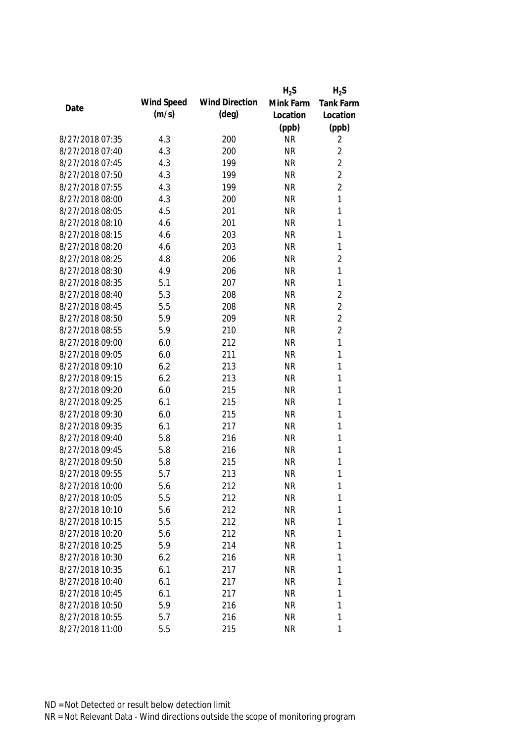| Date | Wind Speed (m/s) | Wind Direction (deg) | $H_2S$ Mink Farm Location (ppb) | $H_2S$ Tank Farm Location (ppb) |
|---|---|---|---|---|
| 8/27/2018 07:35 | 4.3 | 200 | NR | 2 |
| 8/27/2018 07:40 | 4.3 | 200 | NR | 2 |
| 8/27/2018 07:45 | 4.3 | 199 | NR | 2 |
| 8/27/2018 07:50 | 4.3 | 199 | NR | 2 |
| 8/27/2018 07:55 | 4.3 | 199 | NR | 2 |
| 8/27/2018 08:00 | 4.3 | 200 | NR | 1 |
| 8/27/2018 08:05 | 4.5 | 201 | NR | 1 |
| 8/27/2018 08:10 | 4.6 | 201 | NR | 1 |
| 8/27/2018 08:15 | 4.6 | 203 | NR | 1 |
| 8/27/2018 08:20 | 4.6 | 203 | NR | 1 |
| 8/27/2018 08:25 | 4.8 | 206 | NR | 2 |
| 8/27/2018 08:30 | 4.9 | 206 | NR | 1 |
| 8/27/2018 08:35 | 5.1 | 207 | NR | 1 |
| 8/27/2018 08:40 | 5.3 | 208 | NR | 2 |
| 8/27/2018 08:45 | 5.5 | 208 | NR | 2 |
| 8/27/2018 08:50 | 5.9 | 209 | NR | 2 |
| 8/27/2018 08:55 | 5.9 | 210 | NR | 2 |
| 8/27/2018 09:00 | 6.0 | 212 | NR | 1 |
| 8/27/2018 09:05 | 6.0 | 211 | NR | 1 |
| 8/27/2018 09:10 | 6.2 | 213 | NR | 1 |
| 8/27/2018 09:15 | 6.2 | 213 | NR | 1 |
| 8/27/2018 09:20 | 6.0 | 215 | NR | 1 |
| 8/27/2018 09:25 | 6.1 | 215 | NR | 1 |
| 8/27/2018 09:30 | 6.0 | 215 | NR | 1 |
| 8/27/2018 09:35 | 6.1 | 217 | NR | 1 |
| 8/27/2018 09:40 | 5.8 | 216 | NR | 1 |
| 8/27/2018 09:45 | 5.8 | 216 | NR | 1 |
| 8/27/2018 09:50 | 5.8 | 215 | NR | 1 |
| 8/27/2018 09:55 | 5.7 | 213 | NR | 1 |
| 8/27/2018 10:00 | 5.6 | 212 | NR | 1 |
| 8/27/2018 10:05 | 5.5 | 212 | NR | 1 |
| 8/27/2018 10:10 | 5.6 | 212 | NR | 1 |
| 8/27/2018 10:15 | 5.5 | 212 | NR | 1 |
| 8/27/2018 10:20 | 5.6 | 212 | NR | 1 |
| 8/27/2018 10:25 | 5.9 | 214 | NR | 1 |
| 8/27/2018 10:30 | 6.2 | 216 | NR | 1 |
| 8/27/2018 10:35 | 6.1 | 217 | NR | 1 |
| 8/27/2018 10:40 | 6.1 | 217 | NR | 1 |
| 8/27/2018 10:45 | 6.1 | 217 | NR | 1 |
| 8/27/2018 10:50 | 5.9 | 216 | NR | 1 |
| 8/27/2018 10:55 | 5.7 | 216 | NR | 1 |
| 8/27/2018 11:00 | 5.5 | 215 | NR | 1 |

ND = Not Detected or result below detection limit

NR = Not Relevant Data - Wind directions outside the scope of monitoring program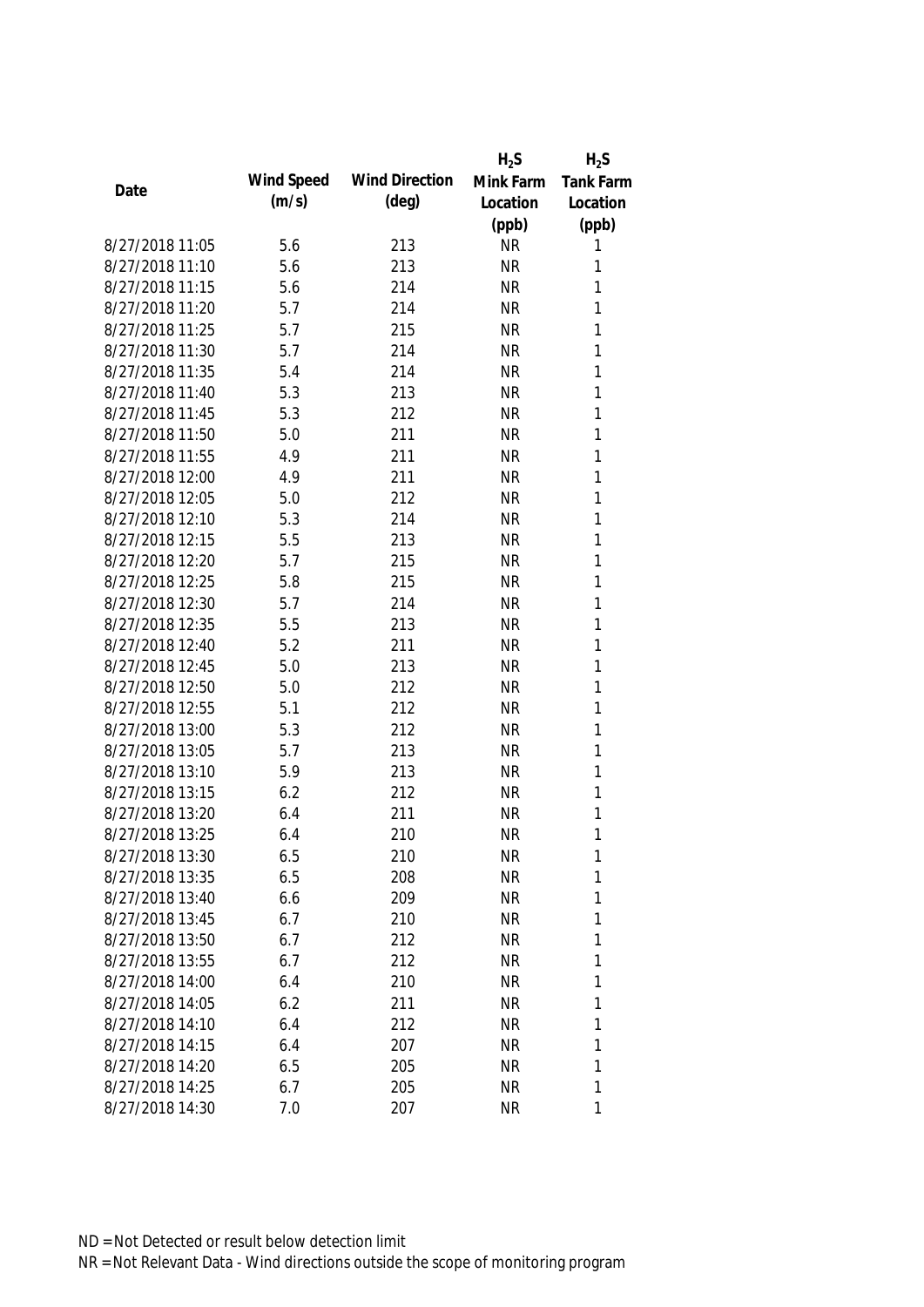| Date | Wind Speed (m/s) | Wind Direction (deg) | $H_2S$ Mink Farm Location (ppb) | $H_2S$ Tank Farm Location (ppb) |
|---|---|---|---|---|
| 8/27/2018 11:05 | 5.6 | 213 | NR | 1 |
| 8/27/2018 11:10 | 5.6 | 213 | NR | 1 |
| 8/27/2018 11:15 | 5.6 | 214 | NR | 1 |
| 8/27/2018 11:20 | 5.7 | 214 | NR | 1 |
| 8/27/2018 11:25 | 5.7 | 215 | NR | 1 |
| 8/27/2018 11:30 | 5.7 | 214 | NR | 1 |
| 8/27/2018 11:35 | 5.4 | 214 | NR | 1 |
| 8/27/2018 11:40 | 5.3 | 213 | NR | 1 |
| 8/27/2018 11:45 | 5.3 | 212 | NR | 1 |
| 8/27/2018 11:50 | 5.0 | 211 | NR | 1 |
| 8/27/2018 11:55 | 4.9 | 211 | NR | 1 |
| 8/27/2018 12:00 | 4.9 | 211 | NR | 1 |
| 8/27/2018 12:05 | 5.0 | 212 | NR | 1 |
| 8/27/2018 12:10 | 5.3 | 214 | NR | 1 |
| 8/27/2018 12:15 | 5.5 | 213 | NR | 1 |
| 8/27/2018 12:20 | 5.7 | 215 | NR | 1 |
| 8/27/2018 12:25 | 5.8 | 215 | NR | 1 |
| 8/27/2018 12:30 | 5.7 | 214 | NR | 1 |
| 8/27/2018 12:35 | 5.5 | 213 | NR | 1 |
| 8/27/2018 12:40 | 5.2 | 211 | NR | 1 |
| 8/27/2018 12:45 | 5.0 | 213 | NR | 1 |
| 8/27/2018 12:50 | 5.0 | 212 | NR | 1 |
| 8/27/2018 12:55 | 5.1 | 212 | NR | 1 |
| 8/27/2018 13:00 | 5.3 | 212 | NR | 1 |
| 8/27/2018 13:05 | 5.7 | 213 | NR | 1 |
| 8/27/2018 13:10 | 5.9 | 213 | NR | 1 |
| 8/27/2018 13:15 | 6.2 | 212 | NR | 1 |
| 8/27/2018 13:20 | 6.4 | 211 | NR | 1 |
| 8/27/2018 13:25 | 6.4 | 210 | NR | 1 |
| 8/27/2018 13:30 | 6.5 | 210 | NR | 1 |
| 8/27/2018 13:35 | 6.5 | 208 | NR | 1 |
| 8/27/2018 13:40 | 6.6 | 209 | NR | 1 |
| 8/27/2018 13:45 | 6.7 | 210 | NR | 1 |
| 8/27/2018 13:50 | 6.7 | 212 | NR | 1 |
| 8/27/2018 13:55 | 6.7 | 212 | NR | 1 |
| 8/27/2018 14:00 | 6.4 | 210 | NR | 1 |
| 8/27/2018 14:05 | 6.2 | 211 | NR | 1 |
| 8/27/2018 14:10 | 6.4 | 212 | NR | 1 |
| 8/27/2018 14:15 | 6.4 | 207 | NR | 1 |
| 8/27/2018 14:20 | 6.5 | 205 | NR | 1 |
| 8/27/2018 14:25 | 6.7 | 205 | NR | 1 |
| 8/27/2018 14:30 | 7.0 | 207 | NR | 1 |

ND = Not Detected or result below detection limit

NR = Not Relevant Data - Wind directions outside the scope of monitoring program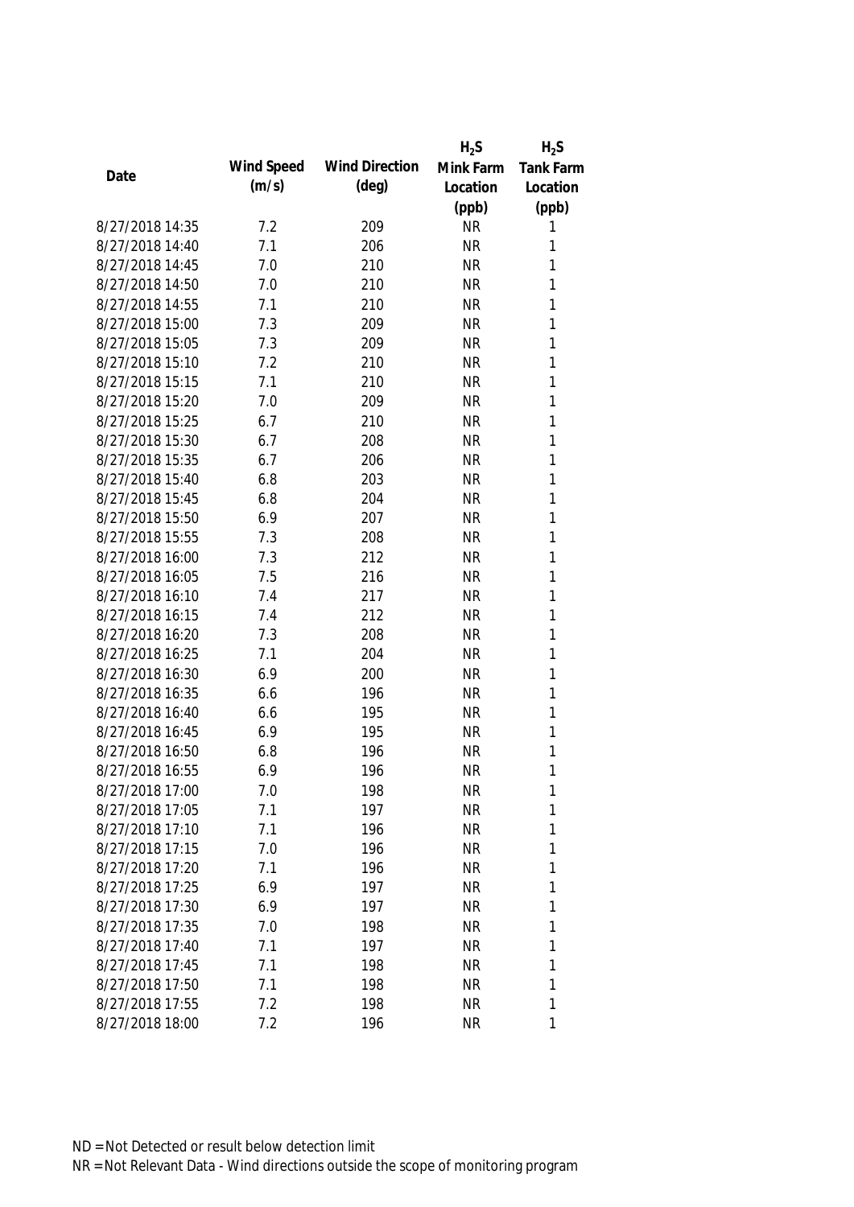| Date | Wind Speed (m/s) | Wind Direction (deg) | $H_2S$ Mink Farm Location (ppb) | $H_2S$ Tank Farm Location (ppb) |
|---|---|---|---|---|
| 8/27/2018 14:35 | 7.2 | 209 | NR | 1 |
| 8/27/2018 14:40 | 7.1 | 206 | NR | 1 |
| 8/27/2018 14:45 | 7.0 | 210 | NR | 1 |
| 8/27/2018 14:50 | 7.0 | 210 | NR | 1 |
| 8/27/2018 14:55 | 7.1 | 210 | NR | 1 |
| 8/27/2018 15:00 | 7.3 | 209 | NR | 1 |
| 8/27/2018 15:05 | 7.3 | 209 | NR | 1 |
| 8/27/2018 15:10 | 7.2 | 210 | NR | 1 |
| 8/27/2018 15:15 | 7.1 | 210 | NR | 1 |
| 8/27/2018 15:20 | 7.0 | 209 | NR | 1 |
| 8/27/2018 15:25 | 6.7 | 210 | NR | 1 |
| 8/27/2018 15:30 | 6.7 | 208 | NR | 1 |
| 8/27/2018 15:35 | 6.7 | 206 | NR | 1 |
| 8/27/2018 15:40 | 6.8 | 203 | NR | 1 |
| 8/27/2018 15:45 | 6.8 | 204 | NR | 1 |
| 8/27/2018 15:50 | 6.9 | 207 | NR | 1 |
| 8/27/2018 15:55 | 7.3 | 208 | NR | 1 |
| 8/27/2018 16:00 | 7.3 | 212 | NR | 1 |
| 8/27/2018 16:05 | 7.5 | 216 | NR | 1 |
| 8/27/2018 16:10 | 7.4 | 217 | NR | 1 |
| 8/27/2018 16:15 | 7.4 | 212 | NR | 1 |
| 8/27/2018 16:20 | 7.3 | 208 | NR | 1 |
| 8/27/2018 16:25 | 7.1 | 204 | NR | 1 |
| 8/27/2018 16:30 | 6.9 | 200 | NR | 1 |
| 8/27/2018 16:35 | 6.6 | 196 | NR | 1 |
| 8/27/2018 16:40 | 6.6 | 195 | NR | 1 |
| 8/27/2018 16:45 | 6.9 | 195 | NR | 1 |
| 8/27/2018 16:50 | 6.8 | 196 | NR | 1 |
| 8/27/2018 16:55 | 6.9 | 196 | NR | 1 |
| 8/27/2018 17:00 | 7.0 | 198 | NR | 1 |
| 8/27/2018 17:05 | 7.1 | 197 | NR | 1 |
| 8/27/2018 17:10 | 7.1 | 196 | NR | 1 |
| 8/27/2018 17:15 | 7.0 | 196 | NR | 1 |
| 8/27/2018 17:20 | 7.1 | 196 | NR | 1 |
| 8/27/2018 17:25 | 6.9 | 197 | NR | 1 |
| 8/27/2018 17:30 | 6.9 | 197 | NR | 1 |
| 8/27/2018 17:35 | 7.0 | 198 | NR | 1 |
| 8/27/2018 17:40 | 7.1 | 197 | NR | 1 |
| 8/27/2018 17:45 | 7.1 | 198 | NR | 1 |
| 8/27/2018 17:50 | 7.1 | 198 | NR | 1 |
| 8/27/2018 17:55 | 7.2 | 198 | NR | 1 |
| 8/27/2018 18:00 | 7.2 | 196 | NR | 1 |

ND = Not Detected or result below detection limit

NR = Not Relevant Data - Wind directions outside the scope of monitoring program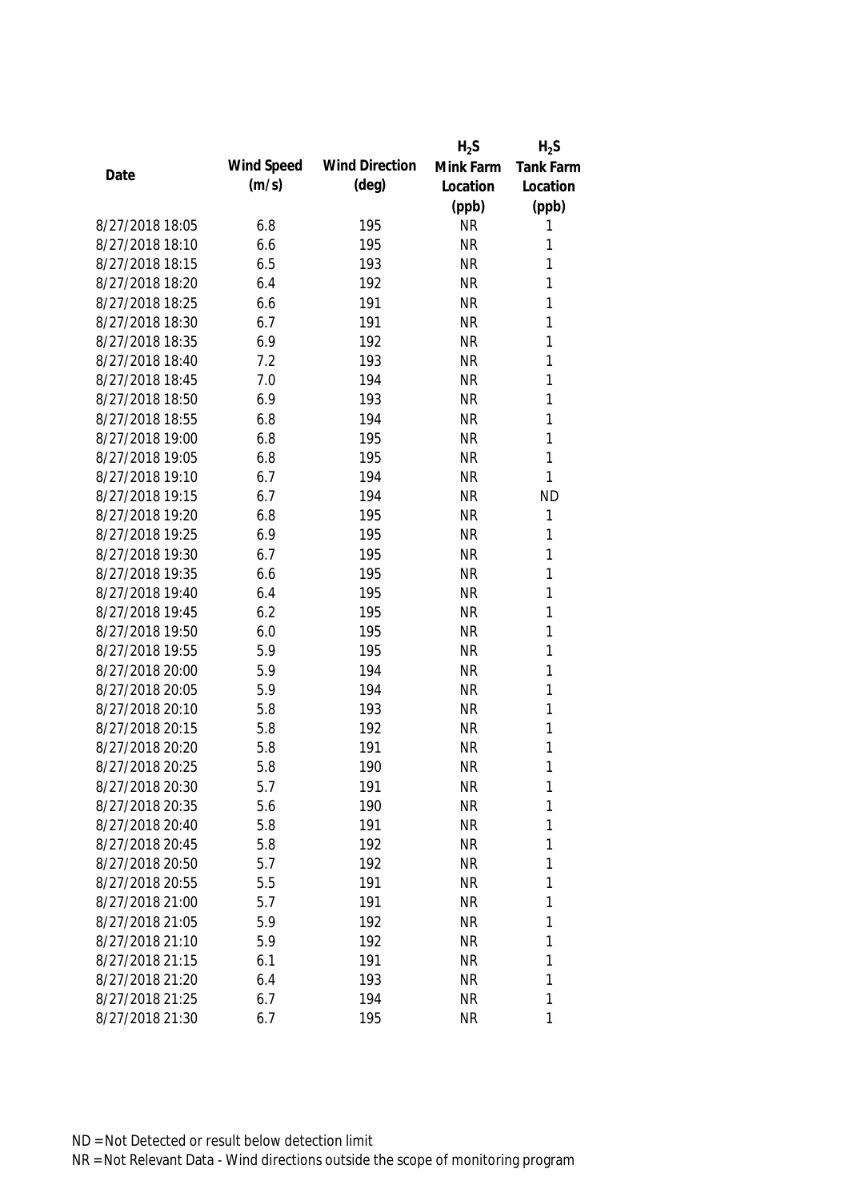| Date | Wind Speed (m/s) | Wind Direction (deg) | $H_2S$ Mink Farm Location (ppb) | $H_2S$ Tank Farm Location (ppb) |
|---|---|---|---|---|
| 8/27/2018 18:05 | 6.8 | 195 | NR | 1 |
| 8/27/2018 18:10 | 6.6 | 195 | NR | 1 |
| 8/27/2018 18:15 | 6.5 | 193 | NR | 1 |
| 8/27/2018 18:20 | 6.4 | 192 | NR | 1 |
| 8/27/2018 18:25 | 6.6 | 191 | NR | 1 |
| 8/27/2018 18:30 | 6.7 | 191 | NR | 1 |
| 8/27/2018 18:35 | 6.9 | 192 | NR | 1 |
| 8/27/2018 18:40 | 7.2 | 193 | NR | 1 |
| 8/27/2018 18:45 | 7.0 | 194 | NR | 1 |
| 8/27/2018 18:50 | 6.9 | 193 | NR | 1 |
| 8/27/2018 18:55 | 6.8 | 194 | NR | 1 |
| 8/27/2018 19:00 | 6.8 | 195 | NR | 1 |
| 8/27/2018 19:05 | 6.8 | 195 | NR | 1 |
| 8/27/2018 19:10 | 6.7 | 194 | NR | 1 |
| 8/27/2018 19:15 | 6.7 | 194 | NR | ND |
| 8/27/2018 19:20 | 6.8 | 195 | NR | 1 |
| 8/27/2018 19:25 | 6.9 | 195 | NR | 1 |
| 8/27/2018 19:30 | 6.7 | 195 | NR | 1 |
| 8/27/2018 19:35 | 6.6 | 195 | NR | 1 |
| 8/27/2018 19:40 | 6.4 | 195 | NR | 1 |
| 8/27/2018 19:45 | 6.2 | 195 | NR | 1 |
| 8/27/2018 19:50 | 6.0 | 195 | NR | 1 |
| 8/27/2018 19:55 | 5.9 | 195 | NR | 1 |
| 8/27/2018 20:00 | 5.9 | 194 | NR | 1 |
| 8/27/2018 20:05 | 5.9 | 194 | NR | 1 |
| 8/27/2018 20:10 | 5.8 | 193 | NR | 1 |
| 8/27/2018 20:15 | 5.8 | 192 | NR | 1 |
| 8/27/2018 20:20 | 5.8 | 191 | NR | 1 |
| 8/27/2018 20:25 | 5.8 | 190 | NR | 1 |
| 8/27/2018 20:30 | 5.7 | 191 | NR | 1 |
| 8/27/2018 20:35 | 5.6 | 190 | NR | 1 |
| 8/27/2018 20:40 | 5.8 | 191 | NR | 1 |
| 8/27/2018 20:45 | 5.8 | 192 | NR | 1 |
| 8/27/2018 20:50 | 5.7 | 192 | NR | 1 |
| 8/27/2018 20:55 | 5.5 | 191 | NR | 1 |
| 8/27/2018 21:00 | 5.7 | 191 | NR | 1 |
| 8/27/2018 21:05 | 5.9 | 192 | NR | 1 |
| 8/27/2018 21:10 | 5.9 | 192 | NR | 1 |
| 8/27/2018 21:15 | 6.1 | 191 | NR | 1 |
| 8/27/2018 21:20 | 6.4 | 193 | NR | 1 |
| 8/27/2018 21:25 | 6.7 | 194 | NR | 1 |
| 8/27/2018 21:30 | 6.7 | 195 | NR | 1 |

ND = Not Detected or result below detection limit

NR = Not Relevant Data - Wind directions outside the scope of monitoring program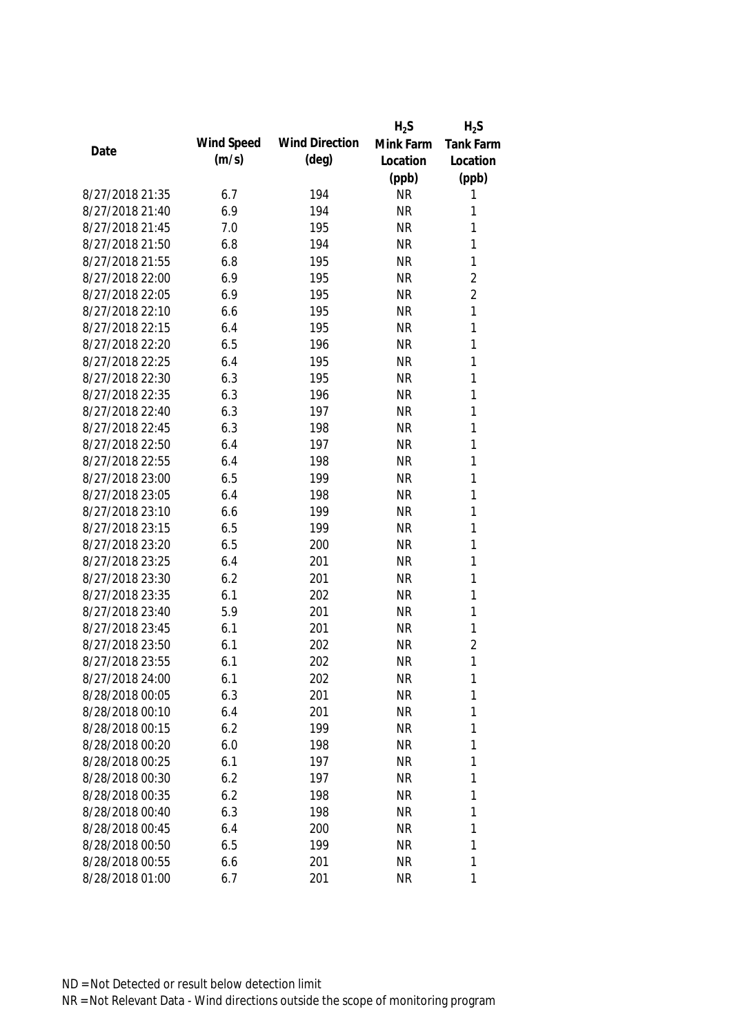| Date | Wind Speed (m/s) | Wind Direction (deg) | $H_2S$ Mink Farm Location (ppb) | $H_2S$ Tank Farm Location (ppb) |
|---|---|---|---|---|
| 8/27/2018 21:35 | 6.7 | 194 | NR | 1 |
| 8/27/2018 21:40 | 6.9 | 194 | NR | 1 |
| 8/27/2018 21:45 | 7.0 | 195 | NR | 1 |
| 8/27/2018 21:50 | 6.8 | 194 | NR | 1 |
| 8/27/2018 21:55 | 6.8 | 195 | NR | 1 |
| 8/27/2018 22:00 | 6.9 | 195 | NR | 2 |
| 8/27/2018 22:05 | 6.9 | 195 | NR | 2 |
| 8/27/2018 22:10 | 6.6 | 195 | NR | 1 |
| 8/27/2018 22:15 | 6.4 | 195 | NR | 1 |
| 8/27/2018 22:20 | 6.5 | 196 | NR | 1 |
| 8/27/2018 22:25 | 6.4 | 195 | NR | 1 |
| 8/27/2018 22:30 | 6.3 | 195 | NR | 1 |
| 8/27/2018 22:35 | 6.3 | 196 | NR | 1 |
| 8/27/2018 22:40 | 6.3 | 197 | NR | 1 |
| 8/27/2018 22:45 | 6.3 | 198 | NR | 1 |
| 8/27/2018 22:50 | 6.4 | 197 | NR | 1 |
| 8/27/2018 22:55 | 6.4 | 198 | NR | 1 |
| 8/27/2018 23:00 | 6.5 | 199 | NR | 1 |
| 8/27/2018 23:05 | 6.4 | 198 | NR | 1 |
| 8/27/2018 23:10 | 6.6 | 199 | NR | 1 |
| 8/27/2018 23:15 | 6.5 | 199 | NR | 1 |
| 8/27/2018 23:20 | 6.5 | 200 | NR | 1 |
| 8/27/2018 23:25 | 6.4 | 201 | NR | 1 |
| 8/27/2018 23:30 | 6.2 | 201 | NR | 1 |
| 8/27/2018 23:35 | 6.1 | 202 | NR | 1 |
| 8/27/2018 23:40 | 5.9 | 201 | NR | 1 |
| 8/27/2018 23:45 | 6.1 | 201 | NR | 1 |
| 8/27/2018 23:50 | 6.1 | 202 | NR | 2 |
| 8/27/2018 23:55 | 6.1 | 202 | NR | 1 |
| 8/27/2018 24:00 | 6.1 | 202 | NR | 1 |
| 8/28/2018 00:05 | 6.3 | 201 | NR | 1 |
| 8/28/2018 00:10 | 6.4 | 201 | NR | 1 |
| 8/28/2018 00:15 | 6.2 | 199 | NR | 1 |
| 8/28/2018 00:20 | 6.0 | 198 | NR | 1 |
| 8/28/2018 00:25 | 6.1 | 197 | NR | 1 |
| 8/28/2018 00:30 | 6.2 | 197 | NR | 1 |
| 8/28/2018 00:35 | 6.2 | 198 | NR | 1 |
| 8/28/2018 00:40 | 6.3 | 198 | NR | 1 |
| 8/28/2018 00:45 | 6.4 | 200 | NR | 1 |
| 8/28/2018 00:50 | 6.5 | 199 | NR | 1 |
| 8/28/2018 00:55 | 6.6 | 201 | NR | 1 |
| 8/28/2018 01:00 | 6.7 | 201 | NR | 1 |

ND = Not Detected or result below detection limit

NR = Not Relevant Data - Wind directions outside the scope of monitoring program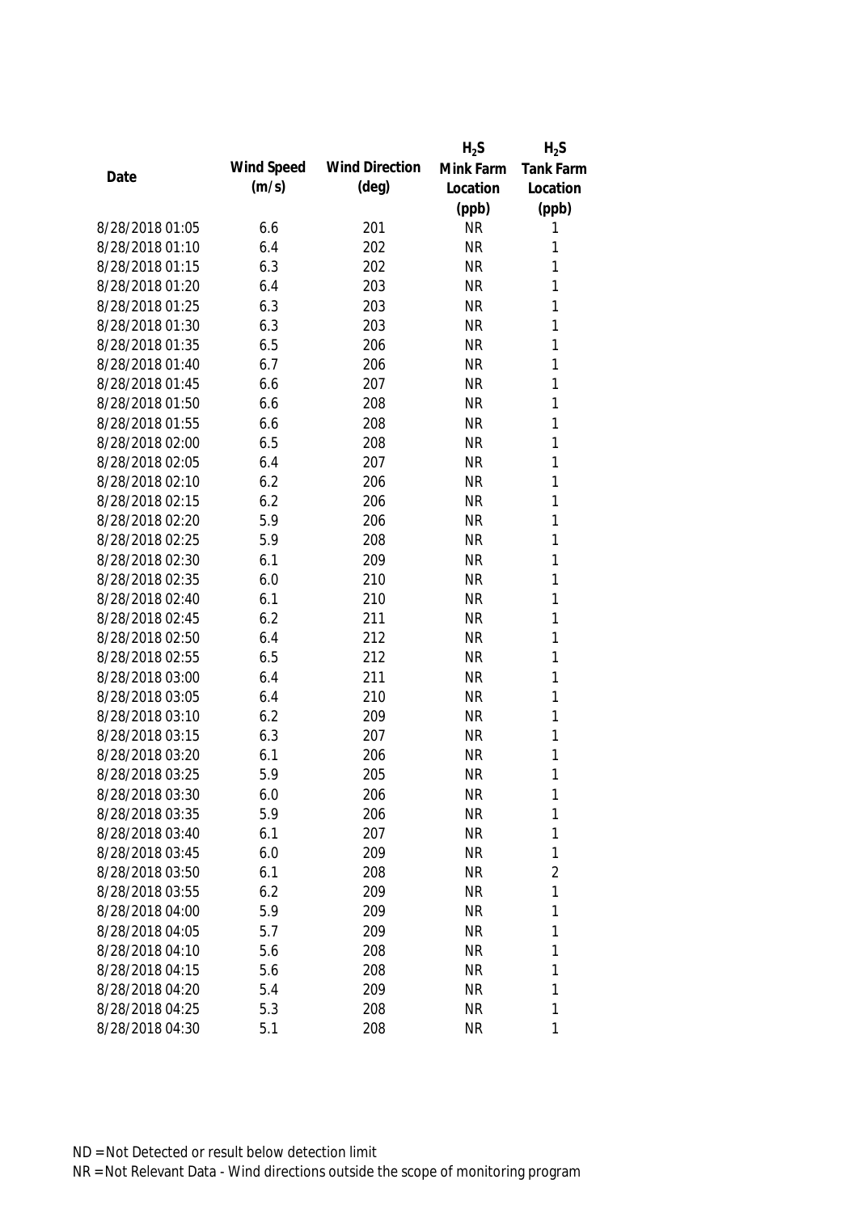| Date | Wind Speed (m/s) | Wind Direction (deg) | $H_2S$ Mink Farm Location (ppb) | $H_2S$ Tank Farm Location (ppb) |
|---|---|---|---|---|
| 8/28/2018 01:05 | 6.6 | 201 | NR | 1 |
| 8/28/2018 01:10 | 6.4 | 202 | NR | 1 |
| 8/28/2018 01:15 | 6.3 | 202 | NR | 1 |
| 8/28/2018 01:20 | 6.4 | 203 | NR | 1 |
| 8/28/2018 01:25 | 6.3 | 203 | NR | 1 |
| 8/28/2018 01:30 | 6.3 | 203 | NR | 1 |
| 8/28/2018 01:35 | 6.5 | 206 | NR | 1 |
| 8/28/2018 01:40 | 6.7 | 206 | NR | 1 |
| 8/28/2018 01:45 | 6.6 | 207 | NR | 1 |
| 8/28/2018 01:50 | 6.6 | 208 | NR | 1 |
| 8/28/2018 01:55 | 6.6 | 208 | NR | 1 |
| 8/28/2018 02:00 | 6.5 | 208 | NR | 1 |
| 8/28/2018 02:05 | 6.4 | 207 | NR | 1 |
| 8/28/2018 02:10 | 6.2 | 206 | NR | 1 |
| 8/28/2018 02:15 | 6.2 | 206 | NR | 1 |
| 8/28/2018 02:20 | 5.9 | 206 | NR | 1 |
| 8/28/2018 02:25 | 5.9 | 208 | NR | 1 |
| 8/28/2018 02:30 | 6.1 | 209 | NR | 1 |
| 8/28/2018 02:35 | 6.0 | 210 | NR | 1 |
| 8/28/2018 02:40 | 6.1 | 210 | NR | 1 |
| 8/28/2018 02:45 | 6.2 | 211 | NR | 1 |
| 8/28/2018 02:50 | 6.4 | 212 | NR | 1 |
| 8/28/2018 02:55 | 6.5 | 212 | NR | 1 |
| 8/28/2018 03:00 | 6.4 | 211 | NR | 1 |
| 8/28/2018 03:05 | 6.4 | 210 | NR | 1 |
| 8/28/2018 03:10 | 6.2 | 209 | NR | 1 |
| 8/28/2018 03:15 | 6.3 | 207 | NR | 1 |
| 8/28/2018 03:20 | 6.1 | 206 | NR | 1 |
| 8/28/2018 03:25 | 5.9 | 205 | NR | 1 |
| 8/28/2018 03:30 | 6.0 | 206 | NR | 1 |
| 8/28/2018 03:35 | 5.9 | 206 | NR | 1 |
| 8/28/2018 03:40 | 6.1 | 207 | NR | 1 |
| 8/28/2018 03:45 | 6.0 | 209 | NR | 1 |
| 8/28/2018 03:50 | 6.1 | 208 | NR | 2 |
| 8/28/2018 03:55 | 6.2 | 209 | NR | 1 |
| 8/28/2018 04:00 | 5.9 | 209 | NR | 1 |
| 8/28/2018 04:05 | 5.7 | 209 | NR | 1 |
| 8/28/2018 04:10 | 5.6 | 208 | NR | 1 |
| 8/28/2018 04:15 | 5.6 | 208 | NR | 1 |
| 8/28/2018 04:20 | 5.4 | 209 | NR | 1 |
| 8/28/2018 04:25 | 5.3 | 208 | NR | 1 |
| 8/28/2018 04:30 | 5.1 | 208 | NR | 1 |

ND = Not Detected or result below detection limit

NR = Not Relevant Data - Wind directions outside the scope of monitoring program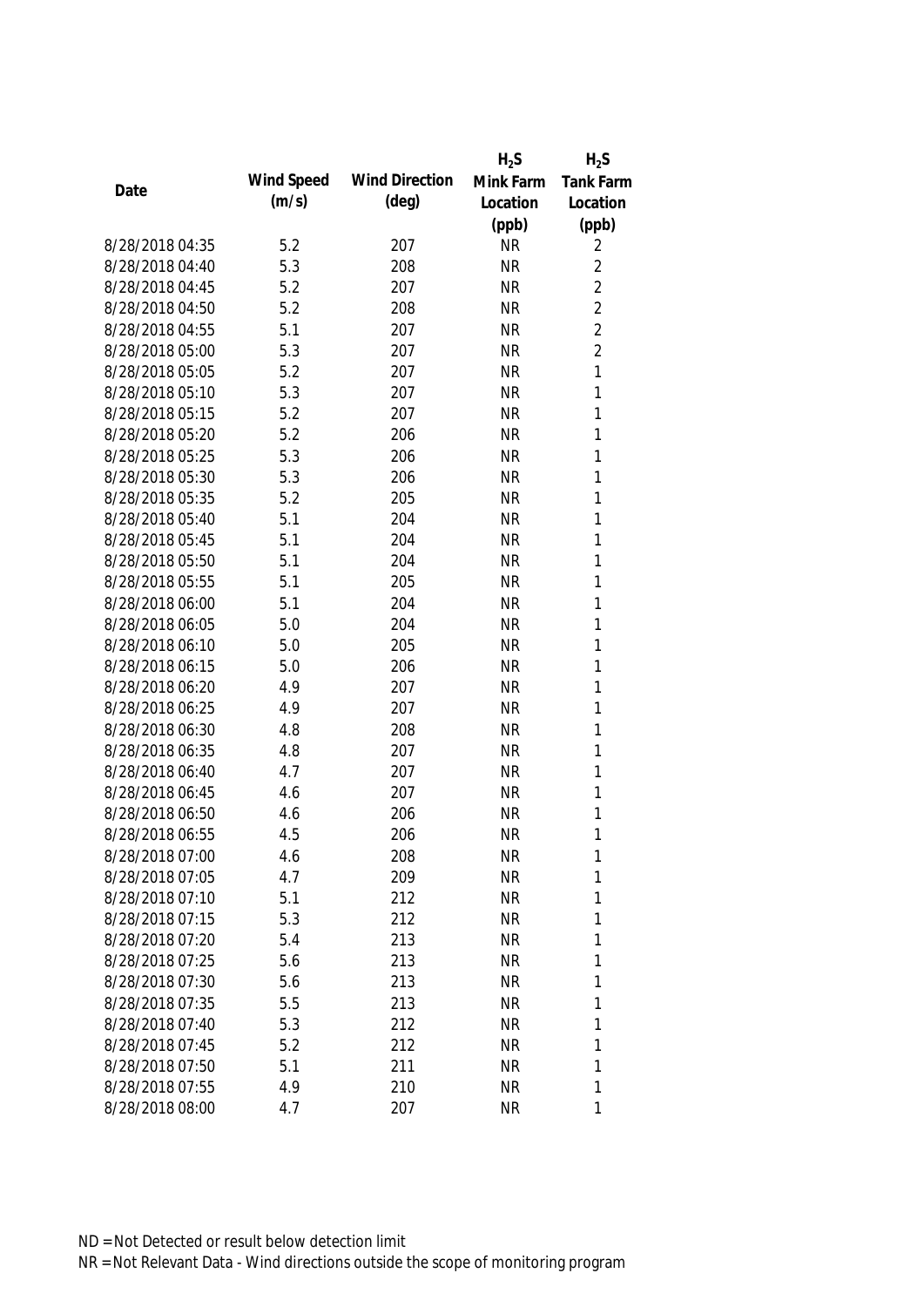| Date | Wind Speed (m/s) | Wind Direction (deg) | $H_2S$ Mink Farm Location (ppb) | $H_2S$ Tank Farm Location (ppb) |
|---|---|---|---|---|
| 8/28/2018 04:35 | 5.2 | 207 | NR | 2 |
| 8/28/2018 04:40 | 5.3 | 208 | NR | 2 |
| 8/28/2018 04:45 | 5.2 | 207 | NR | 2 |
| 8/28/2018 04:50 | 5.2 | 208 | NR | 2 |
| 8/28/2018 04:55 | 5.1 | 207 | NR | 2 |
| 8/28/2018 05:00 | 5.3 | 207 | NR | 2 |
| 8/28/2018 05:05 | 5.2 | 207 | NR | 1 |
| 8/28/2018 05:10 | 5.3 | 207 | NR | 1 |
| 8/28/2018 05:15 | 5.2 | 207 | NR | 1 |
| 8/28/2018 05:20 | 5.2 | 206 | NR | 1 |
| 8/28/2018 05:25 | 5.3 | 206 | NR | 1 |
| 8/28/2018 05:30 | 5.3 | 206 | NR | 1 |
| 8/28/2018 05:35 | 5.2 | 205 | NR | 1 |
| 8/28/2018 05:40 | 5.1 | 204 | NR | 1 |
| 8/28/2018 05:45 | 5.1 | 204 | NR | 1 |
| 8/28/2018 05:50 | 5.1 | 204 | NR | 1 |
| 8/28/2018 05:55 | 5.1 | 205 | NR | 1 |
| 8/28/2018 06:00 | 5.1 | 204 | NR | 1 |
| 8/28/2018 06:05 | 5.0 | 204 | NR | 1 |
| 8/28/2018 06:10 | 5.0 | 205 | NR | 1 |
| 8/28/2018 06:15 | 5.0 | 206 | NR | 1 |
| 8/28/2018 06:20 | 4.9 | 207 | NR | 1 |
| 8/28/2018 06:25 | 4.9 | 207 | NR | 1 |
| 8/28/2018 06:30 | 4.8 | 208 | NR | 1 |
| 8/28/2018 06:35 | 4.8 | 207 | NR | 1 |
| 8/28/2018 06:40 | 4.7 | 207 | NR | 1 |
| 8/28/2018 06:45 | 4.6 | 207 | NR | 1 |
| 8/28/2018 06:50 | 4.6 | 206 | NR | 1 |
| 8/28/2018 06:55 | 4.5 | 206 | NR | 1 |
| 8/28/2018 07:00 | 4.6 | 208 | NR | 1 |
| 8/28/2018 07:05 | 4.7 | 209 | NR | 1 |
| 8/28/2018 07:10 | 5.1 | 212 | NR | 1 |
| 8/28/2018 07:15 | 5.3 | 212 | NR | 1 |
| 8/28/2018 07:20 | 5.4 | 213 | NR | 1 |
| 8/28/2018 07:25 | 5.6 | 213 | NR | 1 |
| 8/28/2018 07:30 | 5.6 | 213 | NR | 1 |
| 8/28/2018 07:35 | 5.5 | 213 | NR | 1 |
| 8/28/2018 07:40 | 5.3 | 212 | NR | 1 |
| 8/28/2018 07:45 | 5.2 | 212 | NR | 1 |
| 8/28/2018 07:50 | 5.1 | 211 | NR | 1 |
| 8/28/2018 07:55 | 4.9 | 210 | NR | 1 |
| 8/28/2018 08:00 | 4.7 | 207 | NR | 1 |

ND = Not Detected or result below detection limit

NR = Not Relevant Data - Wind directions outside the scope of monitoring program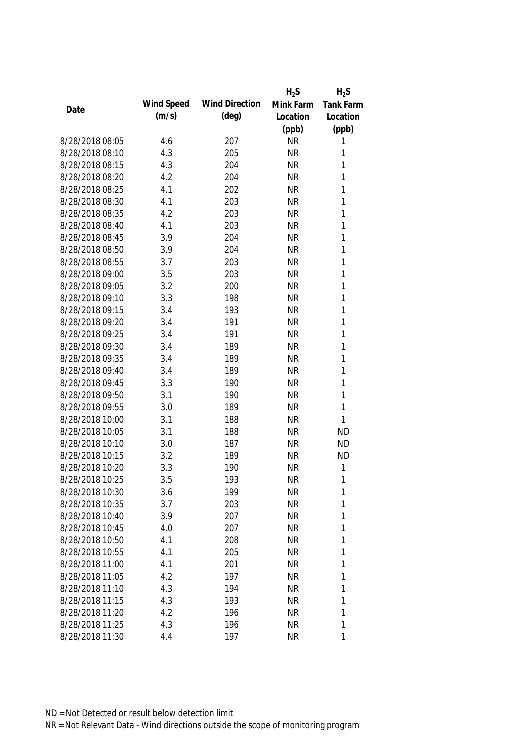| Date | Wind Speed (m/s) | Wind Direction (deg) | $H_2S$ Mink Farm Location (ppb) | $H_2S$ Tank Farm Location (ppb) |
|---|---|---|---|---|
| 8/28/2018 08:05 | 4.6 | 207 | NR | 1 |
| 8/28/2018 08:10 | 4.3 | 205 | NR | 1 |
| 8/28/2018 08:15 | 4.3 | 204 | NR | 1 |
| 8/28/2018 08:20 | 4.2 | 204 | NR | 1 |
| 8/28/2018 08:25 | 4.1 | 202 | NR | 1 |
| 8/28/2018 08:30 | 4.1 | 203 | NR | 1 |
| 8/28/2018 08:35 | 4.2 | 203 | NR | 1 |
| 8/28/2018 08:40 | 4.1 | 203 | NR | 1 |
| 8/28/2018 08:45 | 3.9 | 204 | NR | 1 |
| 8/28/2018 08:50 | 3.9 | 204 | NR | 1 |
| 8/28/2018 08:55 | 3.7 | 203 | NR | 1 |
| 8/28/2018 09:00 | 3.5 | 203 | NR | 1 |
| 8/28/2018 09:05 | 3.2 | 200 | NR | 1 |
| 8/28/2018 09:10 | 3.3 | 198 | NR | 1 |
| 8/28/2018 09:15 | 3.4 | 193 | NR | 1 |
| 8/28/2018 09:20 | 3.4 | 191 | NR | 1 |
| 8/28/2018 09:25 | 3.4 | 191 | NR | 1 |
| 8/28/2018 09:30 | 3.4 | 189 | NR | 1 |
| 8/28/2018 09:35 | 3.4 | 189 | NR | 1 |
| 8/28/2018 09:40 | 3.4 | 189 | NR | 1 |
| 8/28/2018 09:45 | 3.3 | 190 | NR | 1 |
| 8/28/2018 09:50 | 3.1 | 190 | NR | 1 |
| 8/28/2018 09:55 | 3.0 | 189 | NR | 1 |
| 8/28/2018 10:00 | 3.1 | 188 | NR | 1 |
| 8/28/2018 10:05 | 3.1 | 188 | NR | ND |
| 8/28/2018 10:10 | 3.0 | 187 | NR | ND |
| 8/28/2018 10:15 | 3.2 | 189 | NR | ND |
| 8/28/2018 10:20 | 3.3 | 190 | NR | 1 |
| 8/28/2018 10:25 | 3.5 | 193 | NR | 1 |
| 8/28/2018 10:30 | 3.6 | 199 | NR | 1 |
| 8/28/2018 10:35 | 3.7 | 203 | NR | 1 |
| 8/28/2018 10:40 | 3.9 | 207 | NR | 1 |
| 8/28/2018 10:45 | 4.0 | 207 | NR | 1 |
| 8/28/2018 10:50 | 4.1 | 208 | NR | 1 |
| 8/28/2018 10:55 | 4.1 | 205 | NR | 1 |
| 8/28/2018 11:00 | 4.1 | 201 | NR | 1 |
| 8/28/2018 11:05 | 4.2 | 197 | NR | 1 |
| 8/28/2018 11:10 | 4.3 | 194 | NR | 1 |
| 8/28/2018 11:15 | 4.3 | 193 | NR | 1 |
| 8/28/2018 11:20 | 4.2 | 196 | NR | 1 |
| 8/28/2018 11:25 | 4.3 | 196 | NR | 1 |
| 8/28/2018 11:30 | 4.4 | 197 | NR | 1 |

ND = Not Detected or result below detection limit
NR = Not Relevant Data - Wind directions outside the scope of monitoring program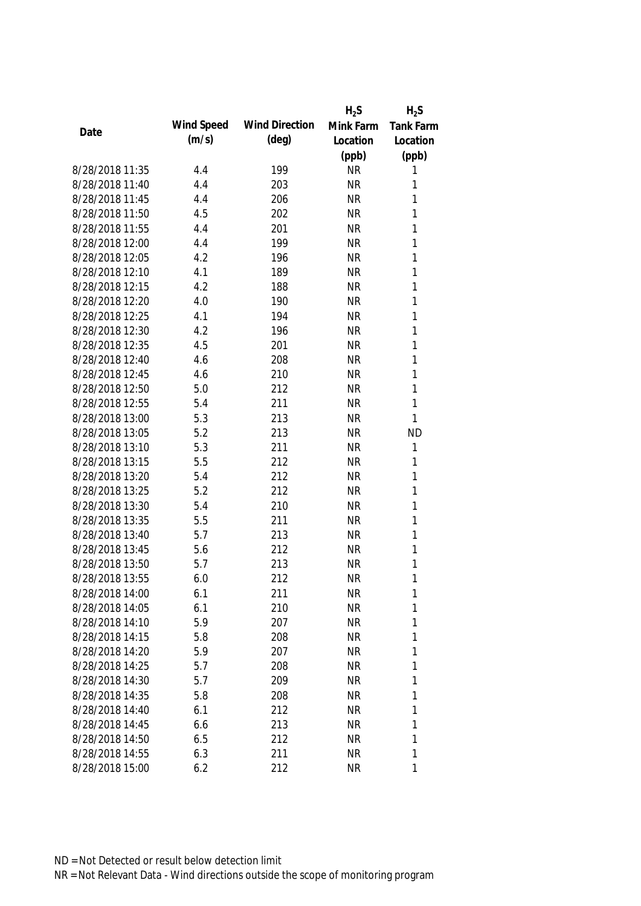| Date | Wind Speed (m/s) | Wind Direction (deg) | $H_2S$ Mink Farm Location (ppb) | $H_2S$ Tank Farm Location (ppb) |
|---|---|---|---|---|
| 8/28/2018 11:35 | 4.4 | 199 | NR | 1 |
| 8/28/2018 11:40 | 4.4 | 203 | NR | 1 |
| 8/28/2018 11:45 | 4.4 | 206 | NR | 1 |
| 8/28/2018 11:50 | 4.5 | 202 | NR | 1 |
| 8/28/2018 11:55 | 4.4 | 201 | NR | 1 |
| 8/28/2018 12:00 | 4.4 | 199 | NR | 1 |
| 8/28/2018 12:05 | 4.2 | 196 | NR | 1 |
| 8/28/2018 12:10 | 4.1 | 189 | NR | 1 |
| 8/28/2018 12:15 | 4.2 | 188 | NR | 1 |
| 8/28/2018 12:20 | 4.0 | 190 | NR | 1 |
| 8/28/2018 12:25 | 4.1 | 194 | NR | 1 |
| 8/28/2018 12:30 | 4.2 | 196 | NR | 1 |
| 8/28/2018 12:35 | 4.5 | 201 | NR | 1 |
| 8/28/2018 12:40 | 4.6 | 208 | NR | 1 |
| 8/28/2018 12:45 | 4.6 | 210 | NR | 1 |
| 8/28/2018 12:50 | 5.0 | 212 | NR | 1 |
| 8/28/2018 12:55 | 5.4 | 211 | NR | 1 |
| 8/28/2018 13:00 | 5.3 | 213 | NR | 1 |
| 8/28/2018 13:05 | 5.2 | 213 | NR | ND |
| 8/28/2018 13:10 | 5.3 | 211 | NR | 1 |
| 8/28/2018 13:15 | 5.5 | 212 | NR | 1 |
| 8/28/2018 13:20 | 5.4 | 212 | NR | 1 |
| 8/28/2018 13:25 | 5.2 | 212 | NR | 1 |
| 8/28/2018 13:30 | 5.4 | 210 | NR | 1 |
| 8/28/2018 13:35 | 5.5 | 211 | NR | 1 |
| 8/28/2018 13:40 | 5.7 | 213 | NR | 1 |
| 8/28/2018 13:45 | 5.6 | 212 | NR | 1 |
| 8/28/2018 13:50 | 5.7 | 213 | NR | 1 |
| 8/28/2018 13:55 | 6.0 | 212 | NR | 1 |
| 8/28/2018 14:00 | 6.1 | 211 | NR | 1 |
| 8/28/2018 14:05 | 6.1 | 210 | NR | 1 |
| 8/28/2018 14:10 | 5.9 | 207 | NR | 1 |
| 8/28/2018 14:15 | 5.8 | 208 | NR | 1 |
| 8/28/2018 14:20 | 5.9 | 207 | NR | 1 |
| 8/28/2018 14:25 | 5.7 | 208 | NR | 1 |
| 8/28/2018 14:30 | 5.7 | 209 | NR | 1 |
| 8/28/2018 14:35 | 5.8 | 208 | NR | 1 |
| 8/28/2018 14:40 | 6.1 | 212 | NR | 1 |
| 8/28/2018 14:45 | 6.6 | 213 | NR | 1 |
| 8/28/2018 14:50 | 6.5 | 212 | NR | 1 |
| 8/28/2018 14:55 | 6.3 | 211 | NR | 1 |
| 8/28/2018 15:00 | 6.2 | 212 | NR | 1 |

ND = Not Detected or result below detection limit

NR = Not Relevant Data - Wind directions outside the scope of monitoring program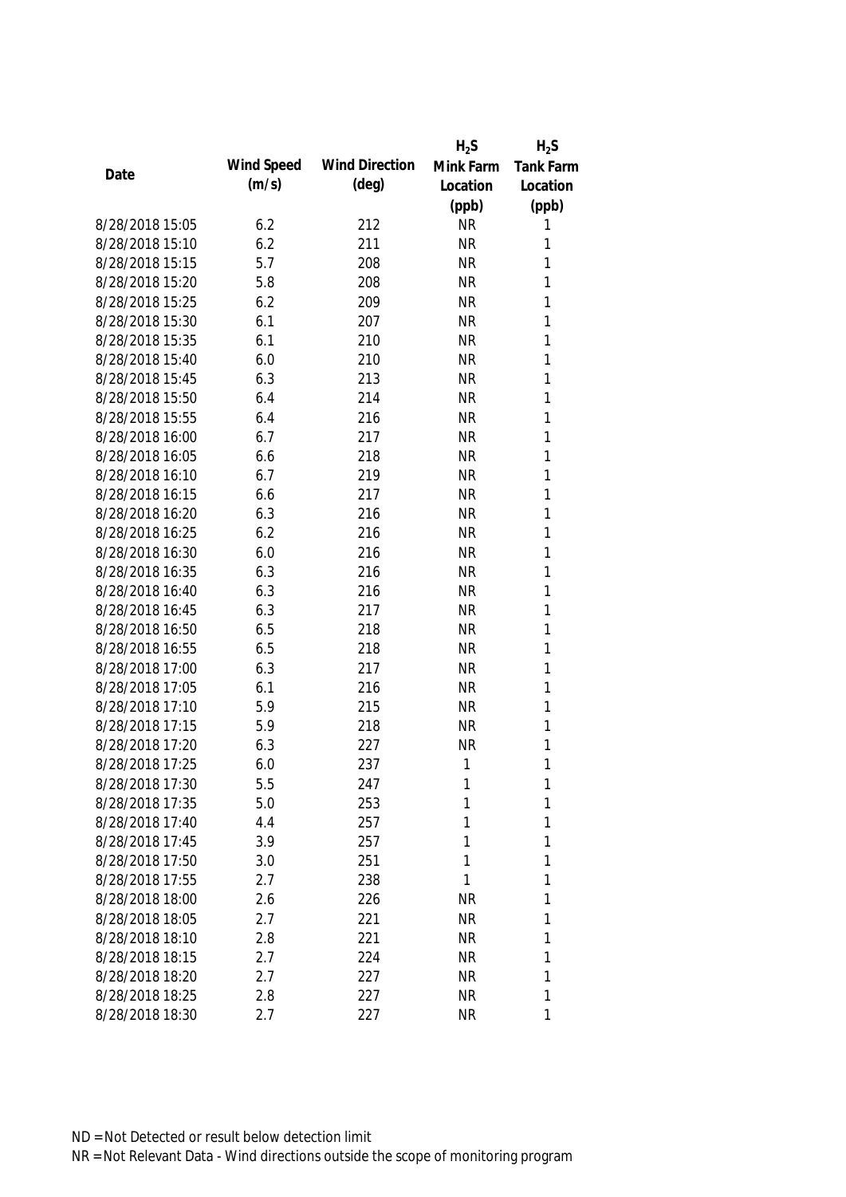| Date | Wind Speed (m/s) | Wind Direction (deg) | $H_2S$ Mink Farm Location (ppb) | $H_2S$ Tank Farm Location (ppb) |
|---|---|---|---|---|
| 8/28/2018 15:05 | 6.2 | 212 | NR | 1 |
| 8/28/2018 15:10 | 6.2 | 211 | NR | 1 |
| 8/28/2018 15:15 | 5.7 | 208 | NR | 1 |
| 8/28/2018 15:20 | 5.8 | 208 | NR | 1 |
| 8/28/2018 15:25 | 6.2 | 209 | NR | 1 |
| 8/28/2018 15:30 | 6.1 | 207 | NR | 1 |
| 8/28/2018 15:35 | 6.1 | 210 | NR | 1 |
| 8/28/2018 15:40 | 6.0 | 210 | NR | 1 |
| 8/28/2018 15:45 | 6.3 | 213 | NR | 1 |
| 8/28/2018 15:50 | 6.4 | 214 | NR | 1 |
| 8/28/2018 15:55 | 6.4 | 216 | NR | 1 |
| 8/28/2018 16:00 | 6.7 | 217 | NR | 1 |
| 8/28/2018 16:05 | 6.6 | 218 | NR | 1 |
| 8/28/2018 16:10 | 6.7 | 219 | NR | 1 |
| 8/28/2018 16:15 | 6.6 | 217 | NR | 1 |
| 8/28/2018 16:20 | 6.3 | 216 | NR | 1 |
| 8/28/2018 16:25 | 6.2 | 216 | NR | 1 |
| 8/28/2018 16:30 | 6.0 | 216 | NR | 1 |
| 8/28/2018 16:35 | 6.3 | 216 | NR | 1 |
| 8/28/2018 16:40 | 6.3 | 216 | NR | 1 |
| 8/28/2018 16:45 | 6.3 | 217 | NR | 1 |
| 8/28/2018 16:50 | 6.5 | 218 | NR | 1 |
| 8/28/2018 16:55 | 6.5 | 218 | NR | 1 |
| 8/28/2018 17:00 | 6.3 | 217 | NR | 1 |
| 8/28/2018 17:05 | 6.1 | 216 | NR | 1 |
| 8/28/2018 17:10 | 5.9 | 215 | NR | 1 |
| 8/28/2018 17:15 | 5.9 | 218 | NR | 1 |
| 8/28/2018 17:20 | 6.3 | 227 | NR | 1 |
| 8/28/2018 17:25 | 6.0 | 237 | 1 | 1 |
| 8/28/2018 17:30 | 5.5 | 247 | 1 | 1 |
| 8/28/2018 17:35 | 5.0 | 253 | 1 | 1 |
| 8/28/2018 17:40 | 4.4 | 257 | 1 | 1 |
| 8/28/2018 17:45 | 3.9 | 257 | 1 | 1 |
| 8/28/2018 17:50 | 3.0 | 251 | 1 | 1 |
| 8/28/2018 17:55 | 2.7 | 238 | 1 | 1 |
| 8/28/2018 18:00 | 2.6 | 226 | NR | 1 |
| 8/28/2018 18:05 | 2.7 | 221 | NR | 1 |
| 8/28/2018 18:10 | 2.8 | 221 | NR | 1 |
| 8/28/2018 18:15 | 2.7 | 224 | NR | 1 |
| 8/28/2018 18:20 | 2.7 | 227 | NR | 1 |
| 8/28/2018 18:25 | 2.8 | 227 | NR | 1 |
| 8/28/2018 18:30 | 2.7 | 227 | NR | 1 |

ND = Not Detected or result below detection limit

NR = Not Relevant Data - Wind directions outside the scope of monitoring program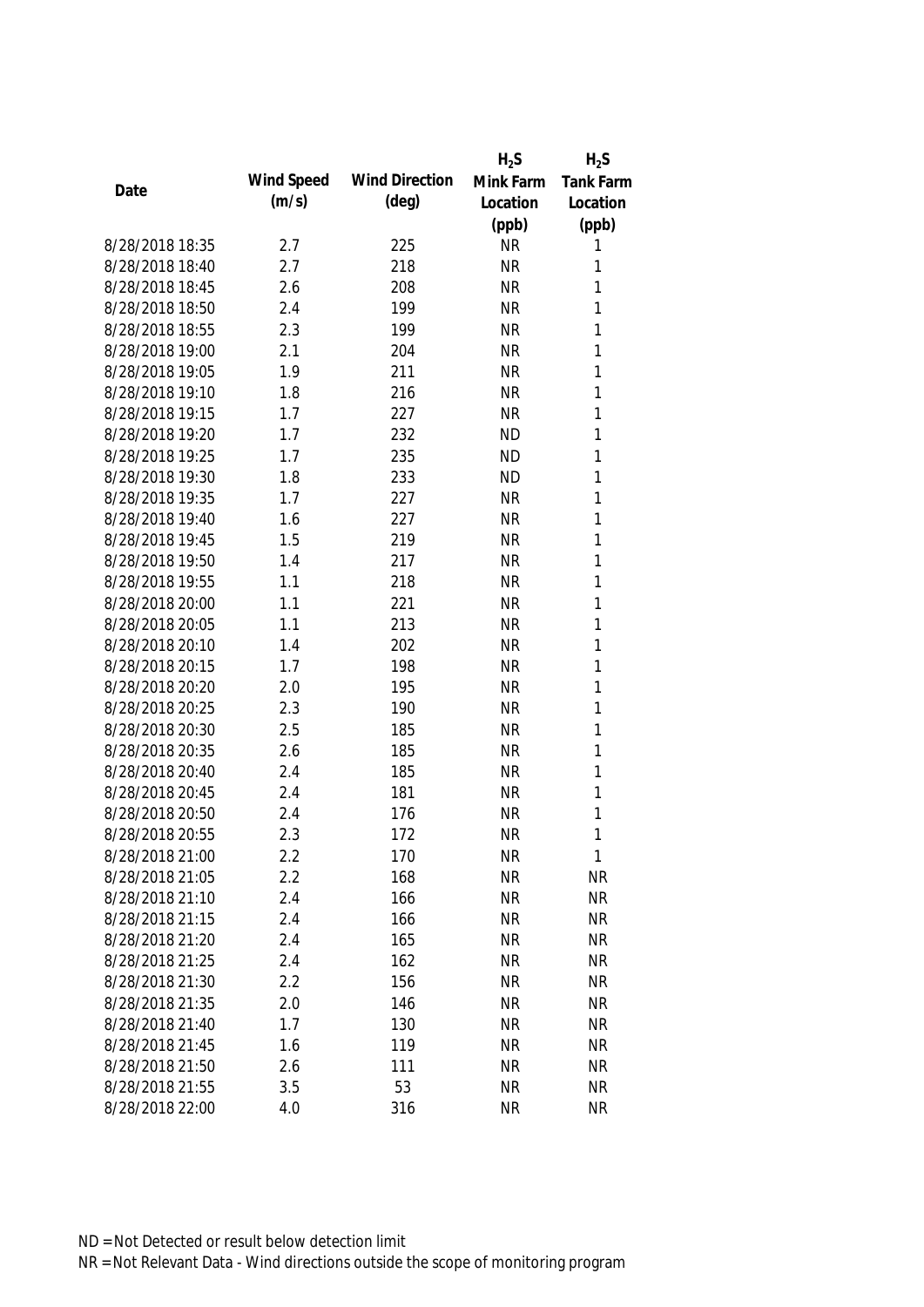| Date | Wind Speed (m/s) | Wind Direction (deg) | $H_2S$ Mink Farm Location (ppb) | $H_2S$ Tank Farm Location (ppb) |
|---|---|---|---|---|
| 8/28/2018 18:35 | 2.7 | 225 | NR | 1 |
| 8/28/2018 18:40 | 2.7 | 218 | NR | 1 |
| 8/28/2018 18:45 | 2.6 | 208 | NR | 1 |
| 8/28/2018 18:50 | 2.4 | 199 | NR | 1 |
| 8/28/2018 18:55 | 2.3 | 199 | NR | 1 |
| 8/28/2018 19:00 | 2.1 | 204 | NR | 1 |
| 8/28/2018 19:05 | 1.9 | 211 | NR | 1 |
| 8/28/2018 19:10 | 1.8 | 216 | NR | 1 |
| 8/28/2018 19:15 | 1.7 | 227 | NR | 1 |
| 8/28/2018 19:20 | 1.7 | 232 | ND | 1 |
| 8/28/2018 19:25 | 1.7 | 235 | ND | 1 |
| 8/28/2018 19:30 | 1.8 | 233 | ND | 1 |
| 8/28/2018 19:35 | 1.7 | 227 | NR | 1 |
| 8/28/2018 19:40 | 1.6 | 227 | NR | 1 |
| 8/28/2018 19:45 | 1.5 | 219 | NR | 1 |
| 8/28/2018 19:50 | 1.4 | 217 | NR | 1 |
| 8/28/2018 19:55 | 1.1 | 218 | NR | 1 |
| 8/28/2018 20:00 | 1.1 | 221 | NR | 1 |
| 8/28/2018 20:05 | 1.1 | 213 | NR | 1 |
| 8/28/2018 20:10 | 1.4 | 202 | NR | 1 |
| 8/28/2018 20:15 | 1.7 | 198 | NR | 1 |
| 8/28/2018 20:20 | 2.0 | 195 | NR | 1 |
| 8/28/2018 20:25 | 2.3 | 190 | NR | 1 |
| 8/28/2018 20:30 | 2.5 | 185 | NR | 1 |
| 8/28/2018 20:35 | 2.6 | 185 | NR | 1 |
| 8/28/2018 20:40 | 2.4 | 185 | NR | 1 |
| 8/28/2018 20:45 | 2.4 | 181 | NR | 1 |
| 8/28/2018 20:50 | 2.4 | 176 | NR | 1 |
| 8/28/2018 20:55 | 2.3 | 172 | NR | 1 |
| 8/28/2018 21:00 | 2.2 | 170 | NR | 1 |
| 8/28/2018 21:05 | 2.2 | 168 | NR | NR |
| 8/28/2018 21:10 | 2.4 | 166 | NR | NR |
| 8/28/2018 21:15 | 2.4 | 166 | NR | NR |
| 8/28/2018 21:20 | 2.4 | 165 | NR | NR |
| 8/28/2018 21:25 | 2.4 | 162 | NR | NR |
| 8/28/2018 21:30 | 2.2 | 156 | NR | NR |
| 8/28/2018 21:35 | 2.0 | 146 | NR | NR |
| 8/28/2018 21:40 | 1.7 | 130 | NR | NR |
| 8/28/2018 21:45 | 1.6 | 119 | NR | NR |
| 8/28/2018 21:50 | 2.6 | 111 | NR | NR |
| 8/28/2018 21:55 | 3.5 | 53 | NR | NR |
| 8/28/2018 22:00 | 4.0 | 316 | NR | NR |

ND = Not Detected or result below detection limit

NR = Not Relevant Data - Wind directions outside the scope of monitoring program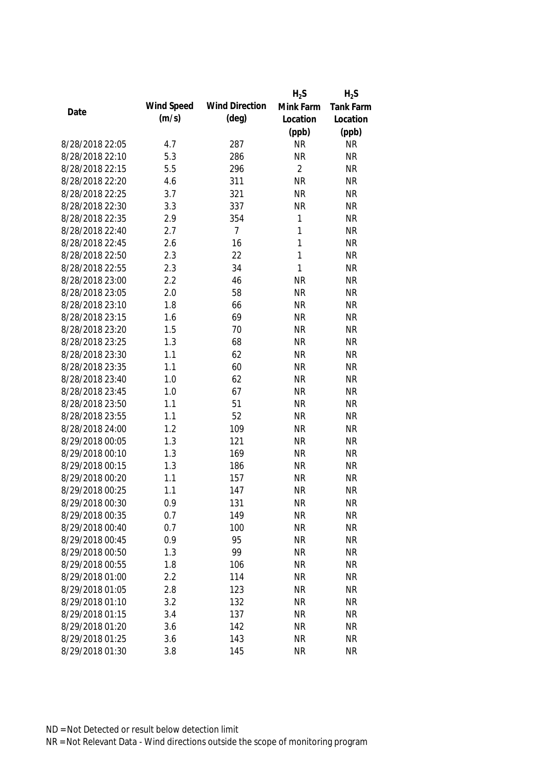| Date | Wind Speed (m/s) | Wind Direction (deg) | $H_2S$ Mink Farm Location (ppb) | $H_2S$ Tank Farm Location (ppb) |
|---|---|---|---|---|
| 8/28/2018 22:05 | 4.7 | 287 | NR | NR |
| 8/28/2018 22:10 | 5.3 | 286 | NR | NR |
| 8/28/2018 22:15 | 5.5 | 296 | 2 | NR |
| 8/28/2018 22:20 | 4.6 | 311 | NR | NR |
| 8/28/2018 22:25 | 3.7 | 321 | NR | NR |
| 8/28/2018 22:30 | 3.3 | 337 | NR | NR |
| 8/28/2018 22:35 | 2.9 | 354 | 1 | NR |
| 8/28/2018 22:40 | 2.7 | 7 | 1 | NR |
| 8/28/2018 22:45 | 2.6 | 16 | 1 | NR |
| 8/28/2018 22:50 | 2.3 | 22 | 1 | NR |
| 8/28/2018 22:55 | 2.3 | 34 | 1 | NR |
| 8/28/2018 23:00 | 2.2 | 46 | NR | NR |
| 8/28/2018 23:05 | 2.0 | 58 | NR | NR |
| 8/28/2018 23:10 | 1.8 | 66 | NR | NR |
| 8/28/2018 23:15 | 1.6 | 69 | NR | NR |
| 8/28/2018 23:20 | 1.5 | 70 | NR | NR |
| 8/28/2018 23:25 | 1.3 | 68 | NR | NR |
| 8/28/2018 23:30 | 1.1 | 62 | NR | NR |
| 8/28/2018 23:35 | 1.1 | 60 | NR | NR |
| 8/28/2018 23:40 | 1.0 | 62 | NR | NR |
| 8/28/2018 23:45 | 1.0 | 67 | NR | NR |
| 8/28/2018 23:50 | 1.1 | 51 | NR | NR |
| 8/28/2018 23:55 | 1.1 | 52 | NR | NR |
| 8/28/2018 24:00 | 1.2 | 109 | NR | NR |
| 8/29/2018 00:05 | 1.3 | 121 | NR | NR |
| 8/29/2018 00:10 | 1.3 | 169 | NR | NR |
| 8/29/2018 00:15 | 1.3 | 186 | NR | NR |
| 8/29/2018 00:20 | 1.1 | 157 | NR | NR |
| 8/29/2018 00:25 | 1.1 | 147 | NR | NR |
| 8/29/2018 00:30 | 0.9 | 131 | NR | NR |
| 8/29/2018 00:35 | 0.7 | 149 | NR | NR |
| 8/29/2018 00:40 | 0.7 | 100 | NR | NR |
| 8/29/2018 00:45 | 0.9 | 95 | NR | NR |
| 8/29/2018 00:50 | 1.3 | 99 | NR | NR |
| 8/29/2018 00:55 | 1.8 | 106 | NR | NR |
| 8/29/2018 01:00 | 2.2 | 114 | NR | NR |
| 8/29/2018 01:05 | 2.8 | 123 | NR | NR |
| 8/29/2018 01:10 | 3.2 | 132 | NR | NR |
| 8/29/2018 01:15 | 3.4 | 137 | NR | NR |
| 8/29/2018 01:20 | 3.6 | 142 | NR | NR |
| 8/29/2018 01:25 | 3.6 | 143 | NR | NR |
| 8/29/2018 01:30 | 3.8 | 145 | NR | NR |

ND = Not Detected or result below detection limit

NR = Not Relevant Data - Wind directions outside the scope of monitoring program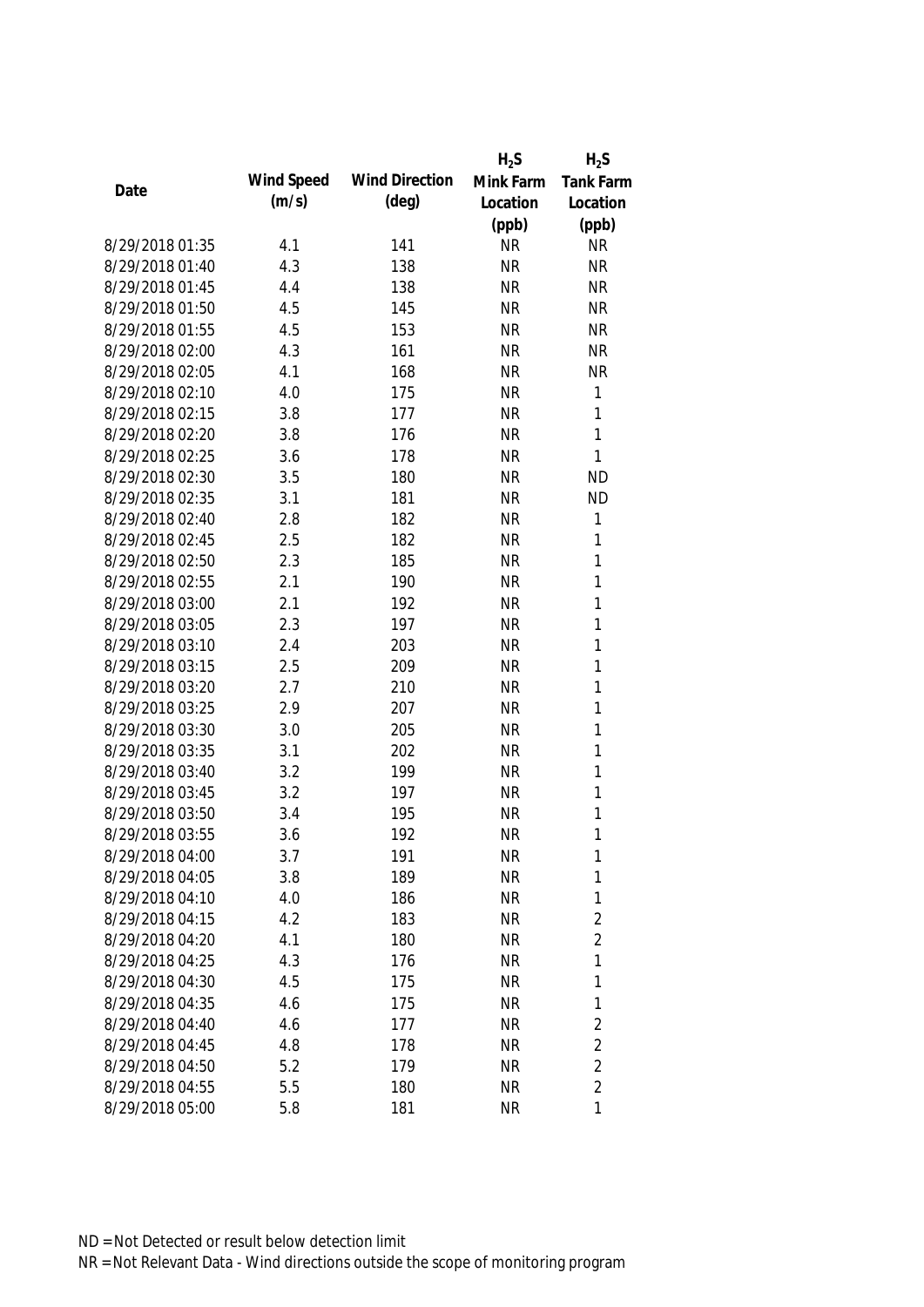| Date | Wind Speed (m/s) | Wind Direction (deg) | $H_2S$ Mink Farm Location (ppb) | $H_2S$ Tank Farm Location (ppb) |
|---|---|---|---|---|
| 8/29/2018 01:35 | 4.1 | 141 | NR | NR |
| 8/29/2018 01:40 | 4.3 | 138 | NR | NR |
| 8/29/2018 01:45 | 4.4 | 138 | NR | NR |
| 8/29/2018 01:50 | 4.5 | 145 | NR | NR |
| 8/29/2018 01:55 | 4.5 | 153 | NR | NR |
| 8/29/2018 02:00 | 4.3 | 161 | NR | NR |
| 8/29/2018 02:05 | 4.1 | 168 | NR | NR |
| 8/29/2018 02:10 | 4.0 | 175 | NR | 1 |
| 8/29/2018 02:15 | 3.8 | 177 | NR | 1 |
| 8/29/2018 02:20 | 3.8 | 176 | NR | 1 |
| 8/29/2018 02:25 | 3.6 | 178 | NR | 1 |
| 8/29/2018 02:30 | 3.5 | 180 | NR | ND |
| 8/29/2018 02:35 | 3.1 | 181 | NR | ND |
| 8/29/2018 02:40 | 2.8 | 182 | NR | 1 |
| 8/29/2018 02:45 | 2.5 | 182 | NR | 1 |
| 8/29/2018 02:50 | 2.3 | 185 | NR | 1 |
| 8/29/2018 02:55 | 2.1 | 190 | NR | 1 |
| 8/29/2018 03:00 | 2.1 | 192 | NR | 1 |
| 8/29/2018 03:05 | 2.3 | 197 | NR | 1 |
| 8/29/2018 03:10 | 2.4 | 203 | NR | 1 |
| 8/29/2018 03:15 | 2.5 | 209 | NR | 1 |
| 8/29/2018 03:20 | 2.7 | 210 | NR | 1 |
| 8/29/2018 03:25 | 2.9 | 207 | NR | 1 |
| 8/29/2018 03:30 | 3.0 | 205 | NR | 1 |
| 8/29/2018 03:35 | 3.1 | 202 | NR | 1 |
| 8/29/2018 03:40 | 3.2 | 199 | NR | 1 |
| 8/29/2018 03:45 | 3.2 | 197 | NR | 1 |
| 8/29/2018 03:50 | 3.4 | 195 | NR | 1 |
| 8/29/2018 03:55 | 3.6 | 192 | NR | 1 |
| 8/29/2018 04:00 | 3.7 | 191 | NR | 1 |
| 8/29/2018 04:05 | 3.8 | 189 | NR | 1 |
| 8/29/2018 04:10 | 4.0 | 186 | NR | 1 |
| 8/29/2018 04:15 | 4.2 | 183 | NR | 2 |
| 8/29/2018 04:20 | 4.1 | 180 | NR | 2 |
| 8/29/2018 04:25 | 4.3 | 176 | NR | 1 |
| 8/29/2018 04:30 | 4.5 | 175 | NR | 1 |
| 8/29/2018 04:35 | 4.6 | 175 | NR | 1 |
| 8/29/2018 04:40 | 4.6 | 177 | NR | 2 |
| 8/29/2018 04:45 | 4.8 | 178 | NR | 2 |
| 8/29/2018 04:50 | 5.2 | 179 | NR | 2 |
| 8/29/2018 04:55 | 5.5 | 180 | NR | 2 |
| 8/29/2018 05:00 | 5.8 | 181 | NR | 1 |

ND = Not Detected or result below detection limit

NR = Not Relevant Data - Wind directions outside the scope of monitoring program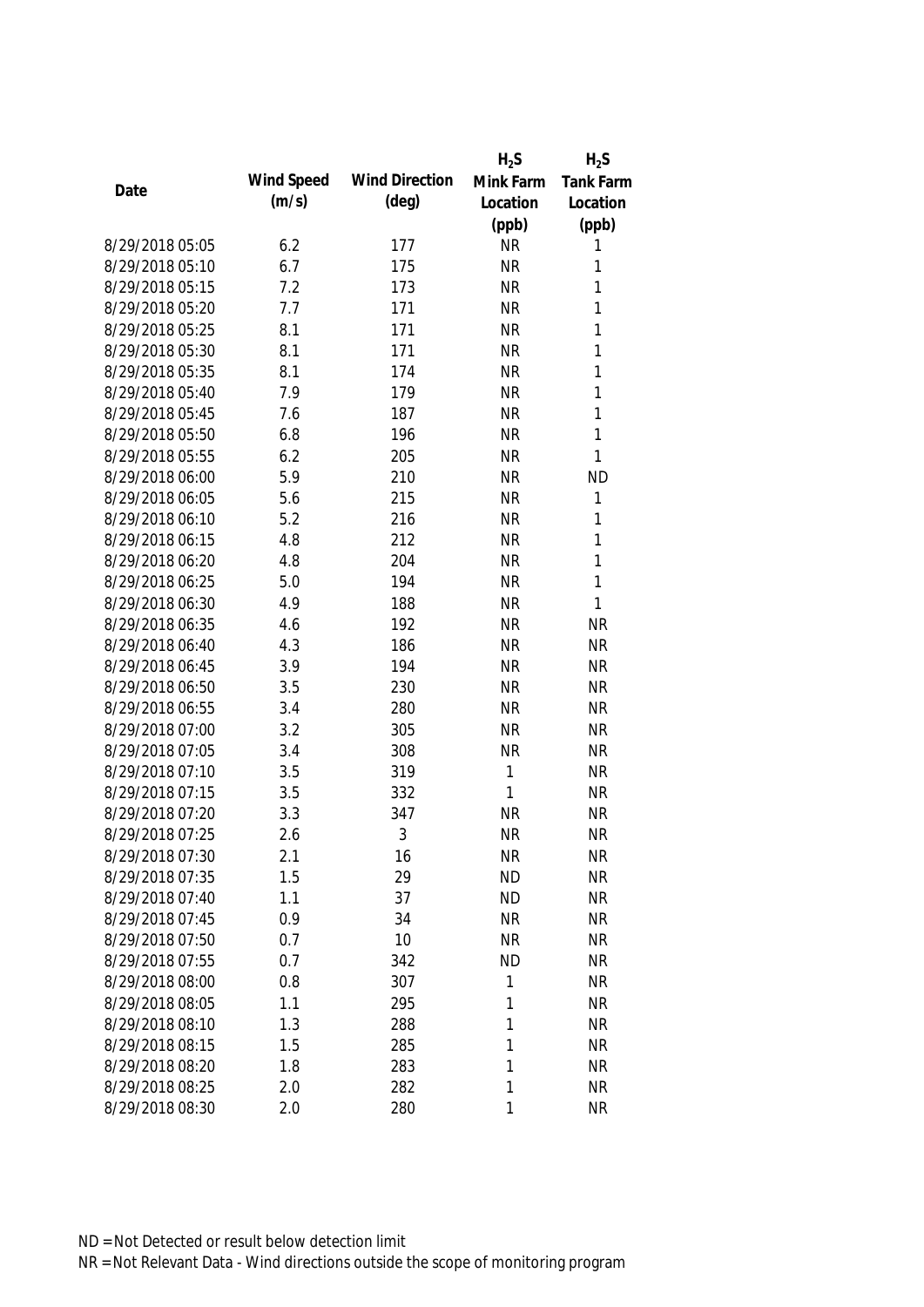| Date | Wind Speed (m/s) | Wind Direction (deg) | $H_2S$ Mink Farm Location (ppb) | $H_2S$ Tank Farm Location (ppb) |
|---|---|---|---|---|
| 8/29/2018 05:05 | 6.2 | 177 | NR | 1 |
| 8/29/2018 05:10 | 6.7 | 175 | NR | 1 |
| 8/29/2018 05:15 | 7.2 | 173 | NR | 1 |
| 8/29/2018 05:20 | 7.7 | 171 | NR | 1 |
| 8/29/2018 05:25 | 8.1 | 171 | NR | 1 |
| 8/29/2018 05:30 | 8.1 | 171 | NR | 1 |
| 8/29/2018 05:35 | 8.1 | 174 | NR | 1 |
| 8/29/2018 05:40 | 7.9 | 179 | NR | 1 |
| 8/29/2018 05:45 | 7.6 | 187 | NR | 1 |
| 8/29/2018 05:50 | 6.8 | 196 | NR | 1 |
| 8/29/2018 05:55 | 6.2 | 205 | NR | 1 |
| 8/29/2018 06:00 | 5.9 | 210 | NR | ND |
| 8/29/2018 06:05 | 5.6 | 215 | NR | 1 |
| 8/29/2018 06:10 | 5.2 | 216 | NR | 1 |
| 8/29/2018 06:15 | 4.8 | 212 | NR | 1 |
| 8/29/2018 06:20 | 4.8 | 204 | NR | 1 |
| 8/29/2018 06:25 | 5.0 | 194 | NR | 1 |
| 8/29/2018 06:30 | 4.9 | 188 | NR | 1 |
| 8/29/2018 06:35 | 4.6 | 192 | NR | NR |
| 8/29/2018 06:40 | 4.3 | 186 | NR | NR |
| 8/29/2018 06:45 | 3.9 | 194 | NR | NR |
| 8/29/2018 06:50 | 3.5 | 230 | NR | NR |
| 8/29/2018 06:55 | 3.4 | 280 | NR | NR |
| 8/29/2018 07:00 | 3.2 | 305 | NR | NR |
| 8/29/2018 07:05 | 3.4 | 308 | NR | NR |
| 8/29/2018 07:10 | 3.5 | 319 | 1 | NR |
| 8/29/2018 07:15 | 3.5 | 332 | 1 | NR |
| 8/29/2018 07:20 | 3.3 | 347 | NR | NR |
| 8/29/2018 07:25 | 2.6 | 3 | NR | NR |
| 8/29/2018 07:30 | 2.1 | 16 | NR | NR |
| 8/29/2018 07:35 | 1.5 | 29 | ND | NR |
| 8/29/2018 07:40 | 1.1 | 37 | ND | NR |
| 8/29/2018 07:45 | 0.9 | 34 | NR | NR |
| 8/29/2018 07:50 | 0.7 | 10 | NR | NR |
| 8/29/2018 07:55 | 0.7 | 342 | ND | NR |
| 8/29/2018 08:00 | 0.8 | 307 | 1 | NR |
| 8/29/2018 08:05 | 1.1 | 295 | 1 | NR |
| 8/29/2018 08:10 | 1.3 | 288 | 1 | NR |
| 8/29/2018 08:15 | 1.5 | 285 | 1 | NR |
| 8/29/2018 08:20 | 1.8 | 283 | 1 | NR |
| 8/29/2018 08:25 | 2.0 | 282 | 1 | NR |
| 8/29/2018 08:30 | 2.0 | 280 | 1 | NR |

ND = Not Detected or result below detection limit

NR = Not Relevant Data - Wind directions outside the scope of monitoring program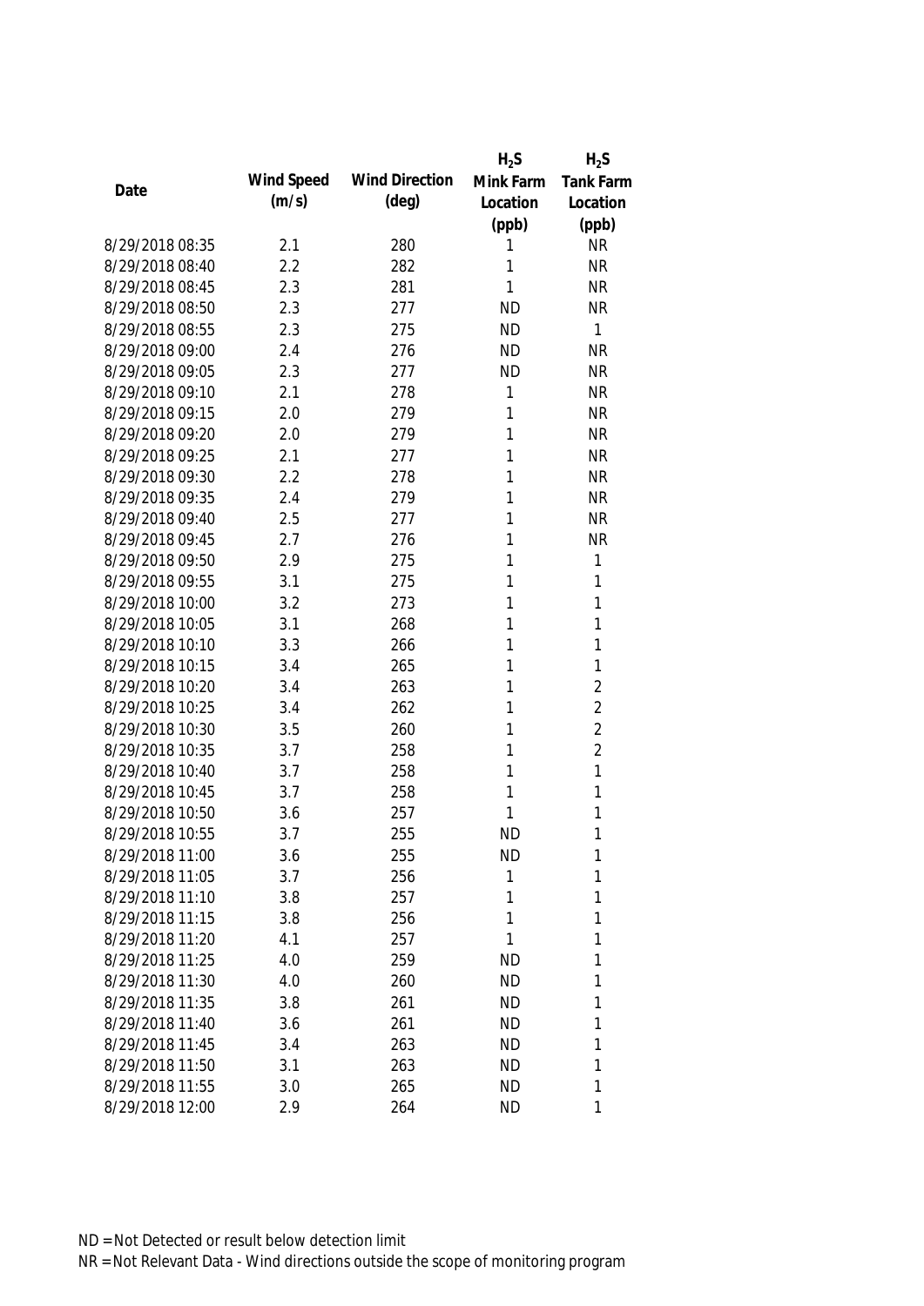| Date | Wind Speed (m/s) | Wind Direction (deg) | $H_2S$ Mink Farm Location (ppb) | $H_2S$ Tank Farm Location (ppb) |
|---|---|---|---|---|
| 8/29/2018 08:35 | 2.1 | 280 | 1 | NR |
| 8/29/2018 08:40 | 2.2 | 282 | 1 | NR |
| 8/29/2018 08:45 | 2.3 | 281 | 1 | NR |
| 8/29/2018 08:50 | 2.3 | 277 | ND | NR |
| 8/29/2018 08:55 | 2.3 | 275 | ND | 1 |
| 8/29/2018 09:00 | 2.4 | 276 | ND | NR |
| 8/29/2018 09:05 | 2.3 | 277 | ND | NR |
| 8/29/2018 09:10 | 2.1 | 278 | 1 | NR |
| 8/29/2018 09:15 | 2.0 | 279 | 1 | NR |
| 8/29/2018 09:20 | 2.0 | 279 | 1 | NR |
| 8/29/2018 09:25 | 2.1 | 277 | 1 | NR |
| 8/29/2018 09:30 | 2.2 | 278 | 1 | NR |
| 8/29/2018 09:35 | 2.4 | 279 | 1 | NR |
| 8/29/2018 09:40 | 2.5 | 277 | 1 | NR |
| 8/29/2018 09:45 | 2.7 | 276 | 1 | NR |
| 8/29/2018 09:50 | 2.9 | 275 | 1 | 1 |
| 8/29/2018 09:55 | 3.1 | 275 | 1 | 1 |
| 8/29/2018 10:00 | 3.2 | 273 | 1 | 1 |
| 8/29/2018 10:05 | 3.1 | 268 | 1 | 1 |
| 8/29/2018 10:10 | 3.3 | 266 | 1 | 1 |
| 8/29/2018 10:15 | 3.4 | 265 | 1 | 1 |
| 8/29/2018 10:20 | 3.4 | 263 | 1 | 2 |
| 8/29/2018 10:25 | 3.4 | 262 | 1 | 2 |
| 8/29/2018 10:30 | 3.5 | 260 | 1 | 2 |
| 8/29/2018 10:35 | 3.7 | 258 | 1 | 2 |
| 8/29/2018 10:40 | 3.7 | 258 | 1 | 1 |
| 8/29/2018 10:45 | 3.7 | 258 | 1 | 1 |
| 8/29/2018 10:50 | 3.6 | 257 | 1 | 1 |
| 8/29/2018 10:55 | 3.7 | 255 | ND | 1 |
| 8/29/2018 11:00 | 3.6 | 255 | ND | 1 |
| 8/29/2018 11:05 | 3.7 | 256 | 1 | 1 |
| 8/29/2018 11:10 | 3.8 | 257 | 1 | 1 |
| 8/29/2018 11:15 | 3.8 | 256 | 1 | 1 |
| 8/29/2018 11:20 | 4.1 | 257 | 1 | 1 |
| 8/29/2018 11:25 | 4.0 | 259 | ND | 1 |
| 8/29/2018 11:30 | 4.0 | 260 | ND | 1 |
| 8/29/2018 11:35 | 3.8 | 261 | ND | 1 |
| 8/29/2018 11:40 | 3.6 | 261 | ND | 1 |
| 8/29/2018 11:45 | 3.4 | 263 | ND | 1 |
| 8/29/2018 11:50 | 3.1 | 263 | ND | 1 |
| 8/29/2018 11:55 | 3.0 | 265 | ND | 1 |
| 8/29/2018 12:00 | 2.9 | 264 | ND | 1 |

ND = Not Detected or result below detection limit

NR = Not Relevant Data - Wind directions outside the scope of monitoring program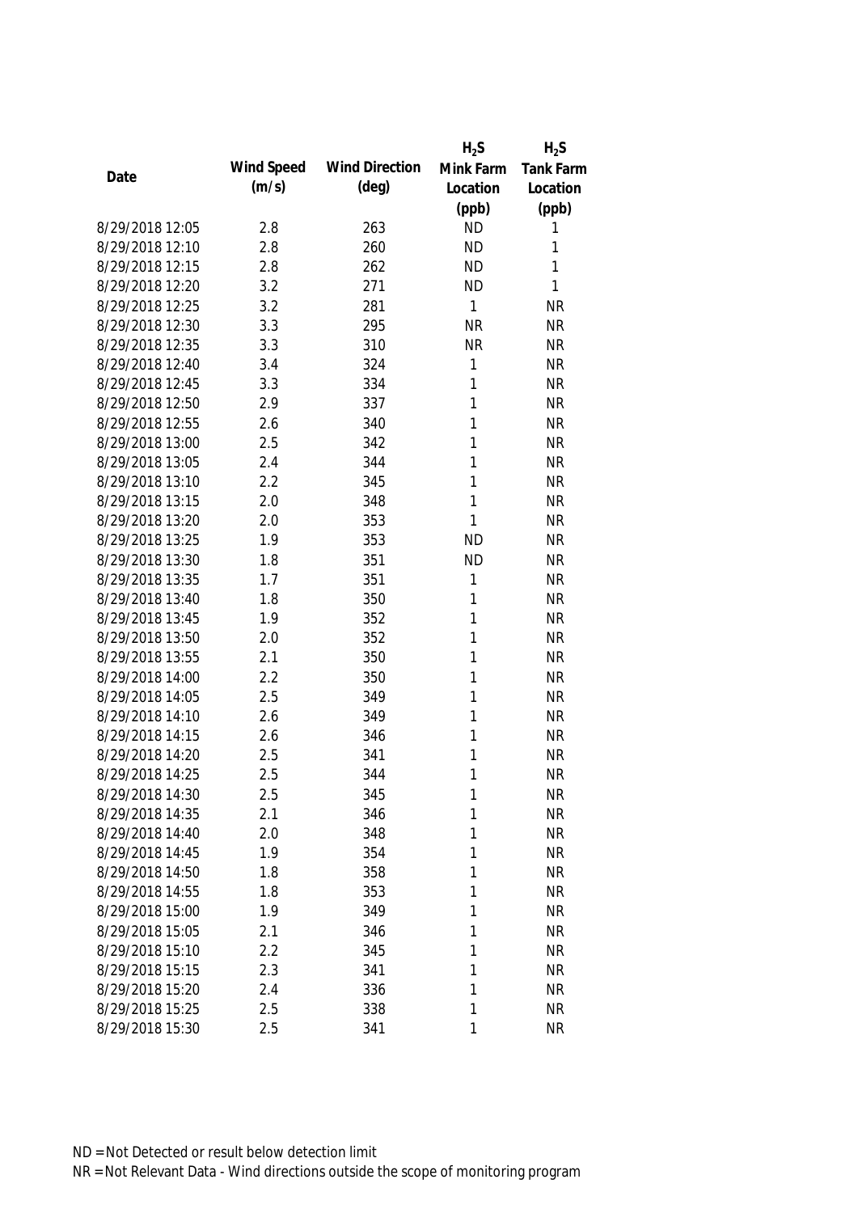| Date | Wind Speed (m/s) | Wind Direction (deg) | $H_2S$ Mink Farm Location (ppb) | $H_2S$ Tank Farm Location (ppb) |
|---|---|---|---|---|
| 8/29/2018 12:05 | 2.8 | 263 | ND | 1 |
| 8/29/2018 12:10 | 2.8 | 260 | ND | 1 |
| 8/29/2018 12:15 | 2.8 | 262 | ND | 1 |
| 8/29/2018 12:20 | 3.2 | 271 | ND | 1 |
| 8/29/2018 12:25 | 3.2 | 281 | 1 | NR |
| 8/29/2018 12:30 | 3.3 | 295 | NR | NR |
| 8/29/2018 12:35 | 3.3 | 310 | NR | NR |
| 8/29/2018 12:40 | 3.4 | 324 | 1 | NR |
| 8/29/2018 12:45 | 3.3 | 334 | 1 | NR |
| 8/29/2018 12:50 | 2.9 | 337 | 1 | NR |
| 8/29/2018 12:55 | 2.6 | 340 | 1 | NR |
| 8/29/2018 13:00 | 2.5 | 342 | 1 | NR |
| 8/29/2018 13:05 | 2.4 | 344 | 1 | NR |
| 8/29/2018 13:10 | 2.2 | 345 | 1 | NR |
| 8/29/2018 13:15 | 2.0 | 348 | 1 | NR |
| 8/29/2018 13:20 | 2.0 | 353 | 1 | NR |
| 8/29/2018 13:25 | 1.9 | 353 | ND | NR |
| 8/29/2018 13:30 | 1.8 | 351 | ND | NR |
| 8/29/2018 13:35 | 1.7 | 351 | 1 | NR |
| 8/29/2018 13:40 | 1.8 | 350 | 1 | NR |
| 8/29/2018 13:45 | 1.9 | 352 | 1 | NR |
| 8/29/2018 13:50 | 2.0 | 352 | 1 | NR |
| 8/29/2018 13:55 | 2.1 | 350 | 1 | NR |
| 8/29/2018 14:00 | 2.2 | 350 | 1 | NR |
| 8/29/2018 14:05 | 2.5 | 349 | 1 | NR |
| 8/29/2018 14:10 | 2.6 | 349 | 1 | NR |
| 8/29/2018 14:15 | 2.6 | 346 | 1 | NR |
| 8/29/2018 14:20 | 2.5 | 341 | 1 | NR |
| 8/29/2018 14:25 | 2.5 | 344 | 1 | NR |
| 8/29/2018 14:30 | 2.5 | 345 | 1 | NR |
| 8/29/2018 14:35 | 2.1 | 346 | 1 | NR |
| 8/29/2018 14:40 | 2.0 | 348 | 1 | NR |
| 8/29/2018 14:45 | 1.9 | 354 | 1 | NR |
| 8/29/2018 14:50 | 1.8 | 358 | 1 | NR |
| 8/29/2018 14:55 | 1.8 | 353 | 1 | NR |
| 8/29/2018 15:00 | 1.9 | 349 | 1 | NR |
| 8/29/2018 15:05 | 2.1 | 346 | 1 | NR |
| 8/29/2018 15:10 | 2.2 | 345 | 1 | NR |
| 8/29/2018 15:15 | 2.3 | 341 | 1 | NR |
| 8/29/2018 15:20 | 2.4 | 336 | 1 | NR |
| 8/29/2018 15:25 | 2.5 | 338 | 1 | NR |
| 8/29/2018 15:30 | 2.5 | 341 | 1 | NR |

ND = Not Detected or result below detection limit

NR = Not Relevant Data - Wind directions outside the scope of monitoring program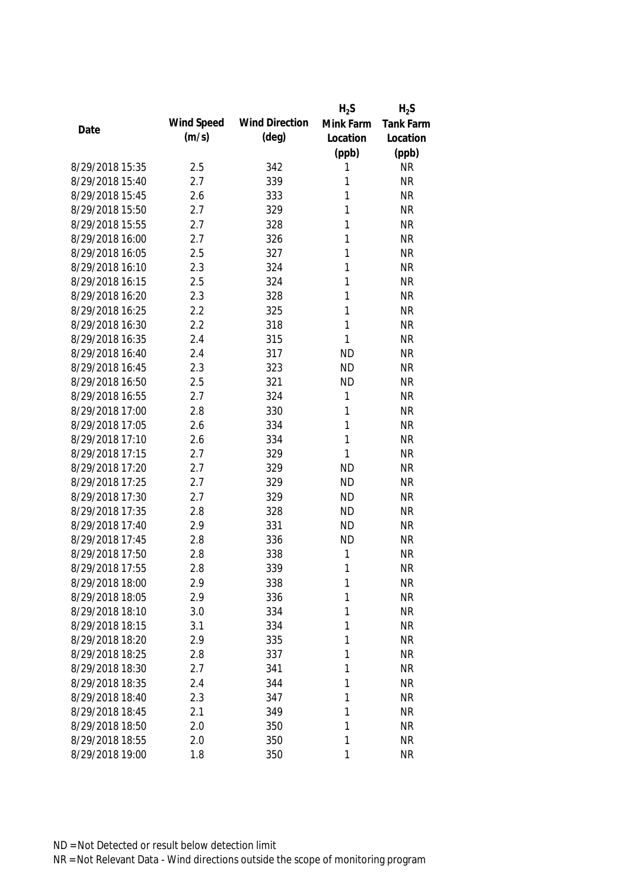| Date | Wind Speed (m/s) | Wind Direction (deg) | $H_2S$ Mink Farm Location (ppb) | $H_2S$ Tank Farm Location (ppb) |
|---|---|---|---|---|
| 8/29/2018 15:35 | 2.5 | 342 | 1 | NR |
| 8/29/2018 15:40 | 2.7 | 339 | 1 | NR |
| 8/29/2018 15:45 | 2.6 | 333 | 1 | NR |
| 8/29/2018 15:50 | 2.7 | 329 | 1 | NR |
| 8/29/2018 15:55 | 2.7 | 328 | 1 | NR |
| 8/29/2018 16:00 | 2.7 | 326 | 1 | NR |
| 8/29/2018 16:05 | 2.5 | 327 | 1 | NR |
| 8/29/2018 16:10 | 2.3 | 324 | 1 | NR |
| 8/29/2018 16:15 | 2.5 | 324 | 1 | NR |
| 8/29/2018 16:20 | 2.3 | 328 | 1 | NR |
| 8/29/2018 16:25 | 2.2 | 325 | 1 | NR |
| 8/29/2018 16:30 | 2.2 | 318 | 1 | NR |
| 8/29/2018 16:35 | 2.4 | 315 | 1 | NR |
| 8/29/2018 16:40 | 2.4 | 317 | ND | NR |
| 8/29/2018 16:45 | 2.3 | 323 | ND | NR |
| 8/29/2018 16:50 | 2.5 | 321 | ND | NR |
| 8/29/2018 16:55 | 2.7 | 324 | 1 | NR |
| 8/29/2018 17:00 | 2.8 | 330 | 1 | NR |
| 8/29/2018 17:05 | 2.6 | 334 | 1 | NR |
| 8/29/2018 17:10 | 2.6 | 334 | 1 | NR |
| 8/29/2018 17:15 | 2.7 | 329 | 1 | NR |
| 8/29/2018 17:20 | 2.7 | 329 | ND | NR |
| 8/29/2018 17:25 | 2.7 | 329 | ND | NR |
| 8/29/2018 17:30 | 2.7 | 329 | ND | NR |
| 8/29/2018 17:35 | 2.8 | 328 | ND | NR |
| 8/29/2018 17:40 | 2.9 | 331 | ND | NR |
| 8/29/2018 17:45 | 2.8 | 336 | ND | NR |
| 8/29/2018 17:50 | 2.8 | 338 | 1 | NR |
| 8/29/2018 17:55 | 2.8 | 339 | 1 | NR |
| 8/29/2018 18:00 | 2.9 | 338 | 1 | NR |
| 8/29/2018 18:05 | 2.9 | 336 | 1 | NR |
| 8/29/2018 18:10 | 3.0 | 334 | 1 | NR |
| 8/29/2018 18:15 | 3.1 | 334 | 1 | NR |
| 8/29/2018 18:20 | 2.9 | 335 | 1 | NR |
| 8/29/2018 18:25 | 2.8 | 337 | 1 | NR |
| 8/29/2018 18:30 | 2.7 | 341 | 1 | NR |
| 8/29/2018 18:35 | 2.4 | 344 | 1 | NR |
| 8/29/2018 18:40 | 2.3 | 347 | 1 | NR |
| 8/29/2018 18:45 | 2.1 | 349 | 1 | NR |
| 8/29/2018 18:50 | 2.0 | 350 | 1 | NR |
| 8/29/2018 18:55 | 2.0 | 350 | 1 | NR |
| 8/29/2018 19:00 | 1.8 | 350 | 1 | NR |

ND = Not Detected or result below detection limit

NR = Not Relevant Data - Wind directions outside the scope of monitoring program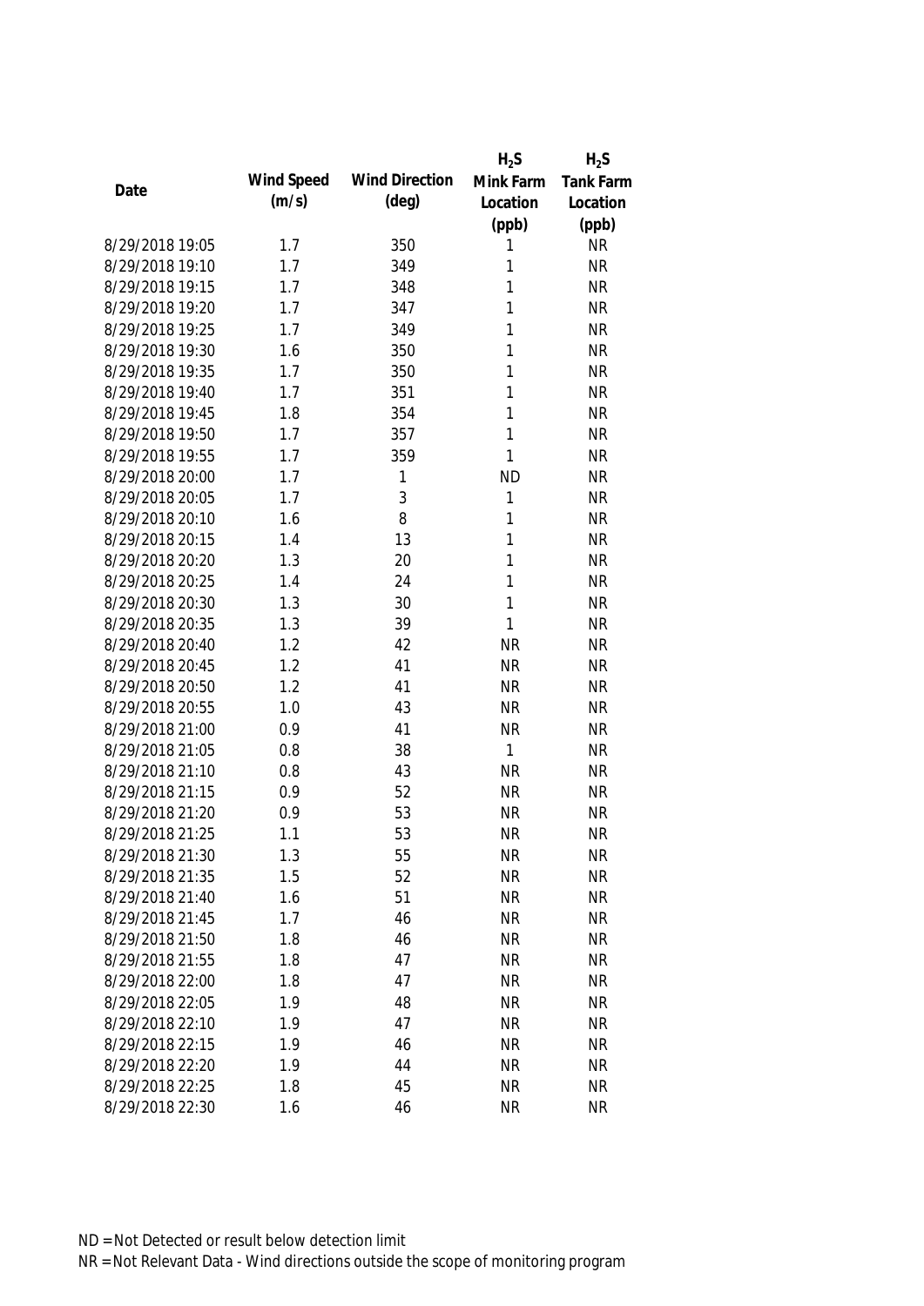| Date | Wind Speed (m/s) | Wind Direction (deg) | $H_2S$ Mink Farm Location (ppb) | $H_2S$ Tank Farm Location (ppb) |
|---|---|---|---|---|
| 8/29/2018 19:05 | 1.7 | 350 | 1 | NR |
| 8/29/2018 19:10 | 1.7 | 349 | 1 | NR |
| 8/29/2018 19:15 | 1.7 | 348 | 1 | NR |
| 8/29/2018 19:20 | 1.7 | 347 | 1 | NR |
| 8/29/2018 19:25 | 1.7 | 349 | 1 | NR |
| 8/29/2018 19:30 | 1.6 | 350 | 1 | NR |
| 8/29/2018 19:35 | 1.7 | 350 | 1 | NR |
| 8/29/2018 19:40 | 1.7 | 351 | 1 | NR |
| 8/29/2018 19:45 | 1.8 | 354 | 1 | NR |
| 8/29/2018 19:50 | 1.7 | 357 | 1 | NR |
| 8/29/2018 19:55 | 1.7 | 359 | 1 | NR |
| 8/29/2018 20:00 | 1.7 | 1 | ND | NR |
| 8/29/2018 20:05 | 1.7 | 3 | 1 | NR |
| 8/29/2018 20:10 | 1.6 | 8 | 1 | NR |
| 8/29/2018 20:15 | 1.4 | 13 | 1 | NR |
| 8/29/2018 20:20 | 1.3 | 20 | 1 | NR |
| 8/29/2018 20:25 | 1.4 | 24 | 1 | NR |
| 8/29/2018 20:30 | 1.3 | 30 | 1 | NR |
| 8/29/2018 20:35 | 1.3 | 39 | 1 | NR |
| 8/29/2018 20:40 | 1.2 | 42 | NR | NR |
| 8/29/2018 20:45 | 1.2 | 41 | NR | NR |
| 8/29/2018 20:50 | 1.2 | 41 | NR | NR |
| 8/29/2018 20:55 | 1.0 | 43 | NR | NR |
| 8/29/2018 21:00 | 0.9 | 41 | NR | NR |
| 8/29/2018 21:05 | 0.8 | 38 | 1 | NR |
| 8/29/2018 21:10 | 0.8 | 43 | NR | NR |
| 8/29/2018 21:15 | 0.9 | 52 | NR | NR |
| 8/29/2018 21:20 | 0.9 | 53 | NR | NR |
| 8/29/2018 21:25 | 1.1 | 53 | NR | NR |
| 8/29/2018 21:30 | 1.3 | 55 | NR | NR |
| 8/29/2018 21:35 | 1.5 | 52 | NR | NR |
| 8/29/2018 21:40 | 1.6 | 51 | NR | NR |
| 8/29/2018 21:45 | 1.7 | 46 | NR | NR |
| 8/29/2018 21:50 | 1.8 | 46 | NR | NR |
| 8/29/2018 21:55 | 1.8 | 47 | NR | NR |
| 8/29/2018 22:00 | 1.8 | 47 | NR | NR |
| 8/29/2018 22:05 | 1.9 | 48 | NR | NR |
| 8/29/2018 22:10 | 1.9 | 47 | NR | NR |
| 8/29/2018 22:15 | 1.9 | 46 | NR | NR |
| 8/29/2018 22:20 | 1.9 | 44 | NR | NR |
| 8/29/2018 22:25 | 1.8 | 45 | NR | NR |
| 8/29/2018 22:30 | 1.6 | 46 | NR | NR |

ND = Not Detected or result below detection limit

NR = Not Relevant Data - Wind directions outside the scope of monitoring program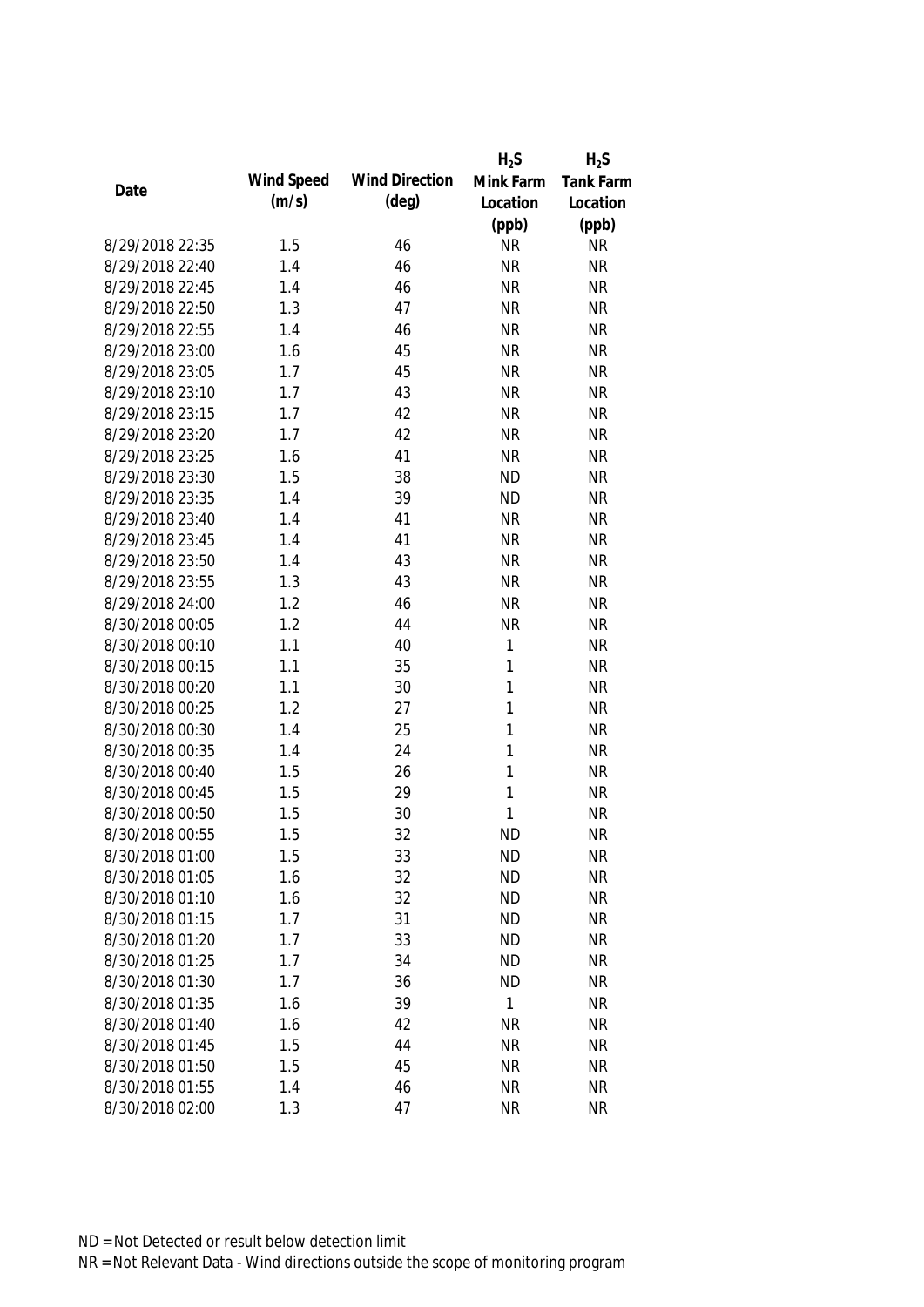| Date | Wind Speed (m/s) | Wind Direction (deg) | $H_2S$ Mink Farm Location (ppb) | $H_2S$ Tank Farm Location (ppb) |
|---|---|---|---|---|
| 8/29/2018 22:35 | 1.5 | 46 | NR | NR |
| 8/29/2018 22:40 | 1.4 | 46 | NR | NR |
| 8/29/2018 22:45 | 1.4 | 46 | NR | NR |
| 8/29/2018 22:50 | 1.3 | 47 | NR | NR |
| 8/29/2018 22:55 | 1.4 | 46 | NR | NR |
| 8/29/2018 23:00 | 1.6 | 45 | NR | NR |
| 8/29/2018 23:05 | 1.7 | 45 | NR | NR |
| 8/29/2018 23:10 | 1.7 | 43 | NR | NR |
| 8/29/2018 23:15 | 1.7 | 42 | NR | NR |
| 8/29/2018 23:20 | 1.7 | 42 | NR | NR |
| 8/29/2018 23:25 | 1.6 | 41 | NR | NR |
| 8/29/2018 23:30 | 1.5 | 38 | ND | NR |
| 8/29/2018 23:35 | 1.4 | 39 | ND | NR |
| 8/29/2018 23:40 | 1.4 | 41 | NR | NR |
| 8/29/2018 23:45 | 1.4 | 41 | NR | NR |
| 8/29/2018 23:50 | 1.4 | 43 | NR | NR |
| 8/29/2018 23:55 | 1.3 | 43 | NR | NR |
| 8/29/2018 24:00 | 1.2 | 46 | NR | NR |
| 8/30/2018 00:05 | 1.2 | 44 | NR | NR |
| 8/30/2018 00:10 | 1.1 | 40 | 1 | NR |
| 8/30/2018 00:15 | 1.1 | 35 | 1 | NR |
| 8/30/2018 00:20 | 1.1 | 30 | 1 | NR |
| 8/30/2018 00:25 | 1.2 | 27 | 1 | NR |
| 8/30/2018 00:30 | 1.4 | 25 | 1 | NR |
| 8/30/2018 00:35 | 1.4 | 24 | 1 | NR |
| 8/30/2018 00:40 | 1.5 | 26 | 1 | NR |
| 8/30/2018 00:45 | 1.5 | 29 | 1 | NR |
| 8/30/2018 00:50 | 1.5 | 30 | 1 | NR |
| 8/30/2018 00:55 | 1.5 | 32 | ND | NR |
| 8/30/2018 01:00 | 1.5 | 33 | ND | NR |
| 8/30/2018 01:05 | 1.6 | 32 | ND | NR |
| 8/30/2018 01:10 | 1.6 | 32 | ND | NR |
| 8/30/2018 01:15 | 1.7 | 31 | ND | NR |
| 8/30/2018 01:20 | 1.7 | 33 | ND | NR |
| 8/30/2018 01:25 | 1.7 | 34 | ND | NR |
| 8/30/2018 01:30 | 1.7 | 36 | ND | NR |
| 8/30/2018 01:35 | 1.6 | 39 | 1 | NR |
| 8/30/2018 01:40 | 1.6 | 42 | NR | NR |
| 8/30/2018 01:45 | 1.5 | 44 | NR | NR |
| 8/30/2018 01:50 | 1.5 | 45 | NR | NR |
| 8/30/2018 01:55 | 1.4 | 46 | NR | NR |
| 8/30/2018 02:00 | 1.3 | 47 | NR | NR |

ND = Not Detected or result below detection limit

NR = Not Relevant Data - Wind directions outside the scope of monitoring program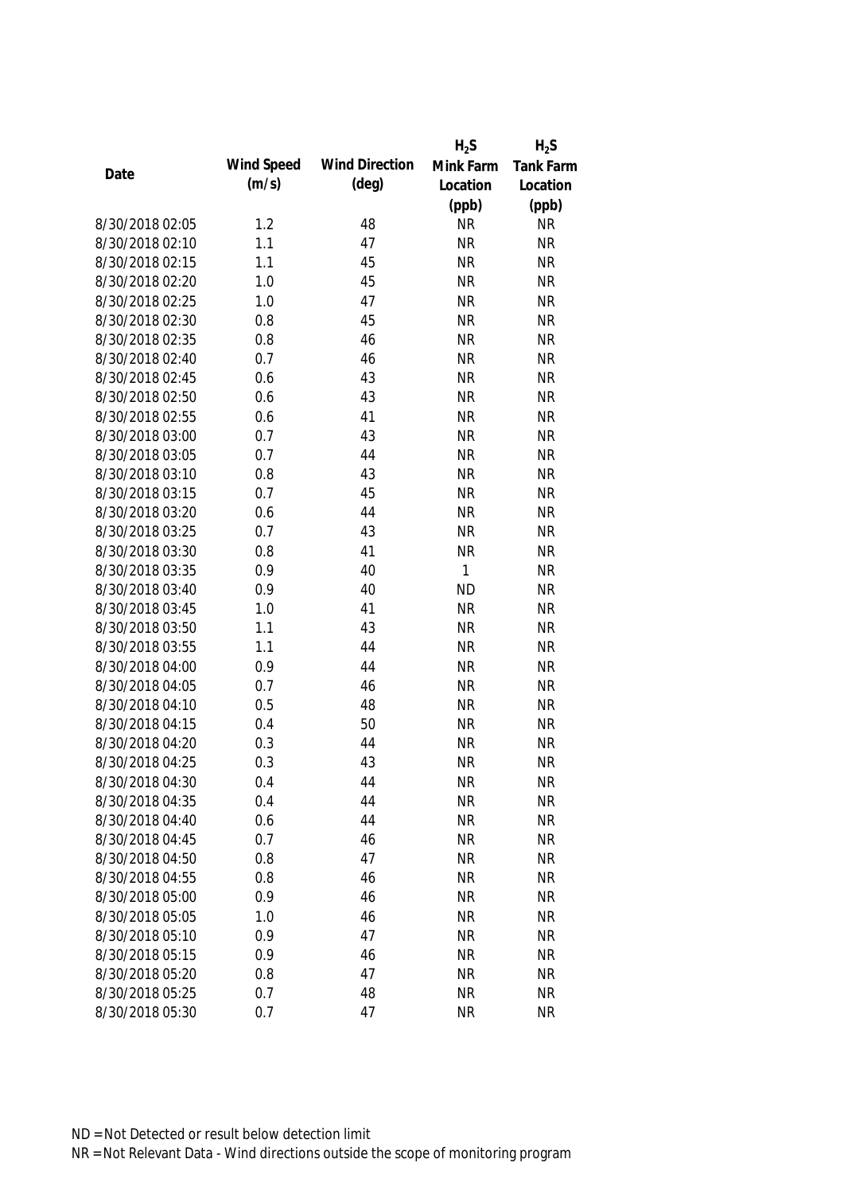| Date | Wind Speed (m/s) | Wind Direction (deg) | $H_2S$ Mink Farm Location (ppb) | $H_2S$ Tank Farm Location (ppb) |
|---|---|---|---|---|
| 8/30/2018 02:05 | 1.2 | 48 | NR | NR |
| 8/30/2018 02:10 | 1.1 | 47 | NR | NR |
| 8/30/2018 02:15 | 1.1 | 45 | NR | NR |
| 8/30/2018 02:20 | 1.0 | 45 | NR | NR |
| 8/30/2018 02:25 | 1.0 | 47 | NR | NR |
| 8/30/2018 02:30 | 0.8 | 45 | NR | NR |
| 8/30/2018 02:35 | 0.8 | 46 | NR | NR |
| 8/30/2018 02:40 | 0.7 | 46 | NR | NR |
| 8/30/2018 02:45 | 0.6 | 43 | NR | NR |
| 8/30/2018 02:50 | 0.6 | 43 | NR | NR |
| 8/30/2018 02:55 | 0.6 | 41 | NR | NR |
| 8/30/2018 03:00 | 0.7 | 43 | NR | NR |
| 8/30/2018 03:05 | 0.7 | 44 | NR | NR |
| 8/30/2018 03:10 | 0.8 | 43 | NR | NR |
| 8/30/2018 03:15 | 0.7 | 45 | NR | NR |
| 8/30/2018 03:20 | 0.6 | 44 | NR | NR |
| 8/30/2018 03:25 | 0.7 | 43 | NR | NR |
| 8/30/2018 03:30 | 0.8 | 41 | NR | NR |
| 8/30/2018 03:35 | 0.9 | 40 | 1 | NR |
| 8/30/2018 03:40 | 0.9 | 40 | ND | NR |
| 8/30/2018 03:45 | 1.0 | 41 | NR | NR |
| 8/30/2018 03:50 | 1.1 | 43 | NR | NR |
| 8/30/2018 03:55 | 1.1 | 44 | NR | NR |
| 8/30/2018 04:00 | 0.9 | 44 | NR | NR |
| 8/30/2018 04:05 | 0.7 | 46 | NR | NR |
| 8/30/2018 04:10 | 0.5 | 48 | NR | NR |
| 8/30/2018 04:15 | 0.4 | 50 | NR | NR |
| 8/30/2018 04:20 | 0.3 | 44 | NR | NR |
| 8/30/2018 04:25 | 0.3 | 43 | NR | NR |
| 8/30/2018 04:30 | 0.4 | 44 | NR | NR |
| 8/30/2018 04:35 | 0.4 | 44 | NR | NR |
| 8/30/2018 04:40 | 0.6 | 44 | NR | NR |
| 8/30/2018 04:45 | 0.7 | 46 | NR | NR |
| 8/30/2018 04:50 | 0.8 | 47 | NR | NR |
| 8/30/2018 04:55 | 0.8 | 46 | NR | NR |
| 8/30/2018 05:00 | 0.9 | 46 | NR | NR |
| 8/30/2018 05:05 | 1.0 | 46 | NR | NR |
| 8/30/2018 05:10 | 0.9 | 47 | NR | NR |
| 8/30/2018 05:15 | 0.9 | 46 | NR | NR |
| 8/30/2018 05:20 | 0.8 | 47 | NR | NR |
| 8/30/2018 05:25 | 0.7 | 48 | NR | NR |
| 8/30/2018 05:30 | 0.7 | 47 | NR | NR |

ND = Not Detected or result below detection limit
NR = Not Relevant Data - Wind directions outside the scope of monitoring program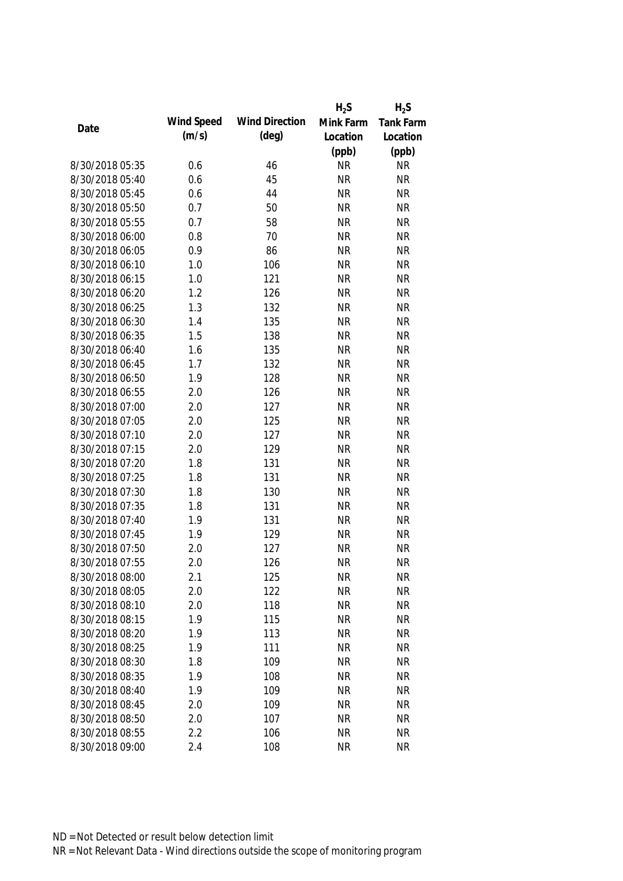| Date | Wind Speed (m/s) | Wind Direction (deg) | $H_2S$ Mink Farm Location (ppb) | $H_2S$ Tank Farm Location (ppb) |
|---|---|---|---|---|
| 8/30/2018 05:35 | 0.6 | 46 | NR | NR |
| 8/30/2018 05:40 | 0.6 | 45 | NR | NR |
| 8/30/2018 05:45 | 0.6 | 44 | NR | NR |
| 8/30/2018 05:50 | 0.7 | 50 | NR | NR |
| 8/30/2018 05:55 | 0.7 | 58 | NR | NR |
| 8/30/2018 06:00 | 0.8 | 70 | NR | NR |
| 8/30/2018 06:05 | 0.9 | 86 | NR | NR |
| 8/30/2018 06:10 | 1.0 | 106 | NR | NR |
| 8/30/2018 06:15 | 1.0 | 121 | NR | NR |
| 8/30/2018 06:20 | 1.2 | 126 | NR | NR |
| 8/30/2018 06:25 | 1.3 | 132 | NR | NR |
| 8/30/2018 06:30 | 1.4 | 135 | NR | NR |
| 8/30/2018 06:35 | 1.5 | 138 | NR | NR |
| 8/30/2018 06:40 | 1.6 | 135 | NR | NR |
| 8/30/2018 06:45 | 1.7 | 132 | NR | NR |
| 8/30/2018 06:50 | 1.9 | 128 | NR | NR |
| 8/30/2018 06:55 | 2.0 | 126 | NR | NR |
| 8/30/2018 07:00 | 2.0 | 127 | NR | NR |
| 8/30/2018 07:05 | 2.0 | 125 | NR | NR |
| 8/30/2018 07:10 | 2.0 | 127 | NR | NR |
| 8/30/2018 07:15 | 2.0 | 129 | NR | NR |
| 8/30/2018 07:20 | 1.8 | 131 | NR | NR |
| 8/30/2018 07:25 | 1.8 | 131 | NR | NR |
| 8/30/2018 07:30 | 1.8 | 130 | NR | NR |
| 8/30/2018 07:35 | 1.8 | 131 | NR | NR |
| 8/30/2018 07:40 | 1.9 | 131 | NR | NR |
| 8/30/2018 07:45 | 1.9 | 129 | NR | NR |
| 8/30/2018 07:50 | 2.0 | 127 | NR | NR |
| 8/30/2018 07:55 | 2.0 | 126 | NR | NR |
| 8/30/2018 08:00 | 2.1 | 125 | NR | NR |
| 8/30/2018 08:05 | 2.0 | 122 | NR | NR |
| 8/30/2018 08:10 | 2.0 | 118 | NR | NR |
| 8/30/2018 08:15 | 1.9 | 115 | NR | NR |
| 8/30/2018 08:20 | 1.9 | 113 | NR | NR |
| 8/30/2018 08:25 | 1.9 | 111 | NR | NR |
| 8/30/2018 08:30 | 1.8 | 109 | NR | NR |
| 8/30/2018 08:35 | 1.9 | 108 | NR | NR |
| 8/30/2018 08:40 | 1.9 | 109 | NR | NR |
| 8/30/2018 08:45 | 2.0 | 109 | NR | NR |
| 8/30/2018 08:50 | 2.0 | 107 | NR | NR |
| 8/30/2018 08:55 | 2.2 | 106 | NR | NR |
| 8/30/2018 09:00 | 2.4 | 108 | NR | NR |

ND = Not Detected or result below detection limit
NR = Not Relevant Data - Wind directions outside the scope of monitoring program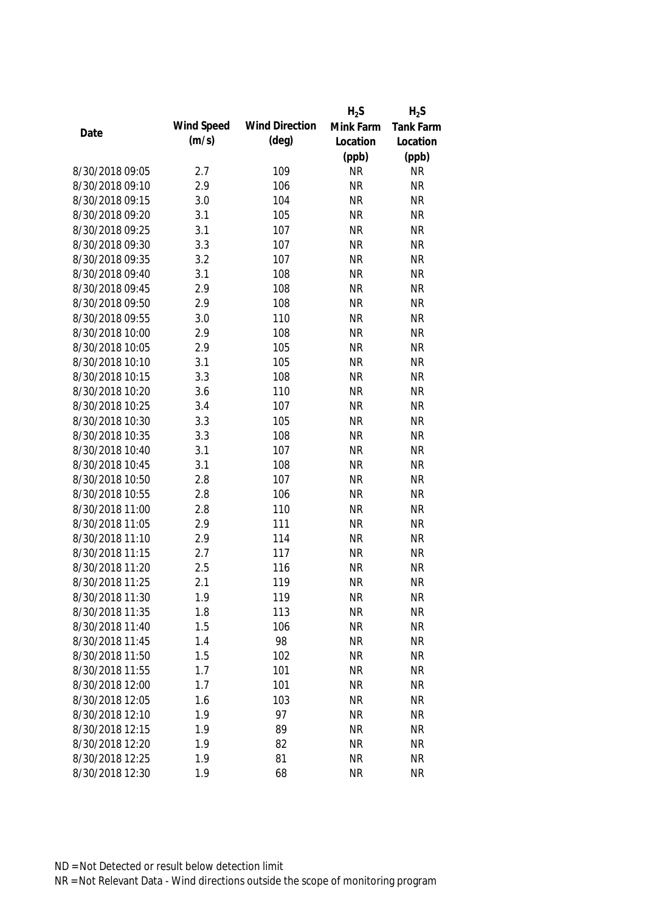| Date | Wind Speed (m/s) | Wind Direction (deg) | $H_2S$ Mink Farm Location (ppb) | $H_2S$ Tank Farm Location (ppb) |
|---|---|---|---|---|
| 8/30/2018 09:05 | 2.7 | 109 | NR | NR |
| 8/30/2018 09:10 | 2.9 | 106 | NR | NR |
| 8/30/2018 09:15 | 3.0 | 104 | NR | NR |
| 8/30/2018 09:20 | 3.1 | 105 | NR | NR |
| 8/30/2018 09:25 | 3.1 | 107 | NR | NR |
| 8/30/2018 09:30 | 3.3 | 107 | NR | NR |
| 8/30/2018 09:35 | 3.2 | 107 | NR | NR |
| 8/30/2018 09:40 | 3.1 | 108 | NR | NR |
| 8/30/2018 09:45 | 2.9 | 108 | NR | NR |
| 8/30/2018 09:50 | 2.9 | 108 | NR | NR |
| 8/30/2018 09:55 | 3.0 | 110 | NR | NR |
| 8/30/2018 10:00 | 2.9 | 108 | NR | NR |
| 8/30/2018 10:05 | 2.9 | 105 | NR | NR |
| 8/30/2018 10:10 | 3.1 | 105 | NR | NR |
| 8/30/2018 10:15 | 3.3 | 108 | NR | NR |
| 8/30/2018 10:20 | 3.6 | 110 | NR | NR |
| 8/30/2018 10:25 | 3.4 | 107 | NR | NR |
| 8/30/2018 10:30 | 3.3 | 105 | NR | NR |
| 8/30/2018 10:35 | 3.3 | 108 | NR | NR |
| 8/30/2018 10:40 | 3.1 | 107 | NR | NR |
| 8/30/2018 10:45 | 3.1 | 108 | NR | NR |
| 8/30/2018 10:50 | 2.8 | 107 | NR | NR |
| 8/30/2018 10:55 | 2.8 | 106 | NR | NR |
| 8/30/2018 11:00 | 2.8 | 110 | NR | NR |
| 8/30/2018 11:05 | 2.9 | 111 | NR | NR |
| 8/30/2018 11:10 | 2.9 | 114 | NR | NR |
| 8/30/2018 11:15 | 2.7 | 117 | NR | NR |
| 8/30/2018 11:20 | 2.5 | 116 | NR | NR |
| 8/30/2018 11:25 | 2.1 | 119 | NR | NR |
| 8/30/2018 11:30 | 1.9 | 119 | NR | NR |
| 8/30/2018 11:35 | 1.8 | 113 | NR | NR |
| 8/30/2018 11:40 | 1.5 | 106 | NR | NR |
| 8/30/2018 11:45 | 1.4 | 98 | NR | NR |
| 8/30/2018 11:50 | 1.5 | 102 | NR | NR |
| 8/30/2018 11:55 | 1.7 | 101 | NR | NR |
| 8/30/2018 12:00 | 1.7 | 101 | NR | NR |
| 8/30/2018 12:05 | 1.6 | 103 | NR | NR |
| 8/30/2018 12:10 | 1.9 | 97 | NR | NR |
| 8/30/2018 12:15 | 1.9 | 89 | NR | NR |
| 8/30/2018 12:20 | 1.9 | 82 | NR | NR |
| 8/30/2018 12:25 | 1.9 | 81 | NR | NR |
| 8/30/2018 12:30 | 1.9 | 68 | NR | NR |

ND = Not Detected or result below detection limit

NR = Not Relevant Data - Wind directions outside the scope of monitoring program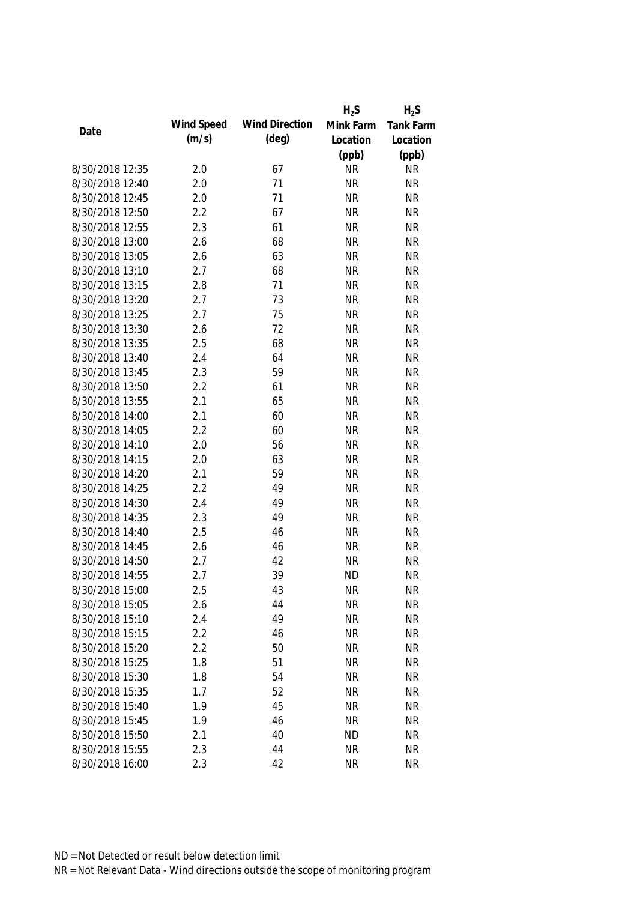| Date | Wind Speed (m/s) | Wind Direction (deg) | $H_2S$ Mink Farm Location (ppb) | $H_2S$ Tank Farm Location (ppb) |
|---|---|---|---|---|
| 8/30/2018 12:35 | 2.0 | 67 | NR | NR |
| 8/30/2018 12:40 | 2.0 | 71 | NR | NR |
| 8/30/2018 12:45 | 2.0 | 71 | NR | NR |
| 8/30/2018 12:50 | 2.2 | 67 | NR | NR |
| 8/30/2018 12:55 | 2.3 | 61 | NR | NR |
| 8/30/2018 13:00 | 2.6 | 68 | NR | NR |
| 8/30/2018 13:05 | 2.6 | 63 | NR | NR |
| 8/30/2018 13:10 | 2.7 | 68 | NR | NR |
| 8/30/2018 13:15 | 2.8 | 71 | NR | NR |
| 8/30/2018 13:20 | 2.7 | 73 | NR | NR |
| 8/30/2018 13:25 | 2.7 | 75 | NR | NR |
| 8/30/2018 13:30 | 2.6 | 72 | NR | NR |
| 8/30/2018 13:35 | 2.5 | 68 | NR | NR |
| 8/30/2018 13:40 | 2.4 | 64 | NR | NR |
| 8/30/2018 13:45 | 2.3 | 59 | NR | NR |
| 8/30/2018 13:50 | 2.2 | 61 | NR | NR |
| 8/30/2018 13:55 | 2.1 | 65 | NR | NR |
| 8/30/2018 14:00 | 2.1 | 60 | NR | NR |
| 8/30/2018 14:05 | 2.2 | 60 | NR | NR |
| 8/30/2018 14:10 | 2.0 | 56 | NR | NR |
| 8/30/2018 14:15 | 2.0 | 63 | NR | NR |
| 8/30/2018 14:20 | 2.1 | 59 | NR | NR |
| 8/30/2018 14:25 | 2.2 | 49 | NR | NR |
| 8/30/2018 14:30 | 2.4 | 49 | NR | NR |
| 8/30/2018 14:35 | 2.3 | 49 | NR | NR |
| 8/30/2018 14:40 | 2.5 | 46 | NR | NR |
| 8/30/2018 14:45 | 2.6 | 46 | NR | NR |
| 8/30/2018 14:50 | 2.7 | 42 | NR | NR |
| 8/30/2018 14:55 | 2.7 | 39 | ND | NR |
| 8/30/2018 15:00 | 2.5 | 43 | NR | NR |
| 8/30/2018 15:05 | 2.6 | 44 | NR | NR |
| 8/30/2018 15:10 | 2.4 | 49 | NR | NR |
| 8/30/2018 15:15 | 2.2 | 46 | NR | NR |
| 8/30/2018 15:20 | 2.2 | 50 | NR | NR |
| 8/30/2018 15:25 | 1.8 | 51 | NR | NR |
| 8/30/2018 15:30 | 1.8 | 54 | NR | NR |
| 8/30/2018 15:35 | 1.7 | 52 | NR | NR |
| 8/30/2018 15:40 | 1.9 | 45 | NR | NR |
| 8/30/2018 15:45 | 1.9 | 46 | NR | NR |
| 8/30/2018 15:50 | 2.1 | 40 | ND | NR |
| 8/30/2018 15:55 | 2.3 | 44 | NR | NR |
| 8/30/2018 16:00 | 2.3 | 42 | NR | NR |

ND = Not Detected or result below detection limit

NR = Not Relevant Data - Wind directions outside the scope of monitoring program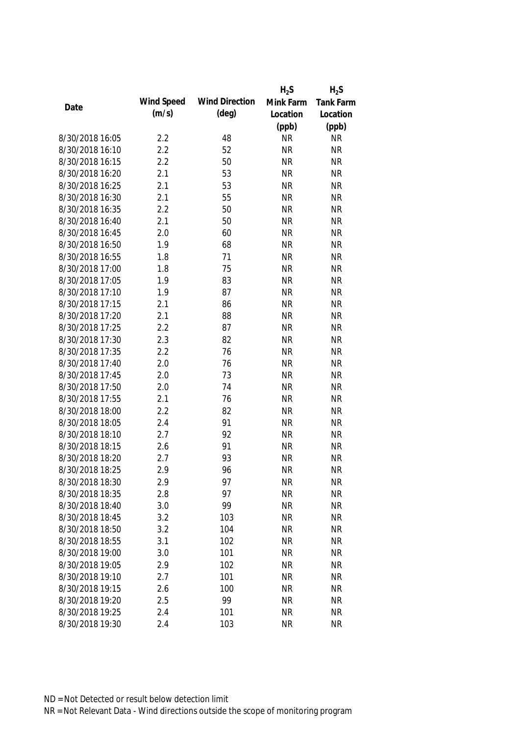| Date | Wind Speed (m/s) | Wind Direction (deg) | $H_2S$ Mink Farm Location (ppb) | $H_2S$ Tank Farm Location (ppb) |
|---|---|---|---|---|
| 8/30/2018 16:05 | 2.2 | 48 | NR | NR |
| 8/30/2018 16:10 | 2.2 | 52 | NR | NR |
| 8/30/2018 16:15 | 2.2 | 50 | NR | NR |
| 8/30/2018 16:20 | 2.1 | 53 | NR | NR |
| 8/30/2018 16:25 | 2.1 | 53 | NR | NR |
| 8/30/2018 16:30 | 2.1 | 55 | NR | NR |
| 8/30/2018 16:35 | 2.2 | 50 | NR | NR |
| 8/30/2018 16:40 | 2.1 | 50 | NR | NR |
| 8/30/2018 16:45 | 2.0 | 60 | NR | NR |
| 8/30/2018 16:50 | 1.9 | 68 | NR | NR |
| 8/30/2018 16:55 | 1.8 | 71 | NR | NR |
| 8/30/2018 17:00 | 1.8 | 75 | NR | NR |
| 8/30/2018 17:05 | 1.9 | 83 | NR | NR |
| 8/30/2018 17:10 | 1.9 | 87 | NR | NR |
| 8/30/2018 17:15 | 2.1 | 86 | NR | NR |
| 8/30/2018 17:20 | 2.1 | 88 | NR | NR |
| 8/30/2018 17:25 | 2.2 | 87 | NR | NR |
| 8/30/2018 17:30 | 2.3 | 82 | NR | NR |
| 8/30/2018 17:35 | 2.2 | 76 | NR | NR |
| 8/30/2018 17:40 | 2.0 | 76 | NR | NR |
| 8/30/2018 17:45 | 2.0 | 73 | NR | NR |
| 8/30/2018 17:50 | 2.0 | 74 | NR | NR |
| 8/30/2018 17:55 | 2.1 | 76 | NR | NR |
| 8/30/2018 18:00 | 2.2 | 82 | NR | NR |
| 8/30/2018 18:05 | 2.4 | 91 | NR | NR |
| 8/30/2018 18:10 | 2.7 | 92 | NR | NR |
| 8/30/2018 18:15 | 2.6 | 91 | NR | NR |
| 8/30/2018 18:20 | 2.7 | 93 | NR | NR |
| 8/30/2018 18:25 | 2.9 | 96 | NR | NR |
| 8/30/2018 18:30 | 2.9 | 97 | NR | NR |
| 8/30/2018 18:35 | 2.8 | 97 | NR | NR |
| 8/30/2018 18:40 | 3.0 | 99 | NR | NR |
| 8/30/2018 18:45 | 3.2 | 103 | NR | NR |
| 8/30/2018 18:50 | 3.2 | 104 | NR | NR |
| 8/30/2018 18:55 | 3.1 | 102 | NR | NR |
| 8/30/2018 19:00 | 3.0 | 101 | NR | NR |
| 8/30/2018 19:05 | 2.9 | 102 | NR | NR |
| 8/30/2018 19:10 | 2.7 | 101 | NR | NR |
| 8/30/2018 19:15 | 2.6 | 100 | NR | NR |
| 8/30/2018 19:20 | 2.5 | 99 | NR | NR |
| 8/30/2018 19:25 | 2.4 | 101 | NR | NR |
| 8/30/2018 19:30 | 2.4 | 103 | NR | NR |

ND = Not Detected or result below detection limit

NR = Not Relevant Data - Wind directions outside the scope of monitoring program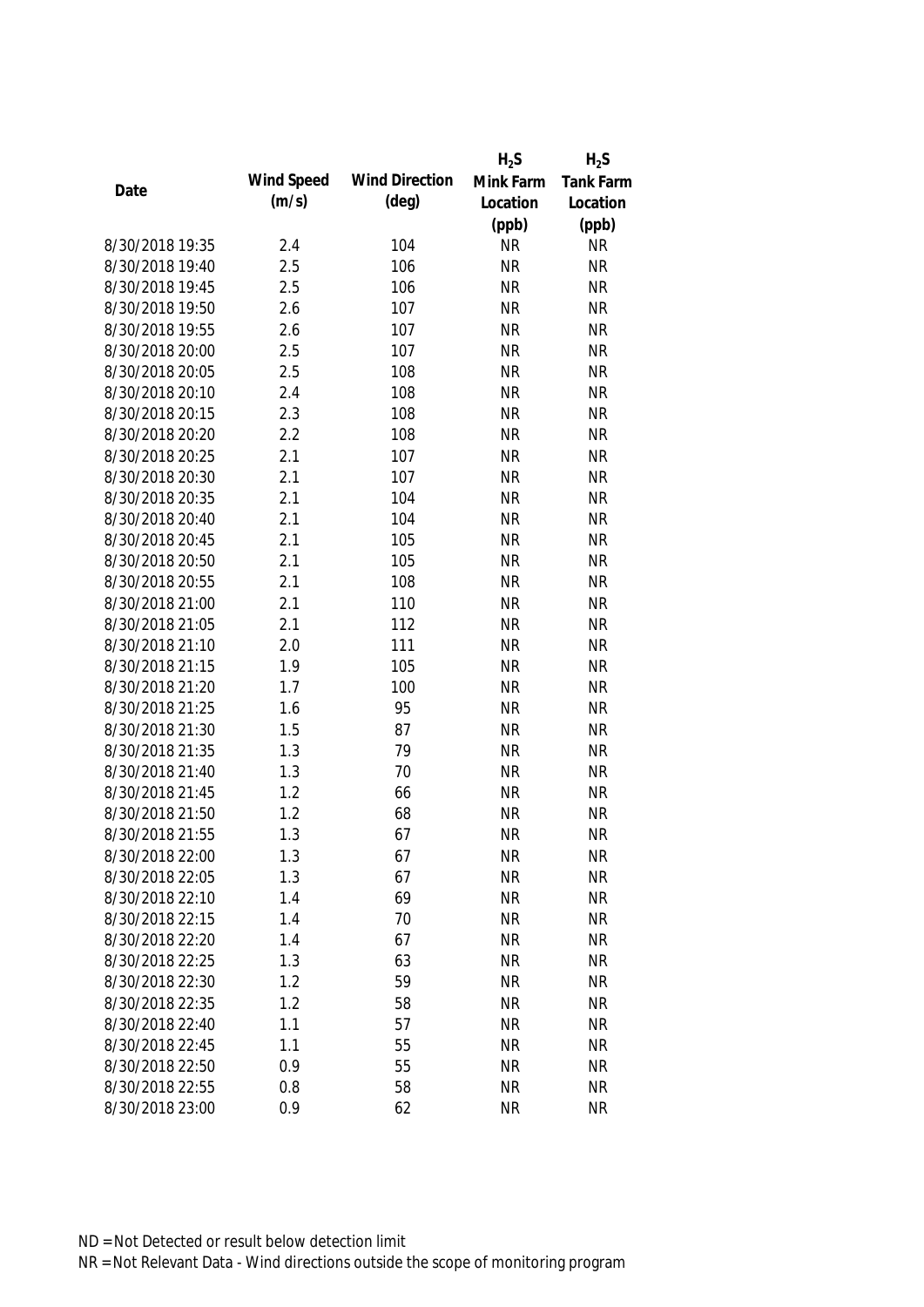| Date | Wind Speed (m/s) | Wind Direction (deg) | $H_2S$ Mink Farm Location (ppb) | $H_2S$ Tank Farm Location (ppb) |
|---|---|---|---|---|
| 8/30/2018 19:35 | 2.4 | 104 | NR | NR |
| 8/30/2018 19:40 | 2.5 | 106 | NR | NR |
| 8/30/2018 19:45 | 2.5 | 106 | NR | NR |
| 8/30/2018 19:50 | 2.6 | 107 | NR | NR |
| 8/30/2018 19:55 | 2.6 | 107 | NR | NR |
| 8/30/2018 20:00 | 2.5 | 107 | NR | NR |
| 8/30/2018 20:05 | 2.5 | 108 | NR | NR |
| 8/30/2018 20:10 | 2.4 | 108 | NR | NR |
| 8/30/2018 20:15 | 2.3 | 108 | NR | NR |
| 8/30/2018 20:20 | 2.2 | 108 | NR | NR |
| 8/30/2018 20:25 | 2.1 | 107 | NR | NR |
| 8/30/2018 20:30 | 2.1 | 107 | NR | NR |
| 8/30/2018 20:35 | 2.1 | 104 | NR | NR |
| 8/30/2018 20:40 | 2.1 | 104 | NR | NR |
| 8/30/2018 20:45 | 2.1 | 105 | NR | NR |
| 8/30/2018 20:50 | 2.1 | 105 | NR | NR |
| 8/30/2018 20:55 | 2.1 | 108 | NR | NR |
| 8/30/2018 21:00 | 2.1 | 110 | NR | NR |
| 8/30/2018 21:05 | 2.1 | 112 | NR | NR |
| 8/30/2018 21:10 | 2.0 | 111 | NR | NR |
| 8/30/2018 21:15 | 1.9 | 105 | NR | NR |
| 8/30/2018 21:20 | 1.7 | 100 | NR | NR |
| 8/30/2018 21:25 | 1.6 | 95 | NR | NR |
| 8/30/2018 21:30 | 1.5 | 87 | NR | NR |
| 8/30/2018 21:35 | 1.3 | 79 | NR | NR |
| 8/30/2018 21:40 | 1.3 | 70 | NR | NR |
| 8/30/2018 21:45 | 1.2 | 66 | NR | NR |
| 8/30/2018 21:50 | 1.2 | 68 | NR | NR |
| 8/30/2018 21:55 | 1.3 | 67 | NR | NR |
| 8/30/2018 22:00 | 1.3 | 67 | NR | NR |
| 8/30/2018 22:05 | 1.3 | 67 | NR | NR |
| 8/30/2018 22:10 | 1.4 | 69 | NR | NR |
| 8/30/2018 22:15 | 1.4 | 70 | NR | NR |
| 8/30/2018 22:20 | 1.4 | 67 | NR | NR |
| 8/30/2018 22:25 | 1.3 | 63 | NR | NR |
| 8/30/2018 22:30 | 1.2 | 59 | NR | NR |
| 8/30/2018 22:35 | 1.2 | 58 | NR | NR |
| 8/30/2018 22:40 | 1.1 | 57 | NR | NR |
| 8/30/2018 22:45 | 1.1 | 55 | NR | NR |
| 8/30/2018 22:50 | 0.9 | 55 | NR | NR |
| 8/30/2018 22:55 | 0.8 | 58 | NR | NR |
| 8/30/2018 23:00 | 0.9 | 62 | NR | NR |

ND = Not Detected or result below detection limit

NR = Not Relevant Data - Wind directions outside the scope of monitoring program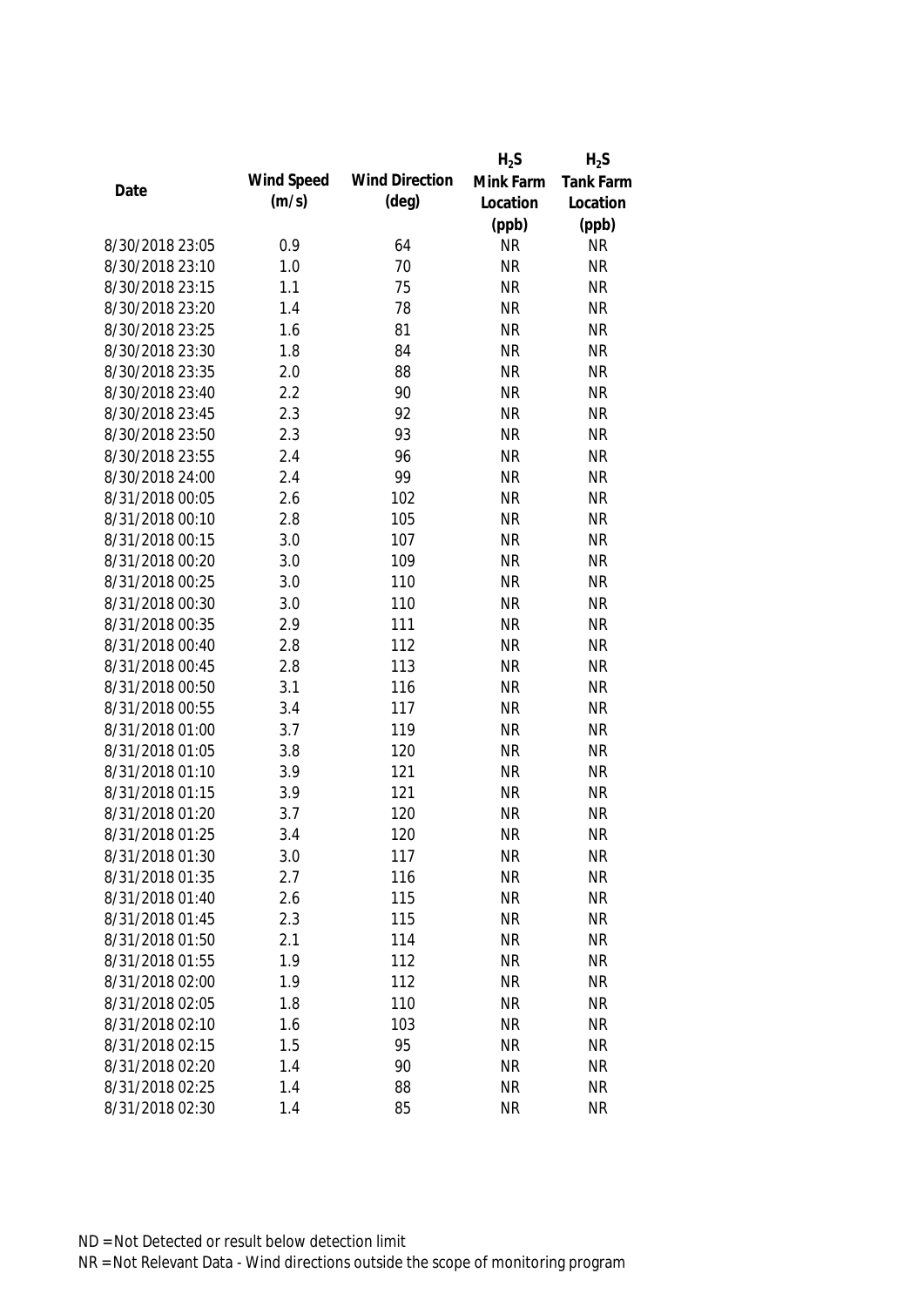| Date | Wind Speed (m/s) | Wind Direction (deg) | $H_2S$ Mink Farm Location (ppb) | $H_2S$ Tank Farm Location (ppb) |
|---|---|---|---|---|
| 8/30/2018 23:05 | 0.9 | 64 | NR | NR |
| 8/30/2018 23:10 | 1.0 | 70 | NR | NR |
| 8/30/2018 23:15 | 1.1 | 75 | NR | NR |
| 8/30/2018 23:20 | 1.4 | 78 | NR | NR |
| 8/30/2018 23:25 | 1.6 | 81 | NR | NR |
| 8/30/2018 23:30 | 1.8 | 84 | NR | NR |
| 8/30/2018 23:35 | 2.0 | 88 | NR | NR |
| 8/30/2018 23:40 | 2.2 | 90 | NR | NR |
| 8/30/2018 23:45 | 2.3 | 92 | NR | NR |
| 8/30/2018 23:50 | 2.3 | 93 | NR | NR |
| 8/30/2018 23:55 | 2.4 | 96 | NR | NR |
| 8/30/2018 24:00 | 2.4 | 99 | NR | NR |
| 8/31/2018 00:05 | 2.6 | 102 | NR | NR |
| 8/31/2018 00:10 | 2.8 | 105 | NR | NR |
| 8/31/2018 00:15 | 3.0 | 107 | NR | NR |
| 8/31/2018 00:20 | 3.0 | 109 | NR | NR |
| 8/31/2018 00:25 | 3.0 | 110 | NR | NR |
| 8/31/2018 00:30 | 3.0 | 110 | NR | NR |
| 8/31/2018 00:35 | 2.9 | 111 | NR | NR |
| 8/31/2018 00:40 | 2.8 | 112 | NR | NR |
| 8/31/2018 00:45 | 2.8 | 113 | NR | NR |
| 8/31/2018 00:50 | 3.1 | 116 | NR | NR |
| 8/31/2018 00:55 | 3.4 | 117 | NR | NR |
| 8/31/2018 01:00 | 3.7 | 119 | NR | NR |
| 8/31/2018 01:05 | 3.8 | 120 | NR | NR |
| 8/31/2018 01:10 | 3.9 | 121 | NR | NR |
| 8/31/2018 01:15 | 3.9 | 121 | NR | NR |
| 8/31/2018 01:20 | 3.7 | 120 | NR | NR |
| 8/31/2018 01:25 | 3.4 | 120 | NR | NR |
| 8/31/2018 01:30 | 3.0 | 117 | NR | NR |
| 8/31/2018 01:35 | 2.7 | 116 | NR | NR |
| 8/31/2018 01:40 | 2.6 | 115 | NR | NR |
| 8/31/2018 01:45 | 2.3 | 115 | NR | NR |
| 8/31/2018 01:50 | 2.1 | 114 | NR | NR |
| 8/31/2018 01:55 | 1.9 | 112 | NR | NR |
| 8/31/2018 02:00 | 1.9 | 112 | NR | NR |
| 8/31/2018 02:05 | 1.8 | 110 | NR | NR |
| 8/31/2018 02:10 | 1.6 | 103 | NR | NR |
| 8/31/2018 02:15 | 1.5 | 95 | NR | NR |
| 8/31/2018 02:20 | 1.4 | 90 | NR | NR |
| 8/31/2018 02:25 | 1.4 | 88 | NR | NR |
| 8/31/2018 02:30 | 1.4 | 85 | NR | NR |

ND = Not Detected or result below detection limit

NR = Not Relevant Data - Wind directions outside the scope of monitoring program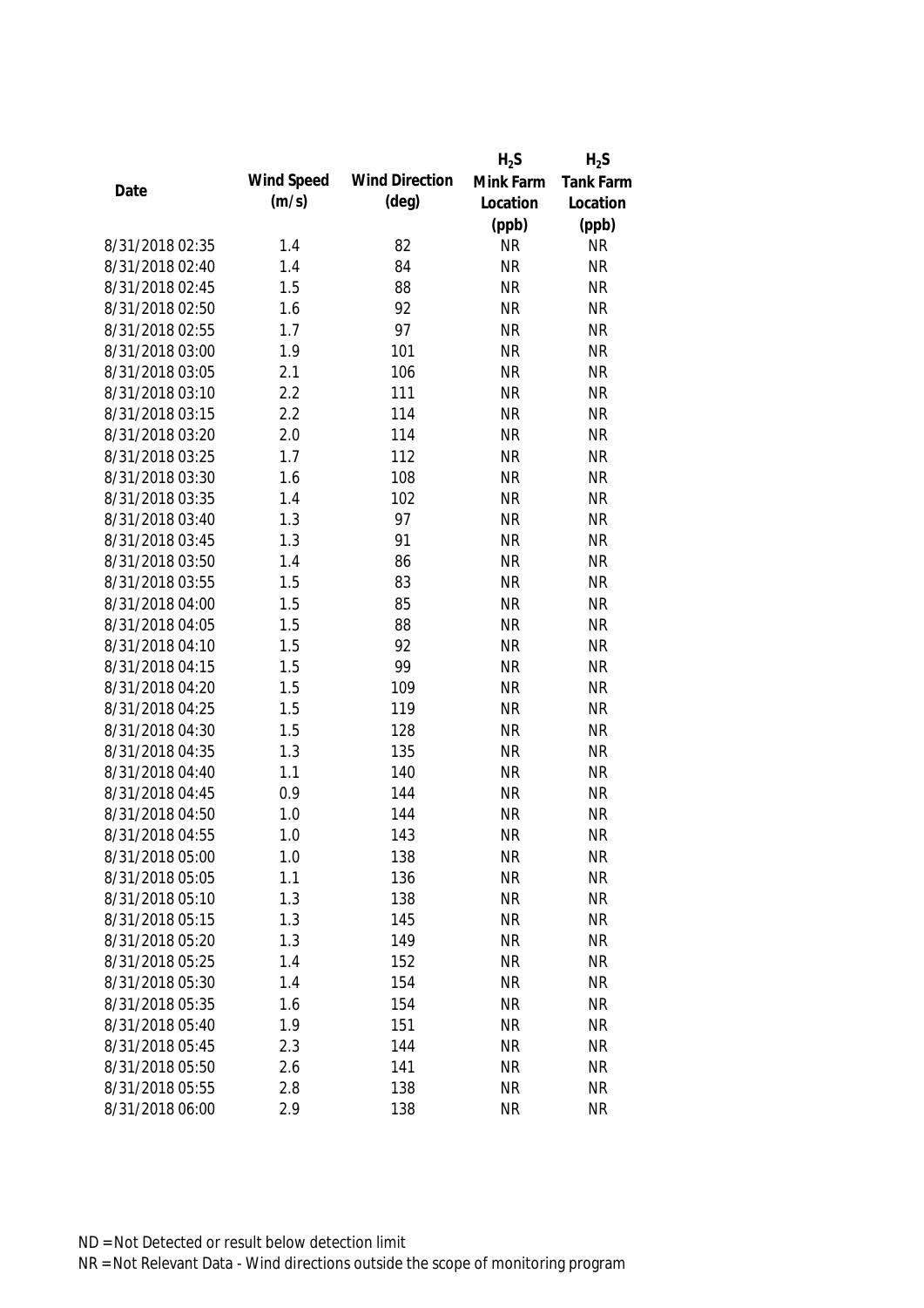| Date | Wind Speed (m/s) | Wind Direction (deg) | $H_2S$ Mink Farm Location (ppb) | $H_2S$ Tank Farm Location (ppb) |
|---|---|---|---|---|
| 8/31/2018 02:35 | 1.4 | 82 | NR | NR |
| 8/31/2018 02:40 | 1.4 | 84 | NR | NR |
| 8/31/2018 02:45 | 1.5 | 88 | NR | NR |
| 8/31/2018 02:50 | 1.6 | 92 | NR | NR |
| 8/31/2018 02:55 | 1.7 | 97 | NR | NR |
| 8/31/2018 03:00 | 1.9 | 101 | NR | NR |
| 8/31/2018 03:05 | 2.1 | 106 | NR | NR |
| 8/31/2018 03:10 | 2.2 | 111 | NR | NR |
| 8/31/2018 03:15 | 2.2 | 114 | NR | NR |
| 8/31/2018 03:20 | 2.0 | 114 | NR | NR |
| 8/31/2018 03:25 | 1.7 | 112 | NR | NR |
| 8/31/2018 03:30 | 1.6 | 108 | NR | NR |
| 8/31/2018 03:35 | 1.4 | 102 | NR | NR |
| 8/31/2018 03:40 | 1.3 | 97 | NR | NR |
| 8/31/2018 03:45 | 1.3 | 91 | NR | NR |
| 8/31/2018 03:50 | 1.4 | 86 | NR | NR |
| 8/31/2018 03:55 | 1.5 | 83 | NR | NR |
| 8/31/2018 04:00 | 1.5 | 85 | NR | NR |
| 8/31/2018 04:05 | 1.5 | 88 | NR | NR |
| 8/31/2018 04:10 | 1.5 | 92 | NR | NR |
| 8/31/2018 04:15 | 1.5 | 99 | NR | NR |
| 8/31/2018 04:20 | 1.5 | 109 | NR | NR |
| 8/31/2018 04:25 | 1.5 | 119 | NR | NR |
| 8/31/2018 04:30 | 1.5 | 128 | NR | NR |
| 8/31/2018 04:35 | 1.3 | 135 | NR | NR |
| 8/31/2018 04:40 | 1.1 | 140 | NR | NR |
| 8/31/2018 04:45 | 0.9 | 144 | NR | NR |
| 8/31/2018 04:50 | 1.0 | 144 | NR | NR |
| 8/31/2018 04:55 | 1.0 | 143 | NR | NR |
| 8/31/2018 05:00 | 1.0 | 138 | NR | NR |
| 8/31/2018 05:05 | 1.1 | 136 | NR | NR |
| 8/31/2018 05:10 | 1.3 | 138 | NR | NR |
| 8/31/2018 05:15 | 1.3 | 145 | NR | NR |
| 8/31/2018 05:20 | 1.3 | 149 | NR | NR |
| 8/31/2018 05:25 | 1.4 | 152 | NR | NR |
| 8/31/2018 05:30 | 1.4 | 154 | NR | NR |
| 8/31/2018 05:35 | 1.6 | 154 | NR | NR |
| 8/31/2018 05:40 | 1.9 | 151 | NR | NR |
| 8/31/2018 05:45 | 2.3 | 144 | NR | NR |
| 8/31/2018 05:50 | 2.6 | 141 | NR | NR |
| 8/31/2018 05:55 | 2.8 | 138 | NR | NR |
| 8/31/2018 06:00 | 2.9 | 138 | NR | NR |

ND = Not Detected or result below detection limit

NR = Not Relevant Data - Wind directions outside the scope of monitoring program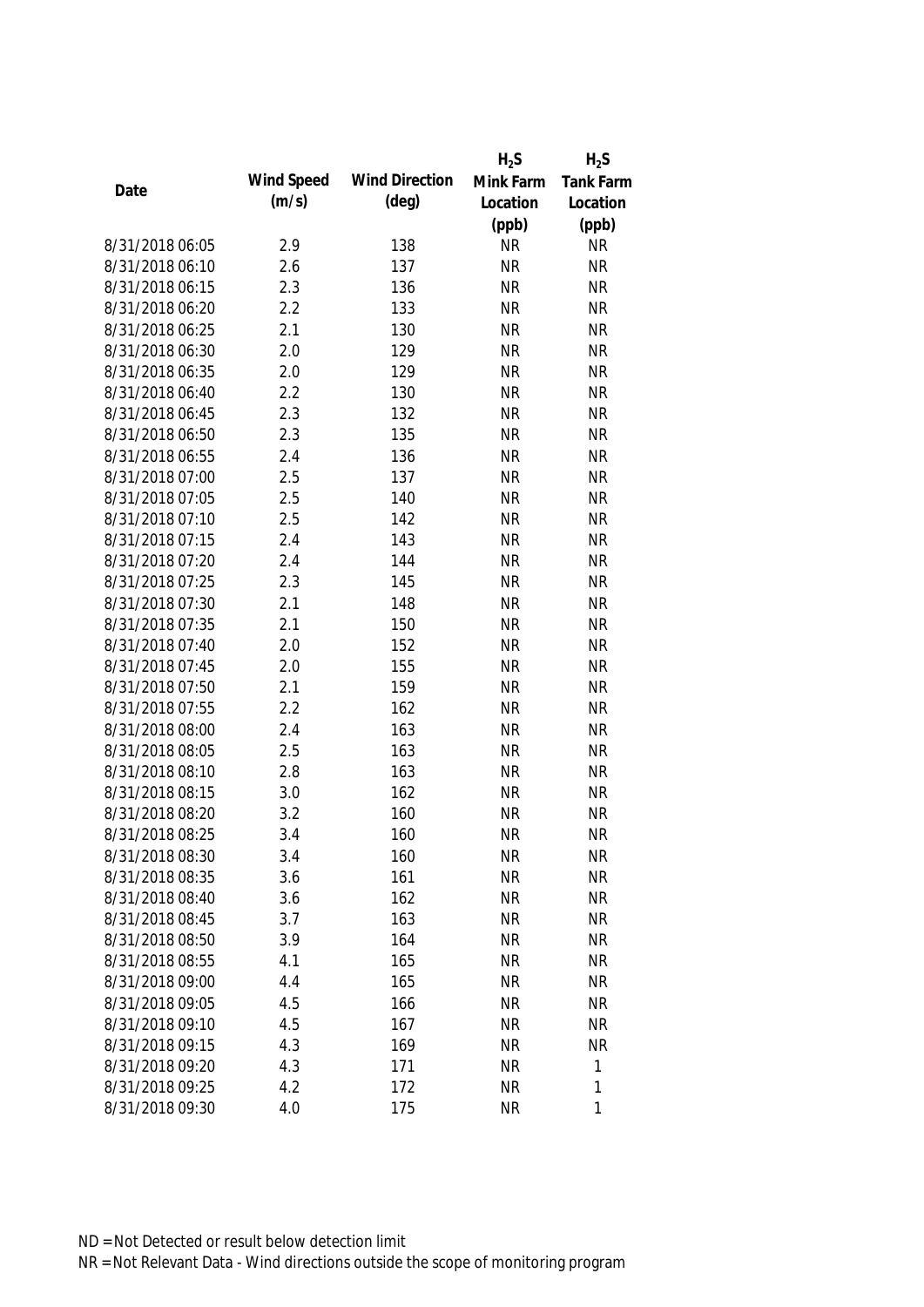| Date | Wind Speed (m/s) | Wind Direction (deg) | $H_2S$ Mink Farm Location (ppb) | $H_2S$ Tank Farm Location (ppb) |
|---|---|---|---|---|
| 8/31/2018 06:05 | 2.9 | 138 | NR | NR |
| 8/31/2018 06:10 | 2.6 | 137 | NR | NR |
| 8/31/2018 06:15 | 2.3 | 136 | NR | NR |
| 8/31/2018 06:20 | 2.2 | 133 | NR | NR |
| 8/31/2018 06:25 | 2.1 | 130 | NR | NR |
| 8/31/2018 06:30 | 2.0 | 129 | NR | NR |
| 8/31/2018 06:35 | 2.0 | 129 | NR | NR |
| 8/31/2018 06:40 | 2.2 | 130 | NR | NR |
| 8/31/2018 06:45 | 2.3 | 132 | NR | NR |
| 8/31/2018 06:50 | 2.3 | 135 | NR | NR |
| 8/31/2018 06:55 | 2.4 | 136 | NR | NR |
| 8/31/2018 07:00 | 2.5 | 137 | NR | NR |
| 8/31/2018 07:05 | 2.5 | 140 | NR | NR |
| 8/31/2018 07:10 | 2.5 | 142 | NR | NR |
| 8/31/2018 07:15 | 2.4 | 143 | NR | NR |
| 8/31/2018 07:20 | 2.4 | 144 | NR | NR |
| 8/31/2018 07:25 | 2.3 | 145 | NR | NR |
| 8/31/2018 07:30 | 2.1 | 148 | NR | NR |
| 8/31/2018 07:35 | 2.1 | 150 | NR | NR |
| 8/31/2018 07:40 | 2.0 | 152 | NR | NR |
| 8/31/2018 07:45 | 2.0 | 155 | NR | NR |
| 8/31/2018 07:50 | 2.1 | 159 | NR | NR |
| 8/31/2018 07:55 | 2.2 | 162 | NR | NR |
| 8/31/2018 08:00 | 2.4 | 163 | NR | NR |
| 8/31/2018 08:05 | 2.5 | 163 | NR | NR |
| 8/31/2018 08:10 | 2.8 | 163 | NR | NR |
| 8/31/2018 08:15 | 3.0 | 162 | NR | NR |
| 8/31/2018 08:20 | 3.2 | 160 | NR | NR |
| 8/31/2018 08:25 | 3.4 | 160 | NR | NR |
| 8/31/2018 08:30 | 3.4 | 160 | NR | NR |
| 8/31/2018 08:35 | 3.6 | 161 | NR | NR |
| 8/31/2018 08:40 | 3.6 | 162 | NR | NR |
| 8/31/2018 08:45 | 3.7 | 163 | NR | NR |
| 8/31/2018 08:50 | 3.9 | 164 | NR | NR |
| 8/31/2018 08:55 | 4.1 | 165 | NR | NR |
| 8/31/2018 09:00 | 4.4 | 165 | NR | NR |
| 8/31/2018 09:05 | 4.5 | 166 | NR | NR |
| 8/31/2018 09:10 | 4.5 | 167 | NR | NR |
| 8/31/2018 09:15 | 4.3 | 169 | NR | NR |
| 8/31/2018 09:20 | 4.3 | 171 | NR | 1 |
| 8/31/2018 09:25 | 4.2 | 172 | NR | 1 |
| 8/31/2018 09:30 | 4.0 | 175 | NR | 1 |

ND = Not Detected or result below detection limit

NR = Not Relevant Data - Wind directions outside the scope of monitoring program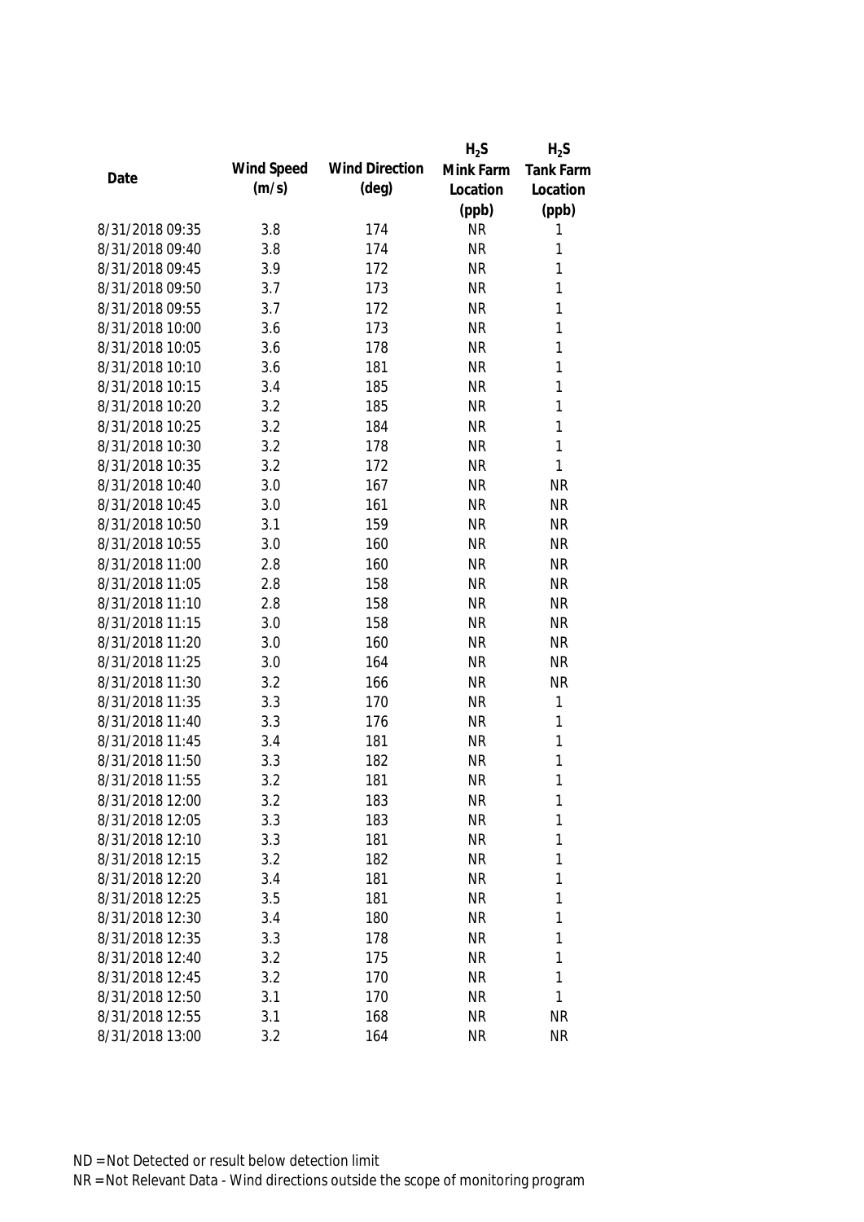| Date | Wind Speed (m/s) | Wind Direction (deg) | $H_2S$ Mink Farm Location (ppb) | $H_2S$ Tank Farm Location (ppb) |
|---|---|---|---|---|
| 8/31/2018 09:35 | 3.8 | 174 | NR | 1 |
| 8/31/2018 09:40 | 3.8 | 174 | NR | 1 |
| 8/31/2018 09:45 | 3.9 | 172 | NR | 1 |
| 8/31/2018 09:50 | 3.7 | 173 | NR | 1 |
| 8/31/2018 09:55 | 3.7 | 172 | NR | 1 |
| 8/31/2018 10:00 | 3.6 | 173 | NR | 1 |
| 8/31/2018 10:05 | 3.6 | 178 | NR | 1 |
| 8/31/2018 10:10 | 3.6 | 181 | NR | 1 |
| 8/31/2018 10:15 | 3.4 | 185 | NR | 1 |
| 8/31/2018 10:20 | 3.2 | 185 | NR | 1 |
| 8/31/2018 10:25 | 3.2 | 184 | NR | 1 |
| 8/31/2018 10:30 | 3.2 | 178 | NR | 1 |
| 8/31/2018 10:35 | 3.2 | 172 | NR | 1 |
| 8/31/2018 10:40 | 3.0 | 167 | NR | NR |
| 8/31/2018 10:45 | 3.0 | 161 | NR | NR |
| 8/31/2018 10:50 | 3.1 | 159 | NR | NR |
| 8/31/2018 10:55 | 3.0 | 160 | NR | NR |
| 8/31/2018 11:00 | 2.8 | 160 | NR | NR |
| 8/31/2018 11:05 | 2.8 | 158 | NR | NR |
| 8/31/2018 11:10 | 2.8 | 158 | NR | NR |
| 8/31/2018 11:15 | 3.0 | 158 | NR | NR |
| 8/31/2018 11:20 | 3.0 | 160 | NR | NR |
| 8/31/2018 11:25 | 3.0 | 164 | NR | NR |
| 8/31/2018 11:30 | 3.2 | 166 | NR | NR |
| 8/31/2018 11:35 | 3.3 | 170 | NR | 1 |
| 8/31/2018 11:40 | 3.3 | 176 | NR | 1 |
| 8/31/2018 11:45 | 3.4 | 181 | NR | 1 |
| 8/31/2018 11:50 | 3.3 | 182 | NR | 1 |
| 8/31/2018 11:55 | 3.2 | 181 | NR | 1 |
| 8/31/2018 12:00 | 3.2 | 183 | NR | 1 |
| 8/31/2018 12:05 | 3.3 | 183 | NR | 1 |
| 8/31/2018 12:10 | 3.3 | 181 | NR | 1 |
| 8/31/2018 12:15 | 3.2 | 182 | NR | 1 |
| 8/31/2018 12:20 | 3.4 | 181 | NR | 1 |
| 8/31/2018 12:25 | 3.5 | 181 | NR | 1 |
| 8/31/2018 12:30 | 3.4 | 180 | NR | 1 |
| 8/31/2018 12:35 | 3.3 | 178 | NR | 1 |
| 8/31/2018 12:40 | 3.2 | 175 | NR | 1 |
| 8/31/2018 12:45 | 3.2 | 170 | NR | 1 |
| 8/31/2018 12:50 | 3.1 | 170 | NR | 1 |
| 8/31/2018 12:55 | 3.1 | 168 | NR | NR |
| 8/31/2018 13:00 | 3.2 | 164 | NR | NR |

ND = Not Detected or result below detection limit

NR = Not Relevant Data - Wind directions outside the scope of monitoring program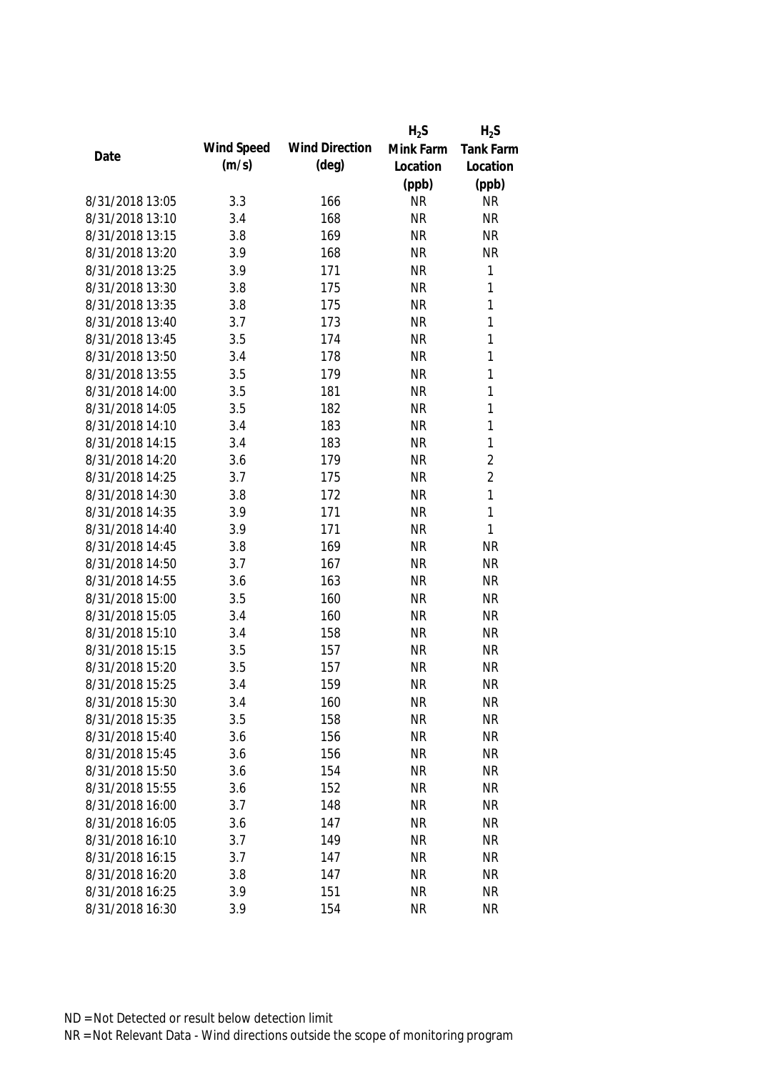| Date | Wind Speed (m/s) | Wind Direction (deg) | $H_2S$ Mink Farm Location (ppb) | $H_2S$ Tank Farm Location (ppb) |
| --- | --- | --- | --- | --- |
| 8/31/2018 13:05 | 3.3 | 166 | NR | NR |
| 8/31/2018 13:10 | 3.4 | 168 | NR | NR |
| 8/31/2018 13:15 | 3.8 | 169 | NR | NR |
| 8/31/2018 13:20 | 3.9 | 168 | NR | NR |
| 8/31/2018 13:25 | 3.9 | 171 | NR | 1 |
| 8/31/2018 13:30 | 3.8 | 175 | NR | 1 |
| 8/31/2018 13:35 | 3.8 | 175 | NR | 1 |
| 8/31/2018 13:40 | 3.7 | 173 | NR | 1 |
| 8/31/2018 13:45 | 3.5 | 174 | NR | 1 |
| 8/31/2018 13:50 | 3.4 | 178 | NR | 1 |
| 8/31/2018 13:55 | 3.5 | 179 | NR | 1 |
| 8/31/2018 14:00 | 3.5 | 181 | NR | 1 |
| 8/31/2018 14:05 | 3.5 | 182 | NR | 1 |
| 8/31/2018 14:10 | 3.4 | 183 | NR | 1 |
| 8/31/2018 14:15 | 3.4 | 183 | NR | 1 |
| 8/31/2018 14:20 | 3.6 | 179 | NR | 2 |
| 8/31/2018 14:25 | 3.7 | 175 | NR | 2 |
| 8/31/2018 14:30 | 3.8 | 172 | NR | 1 |
| 8/31/2018 14:35 | 3.9 | 171 | NR | 1 |
| 8/31/2018 14:40 | 3.9 | 171 | NR | 1 |
| 8/31/2018 14:45 | 3.8 | 169 | NR | NR |
| 8/31/2018 14:50 | 3.7 | 167 | NR | NR |
| 8/31/2018 14:55 | 3.6 | 163 | NR | NR |
| 8/31/2018 15:00 | 3.5 | 160 | NR | NR |
| 8/31/2018 15:05 | 3.4 | 160 | NR | NR |
| 8/31/2018 15:10 | 3.4 | 158 | NR | NR |
| 8/31/2018 15:15 | 3.5 | 157 | NR | NR |
| 8/31/2018 15:20 | 3.5 | 157 | NR | NR |
| 8/31/2018 15:25 | 3.4 | 159 | NR | NR |
| 8/31/2018 15:30 | 3.4 | 160 | NR | NR |
| 8/31/2018 15:35 | 3.5 | 158 | NR | NR |
| 8/31/2018 15:40 | 3.6 | 156 | NR | NR |
| 8/31/2018 15:45 | 3.6 | 156 | NR | NR |
| 8/31/2018 15:50 | 3.6 | 154 | NR | NR |
| 8/31/2018 15:55 | 3.6 | 152 | NR | NR |
| 8/31/2018 16:00 | 3.7 | 148 | NR | NR |
| 8/31/2018 16:05 | 3.6 | 147 | NR | NR |
| 8/31/2018 16:10 | 3.7 | 149 | NR | NR |
| 8/31/2018 16:15 | 3.7 | 147 | NR | NR |
| 8/31/2018 16:20 | 3.8 | 147 | NR | NR |
| 8/31/2018 16:25 | 3.9 | 151 | NR | NR |
| 8/31/2018 16:30 | 3.9 | 154 | NR | NR |

ND = Not Detected or result below detection limit

NR = Not Relevant Data - Wind directions outside the scope of monitoring program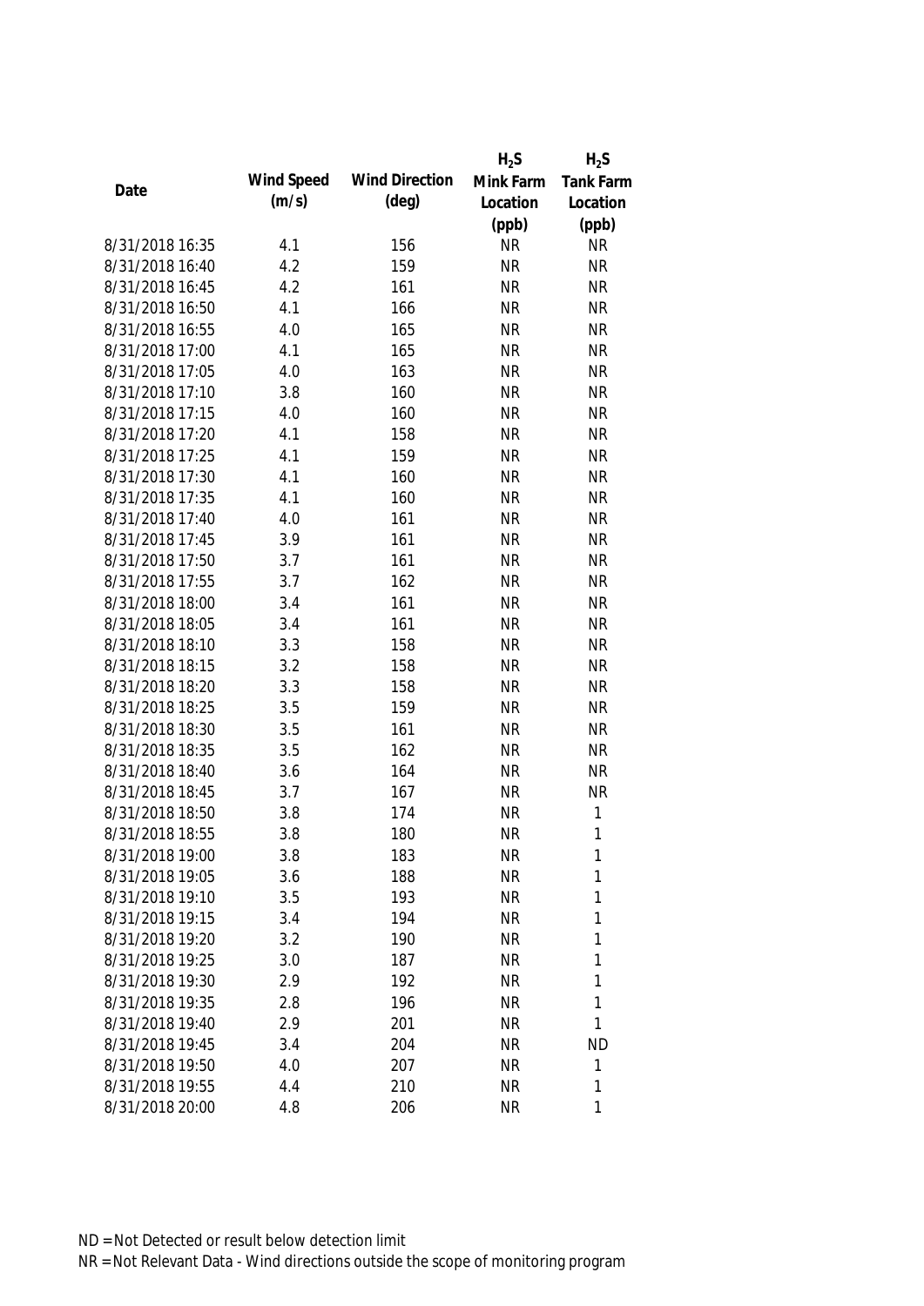| Date | Wind Speed (m/s) | Wind Direction (deg) | $H_2S$ Mink Farm Location (ppb) | $H_2S$ Tank Farm Location (ppb) |
|---|---|---|---|---|
| 8/31/2018 16:35 | 4.1 | 156 | NR | NR |
| 8/31/2018 16:40 | 4.2 | 159 | NR | NR |
| 8/31/2018 16:45 | 4.2 | 161 | NR | NR |
| 8/31/2018 16:50 | 4.1 | 166 | NR | NR |
| 8/31/2018 16:55 | 4.0 | 165 | NR | NR |
| 8/31/2018 17:00 | 4.1 | 165 | NR | NR |
| 8/31/2018 17:05 | 4.0 | 163 | NR | NR |
| 8/31/2018 17:10 | 3.8 | 160 | NR | NR |
| 8/31/2018 17:15 | 4.0 | 160 | NR | NR |
| 8/31/2018 17:20 | 4.1 | 158 | NR | NR |
| 8/31/2018 17:25 | 4.1 | 159 | NR | NR |
| 8/31/2018 17:30 | 4.1 | 160 | NR | NR |
| 8/31/2018 17:35 | 4.1 | 160 | NR | NR |
| 8/31/2018 17:40 | 4.0 | 161 | NR | NR |
| 8/31/2018 17:45 | 3.9 | 161 | NR | NR |
| 8/31/2018 17:50 | 3.7 | 161 | NR | NR |
| 8/31/2018 17:55 | 3.7 | 162 | NR | NR |
| 8/31/2018 18:00 | 3.4 | 161 | NR | NR |
| 8/31/2018 18:05 | 3.4 | 161 | NR | NR |
| 8/31/2018 18:10 | 3.3 | 158 | NR | NR |
| 8/31/2018 18:15 | 3.2 | 158 | NR | NR |
| 8/31/2018 18:20 | 3.3 | 158 | NR | NR |
| 8/31/2018 18:25 | 3.5 | 159 | NR | NR |
| 8/31/2018 18:30 | 3.5 | 161 | NR | NR |
| 8/31/2018 18:35 | 3.5 | 162 | NR | NR |
| 8/31/2018 18:40 | 3.6 | 164 | NR | NR |
| 8/31/2018 18:45 | 3.7 | 167 | NR | NR |
| 8/31/2018 18:50 | 3.8 | 174 | NR | 1 |
| 8/31/2018 18:55 | 3.8 | 180 | NR | 1 |
| 8/31/2018 19:00 | 3.8 | 183 | NR | 1 |
| 8/31/2018 19:05 | 3.6 | 188 | NR | 1 |
| 8/31/2018 19:10 | 3.5 | 193 | NR | 1 |
| 8/31/2018 19:15 | 3.4 | 194 | NR | 1 |
| 8/31/2018 19:20 | 3.2 | 190 | NR | 1 |
| 8/31/2018 19:25 | 3.0 | 187 | NR | 1 |
| 8/31/2018 19:30 | 2.9 | 192 | NR | 1 |
| 8/31/2018 19:35 | 2.8 | 196 | NR | 1 |
| 8/31/2018 19:40 | 2.9 | 201 | NR | 1 |
| 8/31/2018 19:45 | 3.4 | 204 | NR | ND |
| 8/31/2018 19:50 | 4.0 | 207 | NR | 1 |
| 8/31/2018 19:55 | 4.4 | 210 | NR | 1 |
| 8/31/2018 20:00 | 4.8 | 206 | NR | 1 |

ND = Not Detected or result below detection limit

NR = Not Relevant Data - Wind directions outside the scope of monitoring program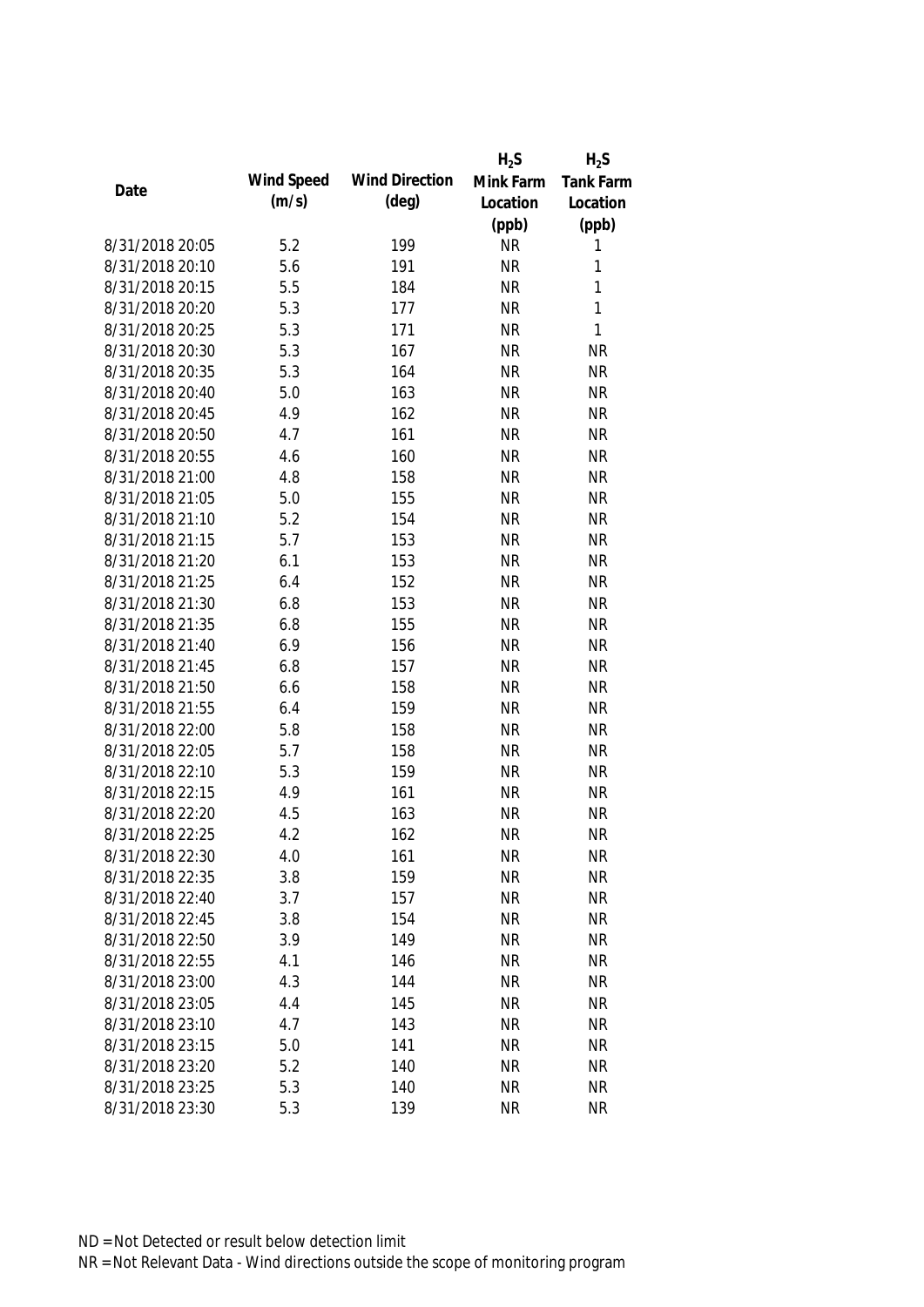| Date | Wind Speed (m/s) | Wind Direction (deg) | $H_2S$ Mink Farm Location (ppb) | $H_2S$ Tank Farm Location (ppb) |
| --- | --- | --- | --- | --- |
| 8/31/2018 20:05 | 5.2 | 199 | NR | 1 |
| 8/31/2018 20:10 | 5.6 | 191 | NR | 1 |
| 8/31/2018 20:15 | 5.5 | 184 | NR | 1 |
| 8/31/2018 20:20 | 5.3 | 177 | NR | 1 |
| 8/31/2018 20:25 | 5.3 | 171 | NR | 1 |
| 8/31/2018 20:30 | 5.3 | 167 | NR | NR |
| 8/31/2018 20:35 | 5.3 | 164 | NR | NR |
| 8/31/2018 20:40 | 5.0 | 163 | NR | NR |
| 8/31/2018 20:45 | 4.9 | 162 | NR | NR |
| 8/31/2018 20:50 | 4.7 | 161 | NR | NR |
| 8/31/2018 20:55 | 4.6 | 160 | NR | NR |
| 8/31/2018 21:00 | 4.8 | 158 | NR | NR |
| 8/31/2018 21:05 | 5.0 | 155 | NR | NR |
| 8/31/2018 21:10 | 5.2 | 154 | NR | NR |
| 8/31/2018 21:15 | 5.7 | 153 | NR | NR |
| 8/31/2018 21:20 | 6.1 | 153 | NR | NR |
| 8/31/2018 21:25 | 6.4 | 152 | NR | NR |
| 8/31/2018 21:30 | 6.8 | 153 | NR | NR |
| 8/31/2018 21:35 | 6.8 | 155 | NR | NR |
| 8/31/2018 21:40 | 6.9 | 156 | NR | NR |
| 8/31/2018 21:45 | 6.8 | 157 | NR | NR |
| 8/31/2018 21:50 | 6.6 | 158 | NR | NR |
| 8/31/2018 21:55 | 6.4 | 159 | NR | NR |
| 8/31/2018 22:00 | 5.8 | 158 | NR | NR |
| 8/31/2018 22:05 | 5.7 | 158 | NR | NR |
| 8/31/2018 22:10 | 5.3 | 159 | NR | NR |
| 8/31/2018 22:15 | 4.9 | 161 | NR | NR |
| 8/31/2018 22:20 | 4.5 | 163 | NR | NR |
| 8/31/2018 22:25 | 4.2 | 162 | NR | NR |
| 8/31/2018 22:30 | 4.0 | 161 | NR | NR |
| 8/31/2018 22:35 | 3.8 | 159 | NR | NR |
| 8/31/2018 22:40 | 3.7 | 157 | NR | NR |
| 8/31/2018 22:45 | 3.8 | 154 | NR | NR |
| 8/31/2018 22:50 | 3.9 | 149 | NR | NR |
| 8/31/2018 22:55 | 4.1 | 146 | NR | NR |
| 8/31/2018 23:00 | 4.3 | 144 | NR | NR |
| 8/31/2018 23:05 | 4.4 | 145 | NR | NR |
| 8/31/2018 23:10 | 4.7 | 143 | NR | NR |
| 8/31/2018 23:15 | 5.0 | 141 | NR | NR |
| 8/31/2018 23:20 | 5.2 | 140 | NR | NR |
| 8/31/2018 23:25 | 5.3 | 140 | NR | NR |
| 8/31/2018 23:30 | 5.3 | 139 | NR | NR |

ND = Not Detected or result below detection limit

NR = Not Relevant Data - Wind directions outside the scope of monitoring program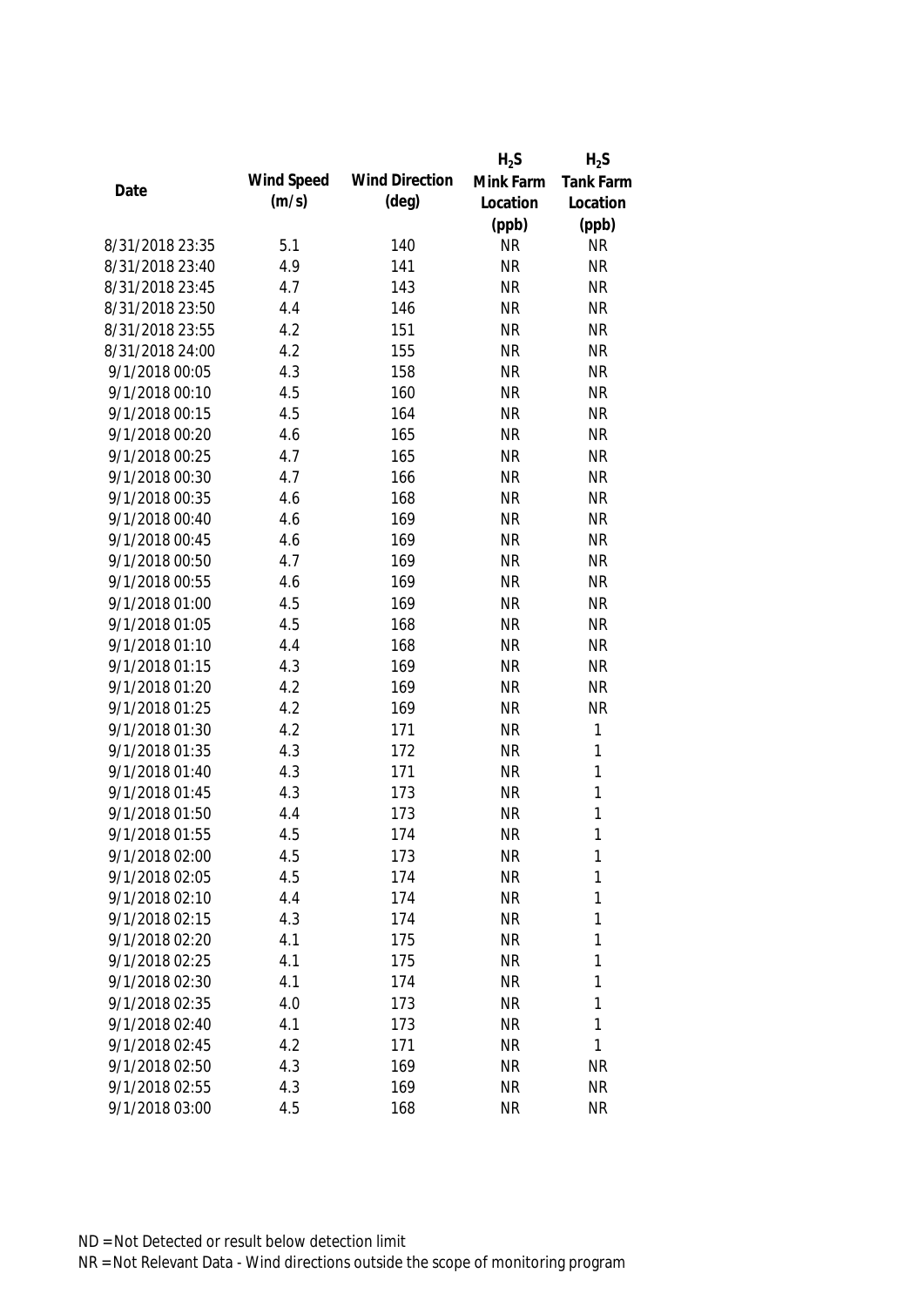| Date | Wind Speed (m/s) | Wind Direction (deg) | $H_2S$ Mink Farm Location (ppb) | $H_2S$ Tank Farm Location (ppb) |
|---|---|---|---|---|
| 8/31/2018 23:35 | 5.1 | 140 | NR | NR |
| 8/31/2018 23:40 | 4.9 | 141 | NR | NR |
| 8/31/2018 23:45 | 4.7 | 143 | NR | NR |
| 8/31/2018 23:50 | 4.4 | 146 | NR | NR |
| 8/31/2018 23:55 | 4.2 | 151 | NR | NR |
| 8/31/2018 24:00 | 4.2 | 155 | NR | NR |
| 9/1/2018 00:05 | 4.3 | 158 | NR | NR |
| 9/1/2018 00:10 | 4.5 | 160 | NR | NR |
| 9/1/2018 00:15 | 4.5 | 164 | NR | NR |
| 9/1/2018 00:20 | 4.6 | 165 | NR | NR |
| 9/1/2018 00:25 | 4.7 | 165 | NR | NR |
| 9/1/2018 00:30 | 4.7 | 166 | NR | NR |
| 9/1/2018 00:35 | 4.6 | 168 | NR | NR |
| 9/1/2018 00:40 | 4.6 | 169 | NR | NR |
| 9/1/2018 00:45 | 4.6 | 169 | NR | NR |
| 9/1/2018 00:50 | 4.7 | 169 | NR | NR |
| 9/1/2018 00:55 | 4.6 | 169 | NR | NR |
| 9/1/2018 01:00 | 4.5 | 169 | NR | NR |
| 9/1/2018 01:05 | 4.5 | 168 | NR | NR |
| 9/1/2018 01:10 | 4.4 | 168 | NR | NR |
| 9/1/2018 01:15 | 4.3 | 169 | NR | NR |
| 9/1/2018 01:20 | 4.2 | 169 | NR | NR |
| 9/1/2018 01:25 | 4.2 | 169 | NR | NR |
| 9/1/2018 01:30 | 4.2 | 171 | NR | 1 |
| 9/1/2018 01:35 | 4.3 | 172 | NR | 1 |
| 9/1/2018 01:40 | 4.3 | 171 | NR | 1 |
| 9/1/2018 01:45 | 4.3 | 173 | NR | 1 |
| 9/1/2018 01:50 | 4.4 | 173 | NR | 1 |
| 9/1/2018 01:55 | 4.5 | 174 | NR | 1 |
| 9/1/2018 02:00 | 4.5 | 173 | NR | 1 |
| 9/1/2018 02:05 | 4.5 | 174 | NR | 1 |
| 9/1/2018 02:10 | 4.4 | 174 | NR | 1 |
| 9/1/2018 02:15 | 4.3 | 174 | NR | 1 |
| 9/1/2018 02:20 | 4.1 | 175 | NR | 1 |
| 9/1/2018 02:25 | 4.1 | 175 | NR | 1 |
| 9/1/2018 02:30 | 4.1 | 174 | NR | 1 |
| 9/1/2018 02:35 | 4.0 | 173 | NR | 1 |
| 9/1/2018 02:40 | 4.1 | 173 | NR | 1 |
| 9/1/2018 02:45 | 4.2 | 171 | NR | 1 |
| 9/1/2018 02:50 | 4.3 | 169 | NR | NR |
| 9/1/2018 02:55 | 4.3 | 169 | NR | NR |
| 9/1/2018 03:00 | 4.5 | 168 | NR | NR |

ND = Not Detected or result below detection limit

NR = Not Relevant Data - Wind directions outside the scope of monitoring program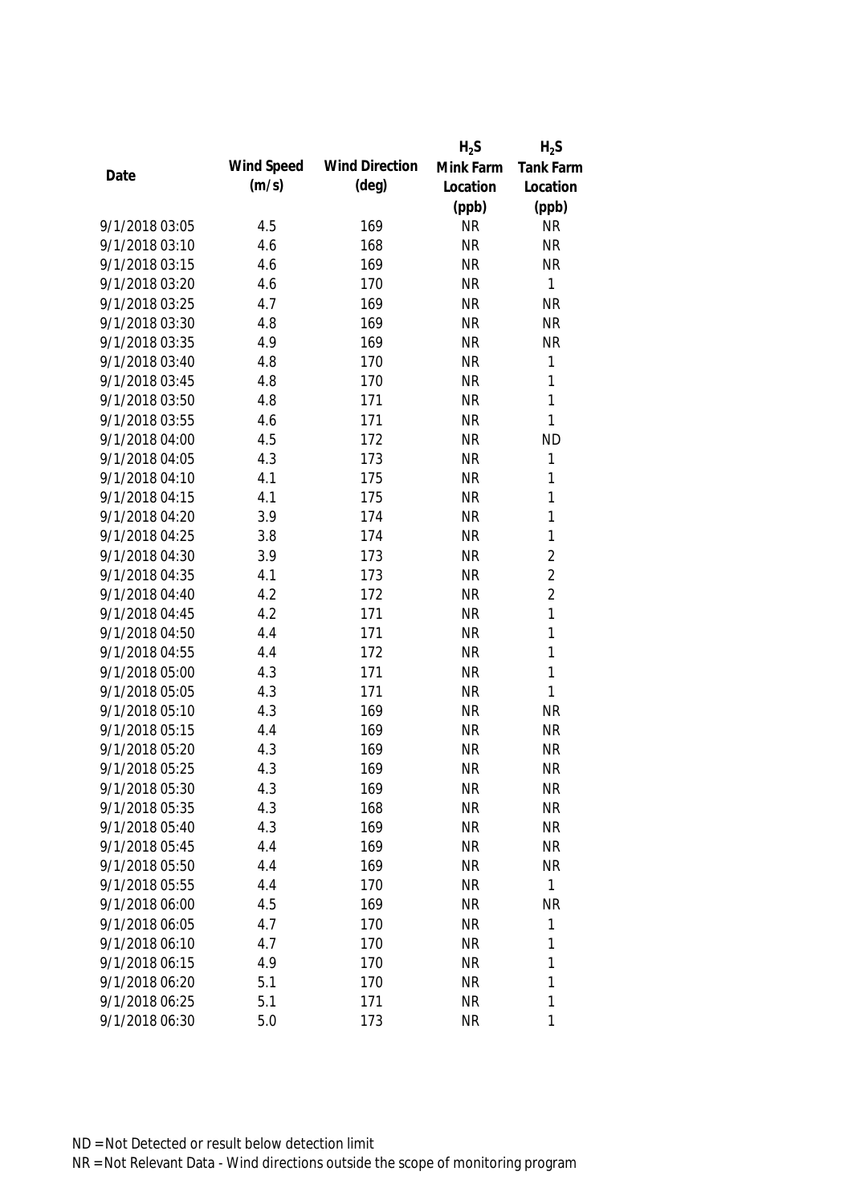| Date | Wind Speed (m/s) | Wind Direction (deg) | $H_2S$ Mink Farm Location (ppb) | $H_2S$ Tank Farm Location (ppb) |
|---|---|---|---|---|
| 9/1/2018 03:05 | 4.5 | 169 | NR | NR |
| 9/1/2018 03:10 | 4.6 | 168 | NR | NR |
| 9/1/2018 03:15 | 4.6 | 169 | NR | NR |
| 9/1/2018 03:20 | 4.6 | 170 | NR | 1 |
| 9/1/2018 03:25 | 4.7 | 169 | NR | NR |
| 9/1/2018 03:30 | 4.8 | 169 | NR | NR |
| 9/1/2018 03:35 | 4.9 | 169 | NR | NR |
| 9/1/2018 03:40 | 4.8 | 170 | NR | 1 |
| 9/1/2018 03:45 | 4.8 | 170 | NR | 1 |
| 9/1/2018 03:50 | 4.8 | 171 | NR | 1 |
| 9/1/2018 03:55 | 4.6 | 171 | NR | 1 |
| 9/1/2018 04:00 | 4.5 | 172 | NR | ND |
| 9/1/2018 04:05 | 4.3 | 173 | NR | 1 |
| 9/1/2018 04:10 | 4.1 | 175 | NR | 1 |
| 9/1/2018 04:15 | 4.1 | 175 | NR | 1 |
| 9/1/2018 04:20 | 3.9 | 174 | NR | 1 |
| 9/1/2018 04:25 | 3.8 | 174 | NR | 1 |
| 9/1/2018 04:30 | 3.9 | 173 | NR | 2 |
| 9/1/2018 04:35 | 4.1 | 173 | NR | 2 |
| 9/1/2018 04:40 | 4.2 | 172 | NR | 2 |
| 9/1/2018 04:45 | 4.2 | 171 | NR | 1 |
| 9/1/2018 04:50 | 4.4 | 171 | NR | 1 |
| 9/1/2018 04:55 | 4.4 | 172 | NR | 1 |
| 9/1/2018 05:00 | 4.3 | 171 | NR | 1 |
| 9/1/2018 05:05 | 4.3 | 171 | NR | 1 |
| 9/1/2018 05:10 | 4.3 | 169 | NR | NR |
| 9/1/2018 05:15 | 4.4 | 169 | NR | NR |
| 9/1/2018 05:20 | 4.3 | 169 | NR | NR |
| 9/1/2018 05:25 | 4.3 | 169 | NR | NR |
| 9/1/2018 05:30 | 4.3 | 169 | NR | NR |
| 9/1/2018 05:35 | 4.3 | 168 | NR | NR |
| 9/1/2018 05:40 | 4.3 | 169 | NR | NR |
| 9/1/2018 05:45 | 4.4 | 169 | NR | NR |
| 9/1/2018 05:50 | 4.4 | 169 | NR | NR |
| 9/1/2018 05:55 | 4.4 | 170 | NR | 1 |
| 9/1/2018 06:00 | 4.5 | 169 | NR | NR |
| 9/1/2018 06:05 | 4.7 | 170 | NR | 1 |
| 9/1/2018 06:10 | 4.7 | 170 | NR | 1 |
| 9/1/2018 06:15 | 4.9 | 170 | NR | 1 |
| 9/1/2018 06:20 | 5.1 | 170 | NR | 1 |
| 9/1/2018 06:25 | 5.1 | 171 | NR | 1 |
| 9/1/2018 06:30 | 5.0 | 173 | NR | 1 |

ND = Not Detected or result below detection limit

NR = Not Relevant Data - Wind directions outside the scope of monitoring program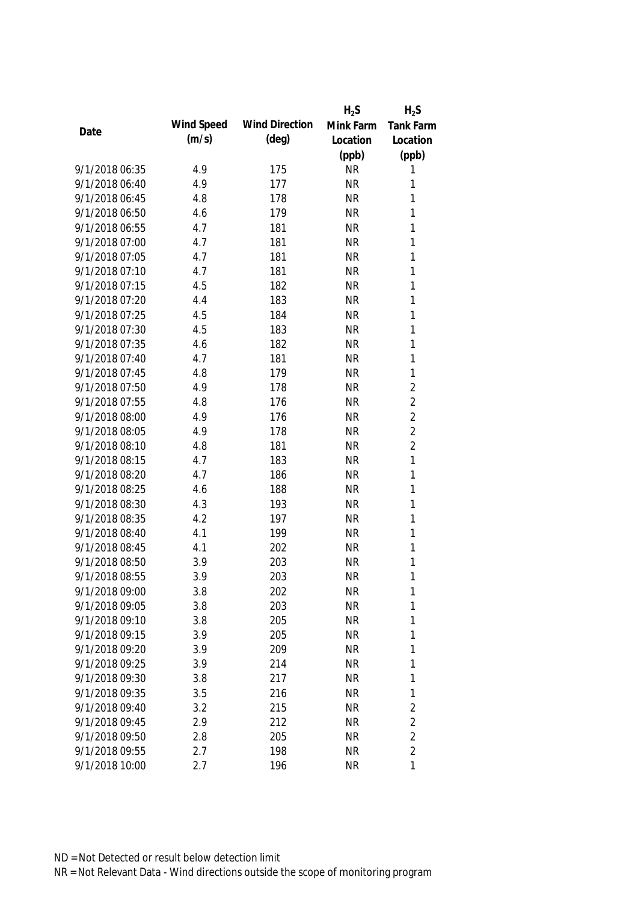| Date | Wind Speed (m/s) | Wind Direction (deg) | $H_2S$ Mink Farm Location (ppb) | $H_2S$ Tank Farm Location (ppb) |
|---|---|---|---|---|
| 9/1/2018 06:35 | 4.9 | 175 | NR | 1 |
| 9/1/2018 06:40 | 4.9 | 177 | NR | 1 |
| 9/1/2018 06:45 | 4.8 | 178 | NR | 1 |
| 9/1/2018 06:50 | 4.6 | 179 | NR | 1 |
| 9/1/2018 06:55 | 4.7 | 181 | NR | 1 |
| 9/1/2018 07:00 | 4.7 | 181 | NR | 1 |
| 9/1/2018 07:05 | 4.7 | 181 | NR | 1 |
| 9/1/2018 07:10 | 4.7 | 181 | NR | 1 |
| 9/1/2018 07:15 | 4.5 | 182 | NR | 1 |
| 9/1/2018 07:20 | 4.4 | 183 | NR | 1 |
| 9/1/2018 07:25 | 4.5 | 184 | NR | 1 |
| 9/1/2018 07:30 | 4.5 | 183 | NR | 1 |
| 9/1/2018 07:35 | 4.6 | 182 | NR | 1 |
| 9/1/2018 07:40 | 4.7 | 181 | NR | 1 |
| 9/1/2018 07:45 | 4.8 | 179 | NR | 1 |
| 9/1/2018 07:50 | 4.9 | 178 | NR | 2 |
| 9/1/2018 07:55 | 4.8 | 176 | NR | 2 |
| 9/1/2018 08:00 | 4.9 | 176 | NR | 2 |
| 9/1/2018 08:05 | 4.9 | 178 | NR | 2 |
| 9/1/2018 08:10 | 4.8 | 181 | NR | 2 |
| 9/1/2018 08:15 | 4.7 | 183 | NR | 1 |
| 9/1/2018 08:20 | 4.7 | 186 | NR | 1 |
| 9/1/2018 08:25 | 4.6 | 188 | NR | 1 |
| 9/1/2018 08:30 | 4.3 | 193 | NR | 1 |
| 9/1/2018 08:35 | 4.2 | 197 | NR | 1 |
| 9/1/2018 08:40 | 4.1 | 199 | NR | 1 |
| 9/1/2018 08:45 | 4.1 | 202 | NR | 1 |
| 9/1/2018 08:50 | 3.9 | 203 | NR | 1 |
| 9/1/2018 08:55 | 3.9 | 203 | NR | 1 |
| 9/1/2018 09:00 | 3.8 | 202 | NR | 1 |
| 9/1/2018 09:05 | 3.8 | 203 | NR | 1 |
| 9/1/2018 09:10 | 3.8 | 205 | NR | 1 |
| 9/1/2018 09:15 | 3.9 | 205 | NR | 1 |
| 9/1/2018 09:20 | 3.9 | 209 | NR | 1 |
| 9/1/2018 09:25 | 3.9 | 214 | NR | 1 |
| 9/1/2018 09:30 | 3.8 | 217 | NR | 1 |
| 9/1/2018 09:35 | 3.5 | 216 | NR | 1 |
| 9/1/2018 09:40 | 3.2 | 215 | NR | 2 |
| 9/1/2018 09:45 | 2.9 | 212 | NR | 2 |
| 9/1/2018 09:50 | 2.8 | 205 | NR | 2 |
| 9/1/2018 09:55 | 2.7 | 198 | NR | 2 |
| 9/1/2018 10:00 | 2.7 | 196 | NR | 1 |

ND = Not Detected or result below detection limit

NR = Not Relevant Data - Wind directions outside the scope of monitoring program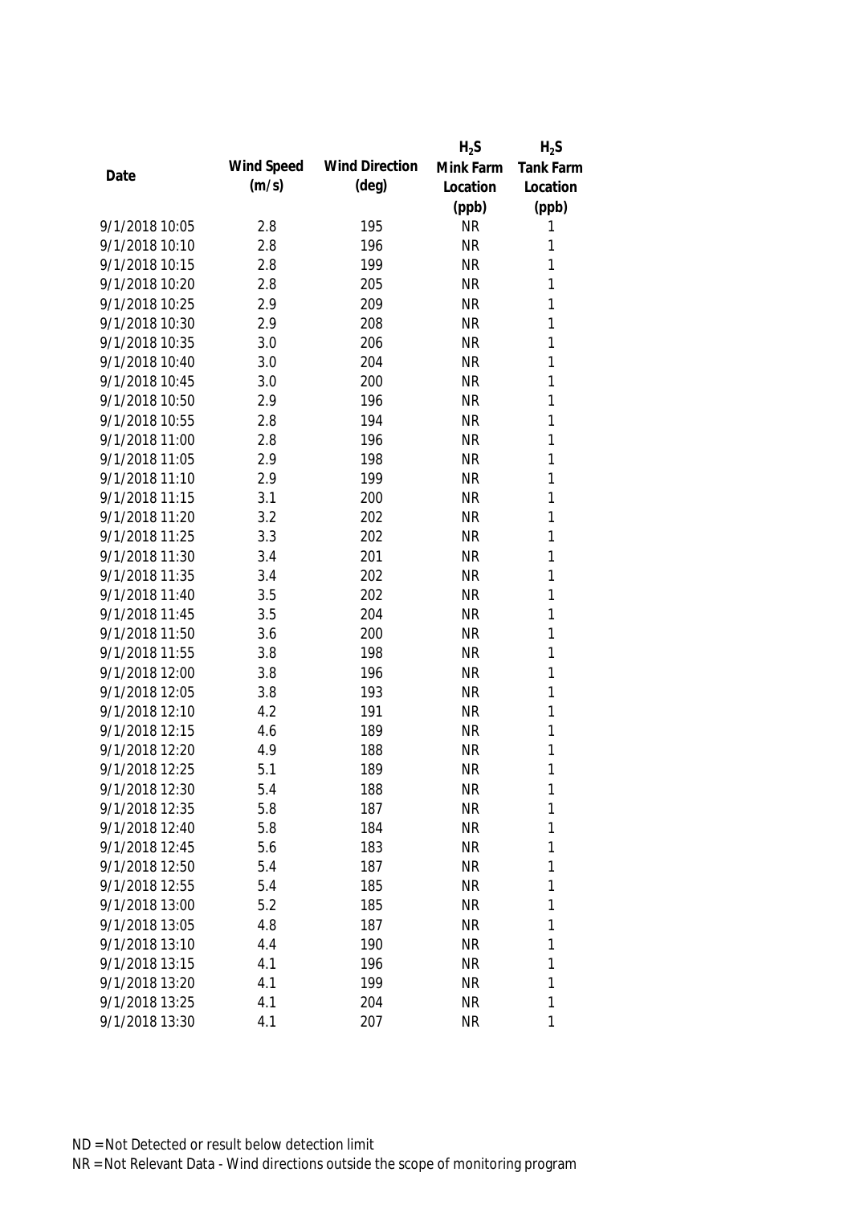| Date | Wind Speed (m/s) | Wind Direction (deg) | $H_2S$ Mink Farm Location (ppb) | $H_2S$ Tank Farm Location (ppb) |
|---|---|---|---|---|
| 9/1/2018 10:05 | 2.8 | 195 | NR | 1 |
| 9/1/2018 10:10 | 2.8 | 196 | NR | 1 |
| 9/1/2018 10:15 | 2.8 | 199 | NR | 1 |
| 9/1/2018 10:20 | 2.8 | 205 | NR | 1 |
| 9/1/2018 10:25 | 2.9 | 209 | NR | 1 |
| 9/1/2018 10:30 | 2.9 | 208 | NR | 1 |
| 9/1/2018 10:35 | 3.0 | 206 | NR | 1 |
| 9/1/2018 10:40 | 3.0 | 204 | NR | 1 |
| 9/1/2018 10:45 | 3.0 | 200 | NR | 1 |
| 9/1/2018 10:50 | 2.9 | 196 | NR | 1 |
| 9/1/2018 10:55 | 2.8 | 194 | NR | 1 |
| 9/1/2018 11:00 | 2.8 | 196 | NR | 1 |
| 9/1/2018 11:05 | 2.9 | 198 | NR | 1 |
| 9/1/2018 11:10 | 2.9 | 199 | NR | 1 |
| 9/1/2018 11:15 | 3.1 | 200 | NR | 1 |
| 9/1/2018 11:20 | 3.2 | 202 | NR | 1 |
| 9/1/2018 11:25 | 3.3 | 202 | NR | 1 |
| 9/1/2018 11:30 | 3.4 | 201 | NR | 1 |
| 9/1/2018 11:35 | 3.4 | 202 | NR | 1 |
| 9/1/2018 11:40 | 3.5 | 202 | NR | 1 |
| 9/1/2018 11:45 | 3.5 | 204 | NR | 1 |
| 9/1/2018 11:50 | 3.6 | 200 | NR | 1 |
| 9/1/2018 11:55 | 3.8 | 198 | NR | 1 |
| 9/1/2018 12:00 | 3.8 | 196 | NR | 1 |
| 9/1/2018 12:05 | 3.8 | 193 | NR | 1 |
| 9/1/2018 12:10 | 4.2 | 191 | NR | 1 |
| 9/1/2018 12:15 | 4.6 | 189 | NR | 1 |
| 9/1/2018 12:20 | 4.9 | 188 | NR | 1 |
| 9/1/2018 12:25 | 5.1 | 189 | NR | 1 |
| 9/1/2018 12:30 | 5.4 | 188 | NR | 1 |
| 9/1/2018 12:35 | 5.8 | 187 | NR | 1 |
| 9/1/2018 12:40 | 5.8 | 184 | NR | 1 |
| 9/1/2018 12:45 | 5.6 | 183 | NR | 1 |
| 9/1/2018 12:50 | 5.4 | 187 | NR | 1 |
| 9/1/2018 12:55 | 5.4 | 185 | NR | 1 |
| 9/1/2018 13:00 | 5.2 | 185 | NR | 1 |
| 9/1/2018 13:05 | 4.8 | 187 | NR | 1 |
| 9/1/2018 13:10 | 4.4 | 190 | NR | 1 |
| 9/1/2018 13:15 | 4.1 | 196 | NR | 1 |
| 9/1/2018 13:20 | 4.1 | 199 | NR | 1 |
| 9/1/2018 13:25 | 4.1 | 204 | NR | 1 |
| 9/1/2018 13:30 | 4.1 | 207 | NR | 1 |

ND = Not Detected or result below detection limit

NR = Not Relevant Data - Wind directions outside the scope of monitoring program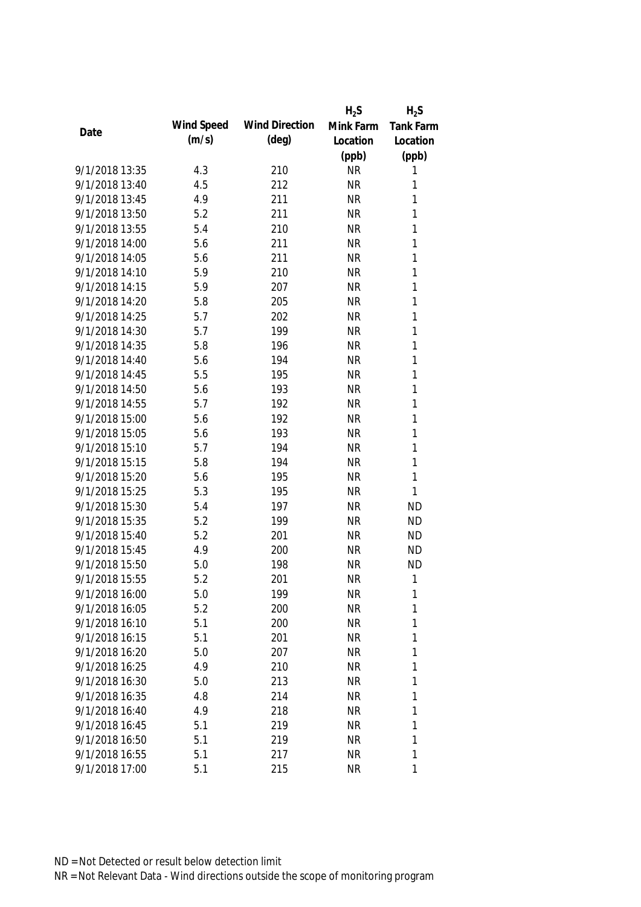| Date | Wind Speed (m/s) | Wind Direction (deg) | $H_2S$ Mink Farm Location (ppb) | $H_2S$ Tank Farm Location (ppb) |
| --- | --- | --- | --- | --- |
| 9/1/2018 13:35 | 4.3 | 210 | NR | 1 |
| 9/1/2018 13:40 | 4.5 | 212 | NR | 1 |
| 9/1/2018 13:45 | 4.9 | 211 | NR | 1 |
| 9/1/2018 13:50 | 5.2 | 211 | NR | 1 |
| 9/1/2018 13:55 | 5.4 | 210 | NR | 1 |
| 9/1/2018 14:00 | 5.6 | 211 | NR | 1 |
| 9/1/2018 14:05 | 5.6 | 211 | NR | 1 |
| 9/1/2018 14:10 | 5.9 | 210 | NR | 1 |
| 9/1/2018 14:15 | 5.9 | 207 | NR | 1 |
| 9/1/2018 14:20 | 5.8 | 205 | NR | 1 |
| 9/1/2018 14:25 | 5.7 | 202 | NR | 1 |
| 9/1/2018 14:30 | 5.7 | 199 | NR | 1 |
| 9/1/2018 14:35 | 5.8 | 196 | NR | 1 |
| 9/1/2018 14:40 | 5.6 | 194 | NR | 1 |
| 9/1/2018 14:45 | 5.5 | 195 | NR | 1 |
| 9/1/2018 14:50 | 5.6 | 193 | NR | 1 |
| 9/1/2018 14:55 | 5.7 | 192 | NR | 1 |
| 9/1/2018 15:00 | 5.6 | 192 | NR | 1 |
| 9/1/2018 15:05 | 5.6 | 193 | NR | 1 |
| 9/1/2018 15:10 | 5.7 | 194 | NR | 1 |
| 9/1/2018 15:15 | 5.8 | 194 | NR | 1 |
| 9/1/2018 15:20 | 5.6 | 195 | NR | 1 |
| 9/1/2018 15:25 | 5.3 | 195 | NR | 1 |
| 9/1/2018 15:30 | 5.4 | 197 | NR | ND |
| 9/1/2018 15:35 | 5.2 | 199 | NR | ND |
| 9/1/2018 15:40 | 5.2 | 201 | NR | ND |
| 9/1/2018 15:45 | 4.9 | 200 | NR | ND |
| 9/1/2018 15:50 | 5.0 | 198 | NR | ND |
| 9/1/2018 15:55 | 5.2 | 201 | NR | 1 |
| 9/1/2018 16:00 | 5.0 | 199 | NR | 1 |
| 9/1/2018 16:05 | 5.2 | 200 | NR | 1 |
| 9/1/2018 16:10 | 5.1 | 200 | NR | 1 |
| 9/1/2018 16:15 | 5.1 | 201 | NR | 1 |
| 9/1/2018 16:20 | 5.0 | 207 | NR | 1 |
| 9/1/2018 16:25 | 4.9 | 210 | NR | 1 |
| 9/1/2018 16:30 | 5.0 | 213 | NR | 1 |
| 9/1/2018 16:35 | 4.8 | 214 | NR | 1 |
| 9/1/2018 16:40 | 4.9 | 218 | NR | 1 |
| 9/1/2018 16:45 | 5.1 | 219 | NR | 1 |
| 9/1/2018 16:50 | 5.1 | 219 | NR | 1 |
| 9/1/2018 16:55 | 5.1 | 217 | NR | 1 |
| 9/1/2018 17:00 | 5.1 | 215 | NR | 1 |

ND = Not Detected or result below detection limit

NR = Not Relevant Data - Wind directions outside the scope of monitoring program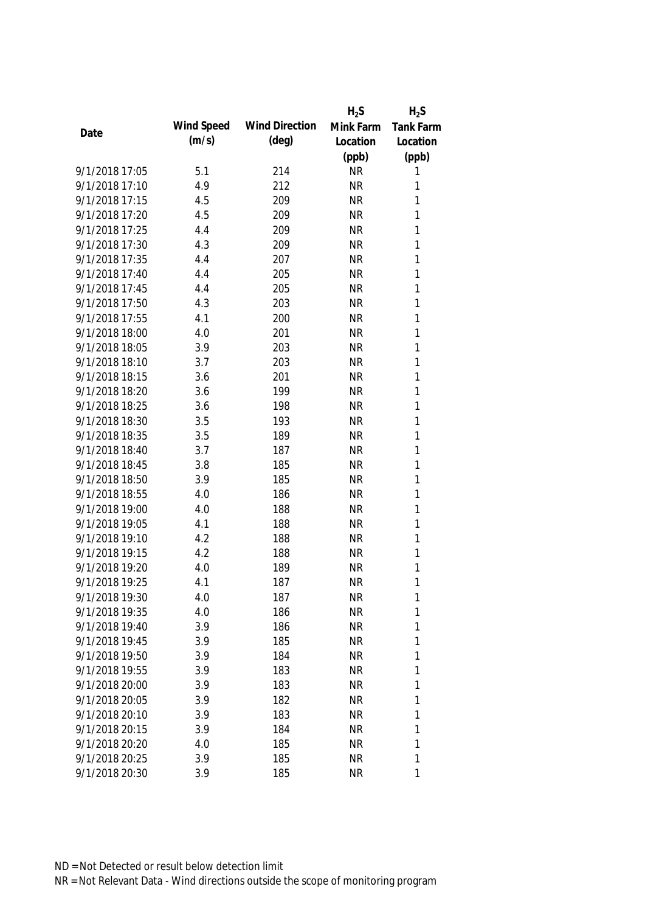| Date | Wind Speed (m/s) | Wind Direction (deg) | $H_2S$ Mink Farm Location (ppb) | $H_2S$ Tank Farm Location (ppb) |
|---|---|---|---|---|
| 9/1/2018 17:05 | 5.1 | 214 | NR | 1 |
| 9/1/2018 17:10 | 4.9 | 212 | NR | 1 |
| 9/1/2018 17:15 | 4.5 | 209 | NR | 1 |
| 9/1/2018 17:20 | 4.5 | 209 | NR | 1 |
| 9/1/2018 17:25 | 4.4 | 209 | NR | 1 |
| 9/1/2018 17:30 | 4.3 | 209 | NR | 1 |
| 9/1/2018 17:35 | 4.4 | 207 | NR | 1 |
| 9/1/2018 17:40 | 4.4 | 205 | NR | 1 |
| 9/1/2018 17:45 | 4.4 | 205 | NR | 1 |
| 9/1/2018 17:50 | 4.3 | 203 | NR | 1 |
| 9/1/2018 17:55 | 4.1 | 200 | NR | 1 |
| 9/1/2018 18:00 | 4.0 | 201 | NR | 1 |
| 9/1/2018 18:05 | 3.9 | 203 | NR | 1 |
| 9/1/2018 18:10 | 3.7 | 203 | NR | 1 |
| 9/1/2018 18:15 | 3.6 | 201 | NR | 1 |
| 9/1/2018 18:20 | 3.6 | 199 | NR | 1 |
| 9/1/2018 18:25 | 3.6 | 198 | NR | 1 |
| 9/1/2018 18:30 | 3.5 | 193 | NR | 1 |
| 9/1/2018 18:35 | 3.5 | 189 | NR | 1 |
| 9/1/2018 18:40 | 3.7 | 187 | NR | 1 |
| 9/1/2018 18:45 | 3.8 | 185 | NR | 1 |
| 9/1/2018 18:50 | 3.9 | 185 | NR | 1 |
| 9/1/2018 18:55 | 4.0 | 186 | NR | 1 |
| 9/1/2018 19:00 | 4.0 | 188 | NR | 1 |
| 9/1/2018 19:05 | 4.1 | 188 | NR | 1 |
| 9/1/2018 19:10 | 4.2 | 188 | NR | 1 |
| 9/1/2018 19:15 | 4.2 | 188 | NR | 1 |
| 9/1/2018 19:20 | 4.0 | 189 | NR | 1 |
| 9/1/2018 19:25 | 4.1 | 187 | NR | 1 |
| 9/1/2018 19:30 | 4.0 | 187 | NR | 1 |
| 9/1/2018 19:35 | 4.0 | 186 | NR | 1 |
| 9/1/2018 19:40 | 3.9 | 186 | NR | 1 |
| 9/1/2018 19:45 | 3.9 | 185 | NR | 1 |
| 9/1/2018 19:50 | 3.9 | 184 | NR | 1 |
| 9/1/2018 19:55 | 3.9 | 183 | NR | 1 |
| 9/1/2018 20:00 | 3.9 | 183 | NR | 1 |
| 9/1/2018 20:05 | 3.9 | 182 | NR | 1 |
| 9/1/2018 20:10 | 3.9 | 183 | NR | 1 |
| 9/1/2018 20:15 | 3.9 | 184 | NR | 1 |
| 9/1/2018 20:20 | 4.0 | 185 | NR | 1 |
| 9/1/2018 20:25 | 3.9 | 185 | NR | 1 |
| 9/1/2018 20:30 | 3.9 | 185 | NR | 1 |

ND = Not Detected or result below detection limit
NR = Not Relevant Data - Wind directions outside the scope of monitoring program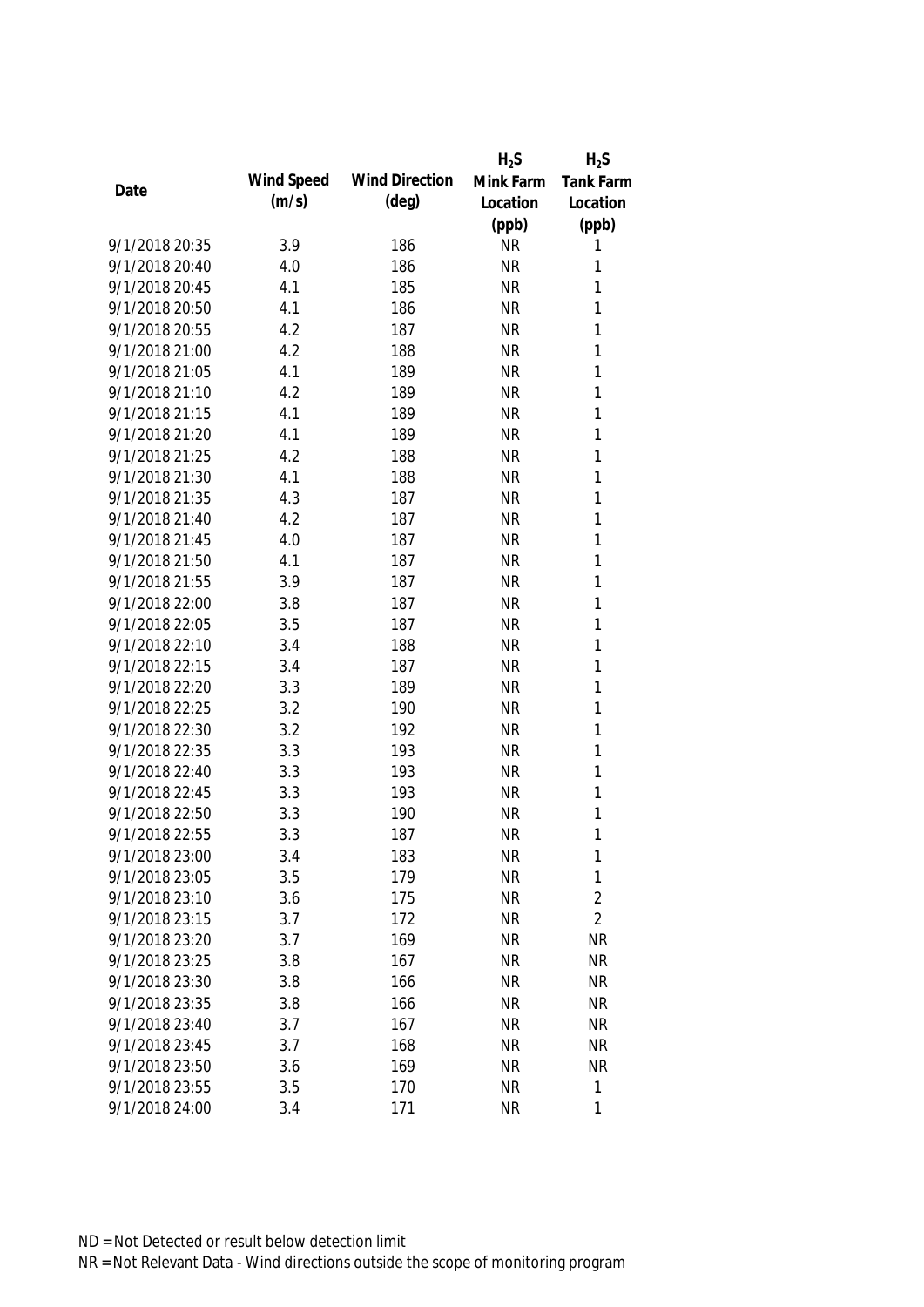| Date | Wind Speed (m/s) | Wind Direction (deg) | $H_2S$ Mink Farm Location (ppb) | $H_2S$ Tank Farm Location (ppb) |
|---|---|---|---|---|
| 9/1/2018 20:35 | 3.9 | 186 | NR | 1 |
| 9/1/2018 20:40 | 4.0 | 186 | NR | 1 |
| 9/1/2018 20:45 | 4.1 | 185 | NR | 1 |
| 9/1/2018 20:50 | 4.1 | 186 | NR | 1 |
| 9/1/2018 20:55 | 4.2 | 187 | NR | 1 |
| 9/1/2018 21:00 | 4.2 | 188 | NR | 1 |
| 9/1/2018 21:05 | 4.1 | 189 | NR | 1 |
| 9/1/2018 21:10 | 4.2 | 189 | NR | 1 |
| 9/1/2018 21:15 | 4.1 | 189 | NR | 1 |
| 9/1/2018 21:20 | 4.1 | 189 | NR | 1 |
| 9/1/2018 21:25 | 4.2 | 188 | NR | 1 |
| 9/1/2018 21:30 | 4.1 | 188 | NR | 1 |
| 9/1/2018 21:35 | 4.3 | 187 | NR | 1 |
| 9/1/2018 21:40 | 4.2 | 187 | NR | 1 |
| 9/1/2018 21:45 | 4.0 | 187 | NR | 1 |
| 9/1/2018 21:50 | 4.1 | 187 | NR | 1 |
| 9/1/2018 21:55 | 3.9 | 187 | NR | 1 |
| 9/1/2018 22:00 | 3.8 | 187 | NR | 1 |
| 9/1/2018 22:05 | 3.5 | 187 | NR | 1 |
| 9/1/2018 22:10 | 3.4 | 188 | NR | 1 |
| 9/1/2018 22:15 | 3.4 | 187 | NR | 1 |
| 9/1/2018 22:20 | 3.3 | 189 | NR | 1 |
| 9/1/2018 22:25 | 3.2 | 190 | NR | 1 |
| 9/1/2018 22:30 | 3.2 | 192 | NR | 1 |
| 9/1/2018 22:35 | 3.3 | 193 | NR | 1 |
| 9/1/2018 22:40 | 3.3 | 193 | NR | 1 |
| 9/1/2018 22:45 | 3.3 | 193 | NR | 1 |
| 9/1/2018 22:50 | 3.3 | 190 | NR | 1 |
| 9/1/2018 22:55 | 3.3 | 187 | NR | 1 |
| 9/1/2018 23:00 | 3.4 | 183 | NR | 1 |
| 9/1/2018 23:05 | 3.5 | 179 | NR | 1 |
| 9/1/2018 23:10 | 3.6 | 175 | NR | 2 |
| 9/1/2018 23:15 | 3.7 | 172 | NR | 2 |
| 9/1/2018 23:20 | 3.7 | 169 | NR | NR |
| 9/1/2018 23:25 | 3.8 | 167 | NR | NR |
| 9/1/2018 23:30 | 3.8 | 166 | NR | NR |
| 9/1/2018 23:35 | 3.8 | 166 | NR | NR |
| 9/1/2018 23:40 | 3.7 | 167 | NR | NR |
| 9/1/2018 23:45 | 3.7 | 168 | NR | NR |
| 9/1/2018 23:50 | 3.6 | 169 | NR | NR |
| 9/1/2018 23:55 | 3.5 | 170 | NR | 1 |
| 9/1/2018 24:00 | 3.4 | 171 | NR | 1 |

ND = Not Detected or result below detection limit

NR = Not Relevant Data - Wind directions outside the scope of monitoring program